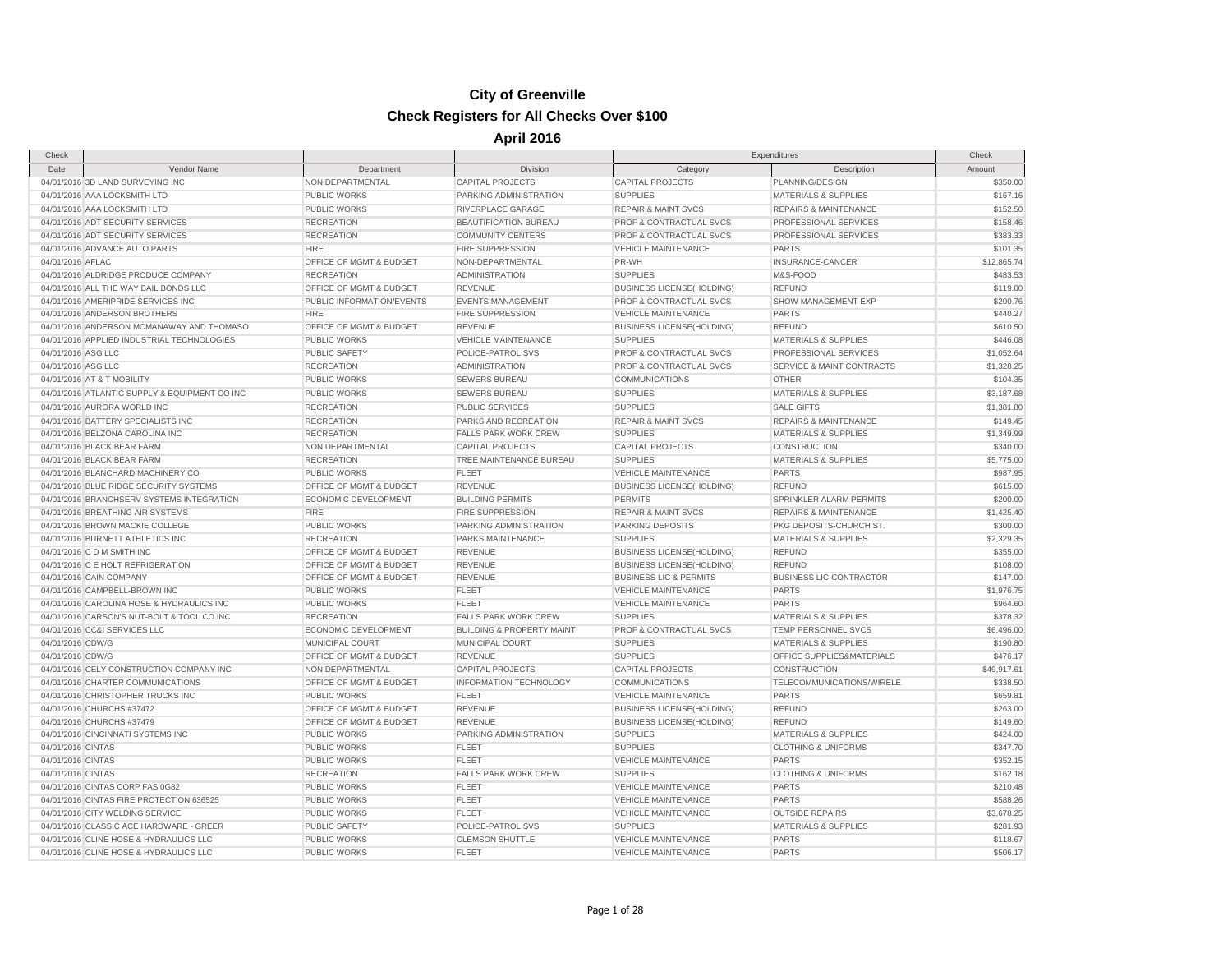# City of Greenville

## Check Registers for All Checks Over $100

### April 2016

| Check | | | | Expenditures | | Check |
|---|---|---|---|---|---|---|
| Date | Vendor Name | Department | Division | Category | Description | Amount |
| 04/01/2016 | 3D LAND SURVEYING INC | NON DEPARTMENTAL | CAPITAL PROJECTS | CAPITAL PROJECTS | PLANNING/DESIGN | $350.00 |
| 04/01/2016 | AAA LOCKSMITH LTD | PUBLIC WORKS | PARKING ADMINISTRATION | SUPPLIES | MATERIALS & SUPPLIES | $167.16 |
| 04/01/2016 | AAA LOCKSMITH LTD | PUBLIC WORKS | RIVERPLACE GARAGE | REPAIR & MAINT SVCS | REPAIRS & MAINTENANCE | $152.50 |
| 04/01/2016 | ADT SECURITY SERVICES | RECREATION | BEAUTIFICATION BUREAU | PROF & CONTRACTUAL SVCS | PROFESSIONAL SERVICES | $158.46 |
| 04/01/2016 | ADT SECURITY SERVICES | RECREATION | COMMUNITY CENTERS | PROF & CONTRACTUAL SVCS | PROFESSIONAL SERVICES | $383.33 |
| 04/01/2016 | ADVANCE AUTO PARTS | FIRE | FIRE SUPPRESSION | VEHICLE MAINTENANCE | PARTS | $101.35 |
| 04/01/2016 | AFLAC | OFFICE OF MGMT & BUDGET | NON-DEPARTMENTAL | PR-WH | INSURANCE-CANCER | $12,865.74 |
| 04/01/2016 | ALDRIDGE PRODUCE COMPANY | RECREATION | ADMINISTRATION | SUPPLIES | M&S-FOOD | $483.53 |
| 04/01/2016 | ALL THE WAY BAIL BONDS LLC | OFFICE OF MGMT & BUDGET | REVENUE | BUSINESS LICENSE(HOLDING) | REFUND | $119.00 |
| 04/01/2016 | AMERIPRIDE SERVICES INC | PUBLIC INFORMATION/EVENTS | EVENTS MANAGEMENT | PROF & CONTRACTUAL SVCS | SHOW MANAGEMENT EXP | $200.76 |
| 04/01/2016 | ANDERSON BROTHERS | FIRE | FIRE SUPPRESSION | VEHICLE MAINTENANCE | PARTS | $440.27 |
| 04/01/2016 | ANDERSON MCMANAWAY AND THOMASO | OFFICE OF MGMT & BUDGET | REVENUE | BUSINESS LICENSE(HOLDING) | REFUND | $610.50 |
| 04/01/2016 | APPLIED INDUSTRIAL TECHNOLOGIES | PUBLIC WORKS | VEHICLE MAINTENANCE | SUPPLIES | MATERIALS & SUPPLIES | $446.08 |
| 04/01/2016 | ASG LLC | PUBLIC SAFETY | POLICE-PATROL SVS | PROF & CONTRACTUAL SVCS | PROFESSIONAL SERVICES | $1,052.64 |
| 04/01/2016 | ASG LLC | RECREATION | ADMINISTRATION | PROF & CONTRACTUAL SVCS | SERVICE & MAINT CONTRACTS | $1,328.25 |
| 04/01/2016 | AT & T MOBILITY | PUBLIC WORKS | SEWERS BUREAU | COMMUNICATIONS | OTHER | $104.35 |
| 04/01/2016 | ATLANTIC SUPPLY & EQUIPMENT CO INC | PUBLIC WORKS | SEWERS BUREAU | SUPPLIES | MATERIALS & SUPPLIES | $3,187.68 |
| 04/01/2016 | AURORA WORLD INC | RECREATION | PUBLIC SERVICES | SUPPLIES | SALE GIFTS | $1,381.80 |
| 04/01/2016 | BATTERY SPECIALISTS INC | RECREATION | PARKS AND RECREATION | REPAIR & MAINT SVCS | REPAIRS & MAINTENANCE | $149.45 |
| 04/01/2016 | BELZONA CAROLINA INC | RECREATION | FALLS PARK WORK CREW | SUPPLIES | MATERIALS & SUPPLIES | $1,349.99 |
| 04/01/2016 | BLACK BEAR FARM | NON DEPARTMENTAL | CAPITAL PROJECTS | CAPITAL PROJECTS | CONSTRUCTION | $340.00 |
| 04/01/2016 | BLACK BEAR FARM | RECREATION | TREE MAINTENANCE BUREAU | SUPPLIES | MATERIALS & SUPPLIES | $5,775.00 |
| 04/01/2016 | BLANCHARD MACHINERY CO | PUBLIC WORKS | FLEET | VEHICLE MAINTENANCE | PARTS | $987.95 |
| 04/01/2016 | BLUE RIDGE SECURITY SYSTEMS | OFFICE OF MGMT & BUDGET | REVENUE | BUSINESS LICENSE(HOLDING) | REFUND | $615.00 |
| 04/01/2016 | BRANCHSERV SYSTEMS INTEGRATION | ECONOMIC DEVELOPMENT | BUILDING PERMITS | PERMITS | SPRINKLER ALARM PERMITS | $200.00 |
| 04/01/2016 | BREATHING AIR SYSTEMS | FIRE | FIRE SUPPRESSION | REPAIR & MAINT SVCS | REPAIRS & MAINTENANCE | $1,425.40 |
| 04/01/2016 | BROWN MACKIE COLLEGE | PUBLIC WORKS | PARKING ADMINISTRATION | PARKING DEPOSITS | PKG DEPOSITS-CHURCH ST. | $300.00 |
| 04/01/2016 | BURNETT ATHLETICS INC | RECREATION | PARKS MAINTENANCE | SUPPLIES | MATERIALS & SUPPLIES | $2,329.35 |
| 04/01/2016 | C D M SMITH INC | OFFICE OF MGMT & BUDGET | REVENUE | BUSINESS LICENSE(HOLDING) | REFUND | $355.00 |
| 04/01/2016 | C E HOLT REFRIGERATION | OFFICE OF MGMT & BUDGET | REVENUE | BUSINESS LICENSE(HOLDING) | REFUND | $108.00 |
| 04/01/2016 | CAIN COMPANY | OFFICE OF MGMT & BUDGET | REVENUE | BUSINESS LIC & PERMITS | BUSINESS LIC-CONTRACTOR | $147.00 |
| 04/01/2016 | CAMPBELL-BROWN INC | PUBLIC WORKS | FLEET | VEHICLE MAINTENANCE | PARTS | $1,976.75 |
| 04/01/2016 | CAROLINA HOSE & HYDRAULICS INC | PUBLIC WORKS | FLEET | VEHICLE MAINTENANCE | PARTS | $964.60 |
| 04/01/2016 | CARSON'S NUT-BOLT & TOOL CO INC | RECREATION | FALLS PARK WORK CREW | SUPPLIES | MATERIALS & SUPPLIES | $378.32 |
| 04/01/2016 | CC&I SERVICES LLC | ECONOMIC DEVELOPMENT | BUILDING & PROPERTY MAINT | PROF & CONTRACTUAL SVCS | TEMP PERSONNEL SVCS | $6,496.00 |
| 04/01/2016 | CDW/G | MUNICIPAL COURT | MUNICIPAL COURT | SUPPLIES | MATERIALS & SUPPLIES | $190.80 |
| 04/01/2016 | CDW/G | OFFICE OF MGMT & BUDGET | REVENUE | SUPPLIES | OFFICE SUPPLIES&MATERIALS | $476.17 |
| 04/01/2016 | CELY CONSTRUCTION COMPANY INC | NON DEPARTMENTAL | CAPITAL PROJECTS | CAPITAL PROJECTS | CONSTRUCTION | $49,917.61 |
| 04/01/2016 | CHARTER COMMUNICATIONS | OFFICE OF MGMT & BUDGET | INFORMATION TECHNOLOGY | COMMUNICATIONS | TELECOMMUNICATIONS/WIRELE | $338.50 |
| 04/01/2016 | CHRISTOPHER TRUCKS INC | PUBLIC WORKS | FLEET | VEHICLE MAINTENANCE | PARTS | $659.81 |
| 04/01/2016 | CHURCHS #37472 | OFFICE OF MGMT & BUDGET | REVENUE | BUSINESS LICENSE(HOLDING) | REFUND | $263.00 |
| 04/01/2016 | CHURCHS #37479 | OFFICE OF MGMT & BUDGET | REVENUE | BUSINESS LICENSE(HOLDING) | REFUND | $149.60 |
| 04/01/2016 | CINCINNATI SYSTEMS INC | PUBLIC WORKS | PARKING ADMINISTRATION | SUPPLIES | MATERIALS & SUPPLIES | $424.00 |
| 04/01/2016 | CINTAS | PUBLIC WORKS | FLEET | SUPPLIES | CLOTHING & UNIFORMS | $347.70 |
| 04/01/2016 | CINTAS | PUBLIC WORKS | FLEET | VEHICLE MAINTENANCE | PARTS | $352.15 |
| 04/01/2016 | CINTAS | RECREATION | FALLS PARK WORK CREW | SUPPLIES | CLOTHING & UNIFORMS | $162.18 |
| 04/01/2016 | CINTAS CORP FAS 0G82 | PUBLIC WORKS | FLEET | VEHICLE MAINTENANCE | PARTS | $210.48 |
| 04/01/2016 | CINTAS FIRE PROTECTION 636525 | PUBLIC WORKS | FLEET | VEHICLE MAINTENANCE | PARTS | $588.26 |
| 04/01/2016 | CITY WELDING SERVICE | PUBLIC WORKS | FLEET | VEHICLE MAINTENANCE | OUTSIDE REPAIRS | $3,678.25 |
| 04/01/2016 | CLASSIC ACE HARDWARE - GREER | PUBLIC SAFETY | POLICE-PATROL SVS | SUPPLIES | MATERIALS & SUPPLIES | $281.93 |
| 04/01/2016 | CLINE HOSE & HYDRAULICS LLC | PUBLIC WORKS | CLEMSON SHUTTLE | VEHICLE MAINTENANCE | PARTS | $118.67 |
| 04/01/2016 | CLINE HOSE & HYDRAULICS LLC | PUBLIC WORKS | FLEET | VEHICLE MAINTENANCE | PARTS | $506.17 |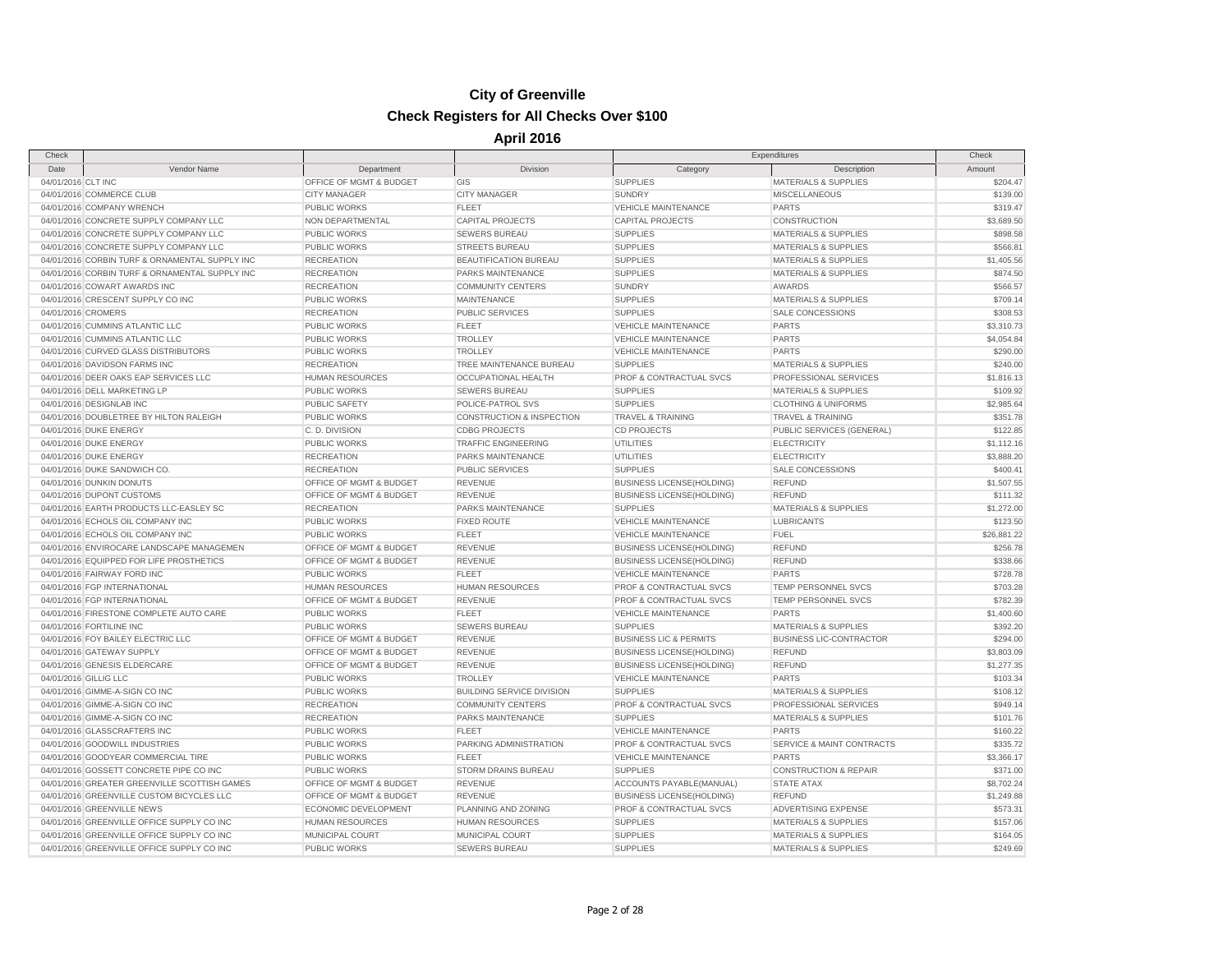# City of Greenville

## Check Registers for All Checks Over $100

### April 2016

| Check Date | Vendor Name | Department | Division | Expenditures Category | Expenditures Description | Check Amount |
|---|---|---|---|---|---|---|
| 04/01/2016 | CLT INC | OFFICE OF MGMT & BUDGET | GIS | SUPPLIES | MATERIALS & SUPPLIES | $204.47 |
| 04/01/2016 | COMMERCE CLUB | CITY MANAGER | CITY MANAGER | SUNDRY | MISCELLANEOUS | $139.00 |
| 04/01/2016 | COMPANY WRENCH | PUBLIC WORKS | FLEET | VEHICLE MAINTENANCE | PARTS | $319.47 |
| 04/01/2016 | CONCRETE SUPPLY COMPANY LLC | NON DEPARTMENTAL | CAPITAL PROJECTS | CAPITAL PROJECTS | CONSTRUCTION | $3,689.50 |
| 04/01/2016 | CONCRETE SUPPLY COMPANY LLC | PUBLIC WORKS | SEWERS BUREAU | SUPPLIES | MATERIALS & SUPPLIES | $898.58 |
| 04/01/2016 | CONCRETE SUPPLY COMPANY LLC | PUBLIC WORKS | STREETS BUREAU | SUPPLIES | MATERIALS & SUPPLIES | $566.81 |
| 04/01/2016 | CORBIN TURF & ORNAMENTAL SUPPLY INC | RECREATION | BEAUTIFICATION BUREAU | SUPPLIES | MATERIALS & SUPPLIES | $1,405.56 |
| 04/01/2016 | CORBIN TURF & ORNAMENTAL SUPPLY INC | RECREATION | PARKS MAINTENANCE | SUPPLIES | MATERIALS & SUPPLIES | $874.50 |
| 04/01/2016 | COWART AWARDS INC | RECREATION | COMMUNITY CENTERS | SUNDRY | AWARDS | $566.57 |
| 04/01/2016 | CRESCENT SUPPLY CO INC | PUBLIC WORKS | MAINTENANCE | SUPPLIES | MATERIALS & SUPPLIES | $709.14 |
| 04/01/2016 | CROMERS | RECREATION | PUBLIC SERVICES | SUPPLIES | SALE CONCESSIONS | $308.53 |
| 04/01/2016 | CUMMINS ATLANTIC LLC | PUBLIC WORKS | FLEET | VEHICLE MAINTENANCE | PARTS | $3,310.73 |
| 04/01/2016 | CUMMINS ATLANTIC LLC | PUBLIC WORKS | TROLLEY | VEHICLE MAINTENANCE | PARTS | $4,054.84 |
| 04/01/2016 | CURVED GLASS DISTRIBUTORS | PUBLIC WORKS | TROLLEY | VEHICLE MAINTENANCE | PARTS | $290.00 |
| 04/01/2016 | DAVIDSON FARMS INC | RECREATION | TREE MAINTENANCE BUREAU | SUPPLIES | MATERIALS & SUPPLIES | $240.00 |
| 04/01/2016 | DEER OAKS EAP SERVICES LLC | HUMAN RESOURCES | OCCUPATIONAL HEALTH | PROF & CONTRACTUAL SVCS | PROFESSIONAL SERVICES | $1,816.13 |
| 04/01/2016 | DELL MARKETING LP | PUBLIC WORKS | SEWERS BUREAU | SUPPLIES | MATERIALS & SUPPLIES | $109.92 |
| 04/01/2016 | DESIGNLAB INC | PUBLIC SAFETY | POLICE-PATROL SVS | SUPPLIES | CLOTHING & UNIFORMS | $2,985.64 |
| 04/01/2016 | DOUBLETREE BY HILTON RALEIGH | PUBLIC WORKS | CONSTRUCTION & INSPECTION | TRAVEL & TRAINING | TRAVEL & TRAINING | $351.78 |
| 04/01/2016 | DUKE ENERGY | C. D. DIVISION | CDBG PROJECTS | CD PROJECTS | PUBLIC SERVICES (GENERAL) | $122.85 |
| 04/01/2016 | DUKE ENERGY | PUBLIC WORKS | TRAFFIC ENGINEERING | UTILITIES | ELECTRICITY | $1,112.16 |
| 04/01/2016 | DUKE ENERGY | RECREATION | PARKS MAINTENANCE | UTILITIES | ELECTRICITY | $3,888.20 |
| 04/01/2016 | DUKE SANDWICH CO. | RECREATION | PUBLIC SERVICES | SUPPLIES | SALE CONCESSIONS | $400.41 |
| 04/01/2016 | DUNKIN DONUTS | OFFICE OF MGMT & BUDGET | REVENUE | BUSINESS LICENSE(HOLDING) | REFUND | $1,507.55 |
| 04/01/2016 | DUPONT CUSTOMS | OFFICE OF MGMT & BUDGET | REVENUE | BUSINESS LICENSE(HOLDING) | REFUND | $111.32 |
| 04/01/2016 | EARTH PRODUCTS LLC-EASLEY SC | RECREATION | PARKS MAINTENANCE | SUPPLIES | MATERIALS & SUPPLIES | $1,272.00 |
| 04/01/2016 | ECHOLS OIL COMPANY INC | PUBLIC WORKS | FIXED ROUTE | VEHICLE MAINTENANCE | LUBRICANTS | $123.50 |
| 04/01/2016 | ECHOLS OIL COMPANY INC | PUBLIC WORKS | FLEET | VEHICLE MAINTENANCE | FUEL | $26,881.22 |
| 04/01/2016 | ENVIROCARE LANDSCAPE MANAGEMEN | OFFICE OF MGMT & BUDGET | REVENUE | BUSINESS LICENSE(HOLDING) | REFUND | $256.78 |
| 04/01/2016 | EQUIPPED FOR LIFE PROSTHETICS | OFFICE OF MGMT & BUDGET | REVENUE | BUSINESS LICENSE(HOLDING) | REFUND | $338.66 |
| 04/01/2016 | FAIRWAY FORD INC | PUBLIC WORKS | FLEET | VEHICLE MAINTENANCE | PARTS | $728.78 |
| 04/01/2016 | FGP INTERNATIONAL | HUMAN RESOURCES | HUMAN RESOURCES | PROF & CONTRACTUAL SVCS | TEMP PERSONNEL SVCS | $703.28 |
| 04/01/2016 | FGP INTERNATIONAL | OFFICE OF MGMT & BUDGET | REVENUE | PROF & CONTRACTUAL SVCS | TEMP PERSONNEL SVCS | $782.39 |
| 04/01/2016 | FIRESTONE COMPLETE AUTO CARE | PUBLIC WORKS | FLEET | VEHICLE MAINTENANCE | PARTS | $1,400.60 |
| 04/01/2016 | FORTILINE INC | PUBLIC WORKS | SEWERS BUREAU | SUPPLIES | MATERIALS & SUPPLIES | $392.20 |
| 04/01/2016 | FOY BAILEY ELECTRIC LLC | OFFICE OF MGMT & BUDGET | REVENUE | BUSINESS LIC & PERMITS | BUSINESS LIC-CONTRACTOR | $294.00 |
| 04/01/2016 | GATEWAY SUPPLY | OFFICE OF MGMT & BUDGET | REVENUE | BUSINESS LICENSE(HOLDING) | REFUND | $3,803.09 |
| 04/01/2016 | GENESIS ELDERCARE | OFFICE OF MGMT & BUDGET | REVENUE | BUSINESS LICENSE(HOLDING) | REFUND | $1,277.35 |
| 04/01/2016 | GILLIG LLC | PUBLIC WORKS | TROLLEY | VEHICLE MAINTENANCE | PARTS | $103.34 |
| 04/01/2016 | GIMME-A-SIGN CO INC | PUBLIC WORKS | BUILDING SERVICE DIVISION | SUPPLIES | MATERIALS & SUPPLIES | $108.12 |
| 04/01/2016 | GIMME-A-SIGN CO INC | RECREATION | COMMUNITY CENTERS | PROF & CONTRACTUAL SVCS | PROFESSIONAL SERVICES | $949.14 |
| 04/01/2016 | GIMME-A-SIGN CO INC | RECREATION | PARKS MAINTENANCE | SUPPLIES | MATERIALS & SUPPLIES | $101.76 |
| 04/01/2016 | GLASSCRAFTERS INC | PUBLIC WORKS | FLEET | VEHICLE MAINTENANCE | PARTS | $160.22 |
| 04/01/2016 | GOODWILL INDUSTRIES | PUBLIC WORKS | PARKING ADMINISTRATION | PROF & CONTRACTUAL SVCS | SERVICE & MAINT CONTRACTS | $335.72 |
| 04/01/2016 | GOODYEAR COMMERCIAL TIRE | PUBLIC WORKS | FLEET | VEHICLE MAINTENANCE | PARTS | $3,366.17 |
| 04/01/2016 | GOSSETT CONCRETE PIPE CO INC | PUBLIC WORKS | STORM DRAINS BUREAU | SUPPLIES | CONSTRUCTION & REPAIR | $371.00 |
| 04/01/2016 | GREATER GREENVILLE SCOTTISH GAMES | OFFICE OF MGMT & BUDGET | REVENUE | ACCOUNTS PAYABLE(MANUAL) | STATE ATAX | $8,702.24 |
| 04/01/2016 | GREENVILLE CUSTOM BICYCLES LLC | OFFICE OF MGMT & BUDGET | REVENUE | BUSINESS LICENSE(HOLDING) | REFUND | $1,249.88 |
| 04/01/2016 | GREENVILLE NEWS | ECONOMIC DEVELOPMENT | PLANNING AND ZONING | PROF & CONTRACTUAL SVCS | ADVERTISING EXPENSE | $573.31 |
| 04/01/2016 | GREENVILLE OFFICE SUPPLY CO INC | HUMAN RESOURCES | HUMAN RESOURCES | SUPPLIES | MATERIALS & SUPPLIES | $157.06 |
| 04/01/2016 | GREENVILLE OFFICE SUPPLY CO INC | MUNICIPAL COURT | MUNICIPAL COURT | SUPPLIES | MATERIALS & SUPPLIES | $164.05 |
| 04/01/2016 | GREENVILLE OFFICE SUPPLY CO INC | PUBLIC WORKS | SEWERS BUREAU | SUPPLIES | MATERIALS & SUPPLIES | $249.69 |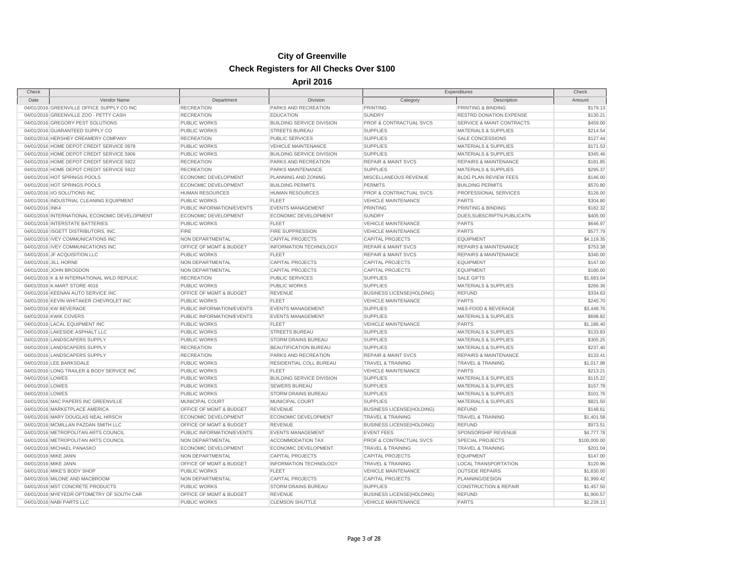# City of Greenville

## Check Registers for All Checks Over $100

### April 2016

| Check | | | | Expenditures | | Check |
|---|---|---|---|---|---|---|
| Date | Vendor Name | Department | Division | Category | Description | Amount |
| 04/01/2016 | GREENVILLE OFFICE SUPPLY CO INC | RECREATION | PARKS AND RECREATION | PRINTING | PRINTING & BINDING | $179.13 |
| 04/01/2016 | GREENVILLE ZOO - PETTY CASH | RECREATION | EDUCATION | SUNDRY | RESTRD DONATION EXPENSE | $130.21 |
| 04/01/2016 | GREGORY PEST SOLUTIONS | PUBLIC WORKS | BUILDING SERVICE DIVISION | PROF & CONTRACTUAL SVCS | SERVICE & MAINT CONTRACTS | $459.00 |
| 04/01/2016 | GUARANTEED SUPPLY CO | PUBLIC WORKS | STREETS BUREAU | SUPPLIES | MATERIALS & SUPPLIES | $214.54 |
| 04/01/2016 | HERSHEY CREAMERY COMPANY | RECREATION | PUBLIC SERVICES | SUPPLIES | SALE CONCESSIONS | $127.44 |
| 04/01/2016 | HOME DEPOT CREDIT SERVICE 0978 | PUBLIC WORKS | VEHICLE MAINTENANCE | SUPPLIES | MATERIALS & SUPPLIES | $171.53 |
| 04/01/2016 | HOME DEPOT CREDIT SERVICE 5906 | PUBLIC WORKS | BUILDING SERVICE DIVISION | SUPPLIES | MATERIALS & SUPPLIES | $345.46 |
| 04/01/2016 | HOME DEPOT CREDIT SERVICE 5922 | RECREATION | PARKS AND RECREATION | REPAIR & MAINT SVCS | REPAIRS & MAINTENANCE | $181.85 |
| 04/01/2016 | HOME DEPOT CREDIT SERVICE 5922 | RECREATION | PARKS MAINTENANCE | SUPPLIES | MATERIALS & SUPPLIES | $295.37 |
| 04/01/2016 | HOT SPRINGS POOLS | ECONOMIC DEVELOPMENT | PLANNING AND ZONING | MISCELLANEOUS REVENUE | BLDG PLAN REVIEW FEES | $146.00 |
| 04/01/2016 | HOT SPRINGS POOLS | ECONOMIC DEVELOPMENT | BUILDING PERMITS | PERMITS | BUILDING PERMITS | $570.80 |
| 04/01/2016 | I/O SOLUTIONS INC | HUMAN RESOURCES | HUMAN RESOURCES | PROF & CONTRACTUAL SVCS | PROFESSIONAL SERVICES | $126.00 |
| 04/01/2016 | INDUSTRIAL CLEANING EQUIPMENT | PUBLIC WORKS | FLEET | VEHICLE MAINTENANCE | PARTS | $304.80 |
| 04/01/2016 | INK4 | PUBLIC INFORMATION/EVENTS | EVENTS MANAGEMENT | PRINTING | PRINTING & BINDING | $182.32 |
| 04/01/2016 | INTERNATIONAL ECONOMIC DEVELOPMENT | ECONOMIC DEVELOPMENT | ECONOMIC DEVELOPMENT | SUNDRY | DUES,SUBSCRIPTN,PUBLICATN | $405.00 |
| 04/01/2016 | INTERSTATE BATTERIES | PUBLIC WORKS | FLEET | VEHICLE MAINTENANCE | PARTS | $646.97 |
| 04/01/2016 | ISGETT DISTRIBUTORS, INC. | FIRE | FIRE SUPPRESSION | VEHICLE MAINTENANCE | PARTS | $577.79 |
| 04/01/2016 | IVEY COMMUNICATIONS INC | NON DEPARTMENTAL | CAPITAL PROJECTS | CAPITAL PROJECTS | EQUIPMENT | $4,119.35 |
| 04/01/2016 | IVEY COMMUNICATIONS INC | OFFICE OF MGMT & BUDGET | INFORMATION TECHNOLOGY | REPAIR & MAINT SVCS | REPAIRS & MAINTENANCE | $753.38 |
| 04/01/2016 | JF ACQUISITION LLC | PUBLIC WORKS | FLEET | REPAIR & MAINT SVCS | REPAIRS & MAINTENANCE | $340.00 |
| 04/01/2016 | JILL HORNE | NON DEPARTMENTAL | CAPITAL PROJECTS | CAPITAL PROJECTS | EQUIPMENT | $147.00 |
| 04/01/2016 | JOHN BROGDON | NON DEPARTMENTAL | CAPITAL PROJECTS | CAPITAL PROJECTS | EQUIPMENT | $180.00 |
| 04/01/2016 | K & M INTERNATIONAL WILD REPULIC | RECREATION | PUBLIC SERVICES | SUPPLIES | SALE GIFTS | $1,683.04 |
| 04/01/2016 | K-MART STORE 4016 | PUBLIC WORKS | PUBLIC WORKS | SUPPLIES | MATERIALS & SUPPLIES | $266.36 |
| 04/01/2016 | KEENAN AUTO SERVICE INC | OFFICE OF MGMT & BUDGET | REVENUE | BUSINESS LICENSE(HOLDING) | REFUND | $334.63 |
| 04/01/2016 | KEVIN WHITAKER CHEVROLET INC | PUBLIC WORKS | FLEET | VEHICLE MAINTENANCE | PARTS | $245.70 |
| 04/01/2016 | KW BEVERAGE | PUBLIC INFORMATION/EVENTS | EVENTS MANAGEMENT | SUPPLIES | M&S-FOOD & BEVERAGE | $3,448.76 |
| 04/01/2016 | KWIK COVERS | PUBLIC INFORMATION/EVENTS | EVENTS MANAGEMENT | SUPPLIES | MATERIALS & SUPPLIES | $698.82 |
| 04/01/2016 | LACAL EQUIPMENT INC | PUBLIC WORKS | FLEET | VEHICLE MAINTENANCE | PARTS | $1,186.40 |
| 04/01/2016 | LAKESIDE ASPHALT LLC | PUBLIC WORKS | STREETS BUREAU | SUPPLIES | MATERIALS & SUPPLIES | $133.83 |
| 04/01/2016 | LANDSCAPERS SUPPLY | PUBLIC WORKS | STORM DRAINS BUREAU | SUPPLIES | MATERIALS & SUPPLIES | $305.25 |
| 04/01/2016 | LANDSCAPERS SUPPLY | RECREATION | BEAUTIFICATION BUREAU | SUPPLIES | MATERIALS & SUPPLIES | $237.40 |
| 04/01/2016 | LANDSCAPERS SUPPLY | RECREATION | PARKS AND RECREATION | REPAIR & MAINT SVCS | REPAIRS & MAINTENANCE | $133.41 |
| 04/01/2016 | LEE BARKSDALE | PUBLIC WORKS | RESIDENTIAL COLL BUREAU | TRAVEL & TRAINING | TRAVEL & TRAINING | $1,017.98 |
| 04/01/2016 | LONG TRAILER & BODY SERVICE INC | PUBLIC WORKS | FLEET | VEHICLE MAINTENANCE | PARTS | $213.21 |
| 04/01/2016 | LOWES | PUBLIC WORKS | BUILDING SERVICE DIVISION | SUPPLIES | MATERIALS & SUPPLIES | $115.22 |
| 04/01/2016 | LOWES | PUBLIC WORKS | SEWERS BUREAU | SUPPLIES | MATERIALS & SUPPLIES | $157.78 |
| 04/01/2016 | LOWES | PUBLIC WORKS | STORM DRAINS BUREAU | SUPPLIES | MATERIALS & SUPPLIES | $101.76 |
| 04/01/2016 | MAC PAPERS INC GREENVILLE | MUNICIPAL COURT | MUNICIPAL COURT | SUPPLIES | MATERIALS & SUPPLIES | $821.50 |
| 04/01/2016 | MARKETPLACE AMERICA | OFFICE OF MGMT & BUDGET | REVENUE | BUSINESS LICENSE(HOLDING) | REFUND | $148.61 |
| 04/01/2016 | MARY DOUGLAS NEAL HIRSCH | ECONOMIC DEVELOPMENT | ECONOMIC DEVELOPMENT | TRAVEL & TRAINING | TRAVEL & TRAINING | $1,401.58 |
| 04/01/2016 | MCMILLAN PAZDAN SMITH LLC | OFFICE OF MGMT & BUDGET | REVENUE | BUSINESS LICENSE(HOLDING) | REFUND | $973.51 |
| 04/01/2016 | METROPOLITAN ARTS COUNCIL | PUBLIC INFORMATION/EVENTS | EVENTS MANAGEMENT | EVENT FEES | SPONSORSHIP REVENUE | $4,777.78 |
| 04/01/2016 | METROPOLITAN ARTS COUNCIL | NON DEPARTMENTAL | ACCOMMODATION TAX | PROF & CONTRACTUAL SVCS | SPECIAL PROJECTS | $100,000.00 |
| 04/01/2016 | MICHAEL PANASKO | ECONOMIC DEVELOPMENT | ECONOMIC DEVELOPMENT | TRAVEL & TRAINING | TRAVEL & TRAINING | $201.04 |
| 04/01/2016 | MIKE JANN | NON DEPARTMENTAL | CAPITAL PROJECTS | CAPITAL PROJECTS | EQUIPMENT | $147.00 |
| 04/01/2016 | MIKE JANN | OFFICE OF MGMT & BUDGET | INFORMATION TECHNOLOGY | TRAVEL & TRAINING | LOCAL TRANSPORTATION | $120.96 |
| 04/01/2016 | MIKE'S BODY SHOP | PUBLIC WORKS | FLEET | VEHICLE MAINTENANCE | OUTSIDE REPAIRS | $1,830.00 |
| 04/01/2016 | MILONE AND MACBROOM | NON DEPARTMENTAL | CAPITAL PROJECTS | CAPITAL PROJECTS | PLANNING/DESIGN | $1,999.42 |
| 04/01/2016 | MST CONCRETE PRODUCTS | PUBLIC WORKS | STORM DRAINS BUREAU | SUPPLIES | CONSTRUCTION & REPAIR | $1,457.50 |
| 04/01/2016 | MYEYEDR OPTOMETRY OF SOUTH CAR | OFFICE OF MGMT & BUDGET | REVENUE | BUSINESS LICENSE(HOLDING) | REFUND | $1,900.57 |
| 04/01/2016 | NABI PARTS LLC | PUBLIC WORKS | CLEMSON SHUTTLE | VEHICLE MAINTENANCE | PARTS | $2,239.13 |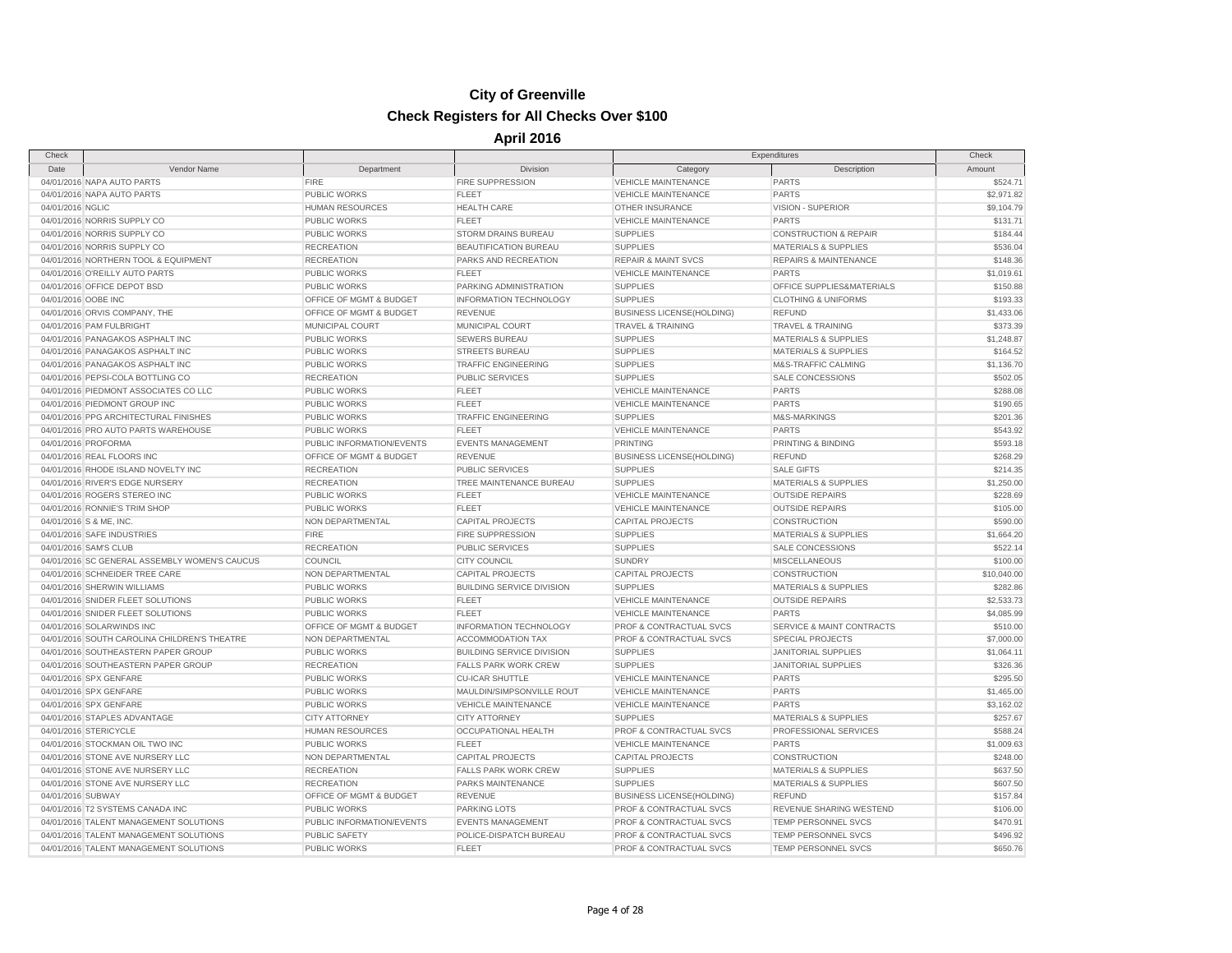# City of Greenville

## Check Registers for All Checks Over $100

### April 2016

| Check | | | | Expenditures | | Check |
|---|---|---|---|---|---|---|
| Date | Vendor Name | Department | Division | Category | Description | Amount |
| 04/01/2016 | NAPA AUTO PARTS | FIRE | FIRE SUPPRESSION | VEHICLE MAINTENANCE | PARTS | $524.71 |
| 04/01/2016 | NAPA AUTO PARTS | PUBLIC WORKS | FLEET | VEHICLE MAINTENANCE | PARTS | $2,971.82 |
| 04/01/2016 | NGLIC | HUMAN RESOURCES | HEALTH CARE | OTHER INSURANCE | VISION - SUPERIOR | $9,104.79 |
| 04/01/2016 | NORRIS SUPPLY CO | PUBLIC WORKS | FLEET | VEHICLE MAINTENANCE | PARTS | $131.71 |
| 04/01/2016 | NORRIS SUPPLY CO | PUBLIC WORKS | STORM DRAINS BUREAU | SUPPLIES | CONSTRUCTION & REPAIR | $184.44 |
| 04/01/2016 | NORRIS SUPPLY CO | RECREATION | BEAUTIFICATION BUREAU | SUPPLIES | MATERIALS & SUPPLIES | $536.04 |
| 04/01/2016 | NORTHERN TOOL & EQUIPMENT | RECREATION | PARKS AND RECREATION | REPAIR & MAINT SVCS | REPAIRS & MAINTENANCE | $148.36 |
| 04/01/2016 | O'REILLY AUTO PARTS | PUBLIC WORKS | FLEET | VEHICLE MAINTENANCE | PARTS | $1,019.61 |
| 04/01/2016 | OFFICE DEPOT BSD | PUBLIC WORKS | PARKING ADMINISTRATION | SUPPLIES | OFFICE SUPPLIES&MATERIALS | $150.88 |
| 04/01/2016 | OOBE INC | OFFICE OF MGMT & BUDGET | INFORMATION TECHNOLOGY | SUPPLIES | CLOTHING & UNIFORMS | $193.33 |
| 04/01/2016 | ORVIS COMPANY, THE | OFFICE OF MGMT & BUDGET | REVENUE | BUSINESS LICENSE(HOLDING) | REFUND | $1,433.06 |
| 04/01/2016 | PAM FULBRIGHT | MUNICIPAL COURT | MUNICIPAL COURT | TRAVEL & TRAINING | TRAVEL & TRAINING | $373.39 |
| 04/01/2016 | PANAGAKOS ASPHALT INC | PUBLIC WORKS | SEWERS BUREAU | SUPPLIES | MATERIALS & SUPPLIES | $1,248.87 |
| 04/01/2016 | PANAGAKOS ASPHALT INC | PUBLIC WORKS | STREETS BUREAU | SUPPLIES | MATERIALS & SUPPLIES | $164.52 |
| 04/01/2016 | PANAGAKOS ASPHALT INC | PUBLIC WORKS | TRAFFIC ENGINEERING | SUPPLIES | M&S-TRAFFIC CALMING | $1,136.70 |
| 04/01/2016 | PEPSI-COLA BOTTLING CO | RECREATION | PUBLIC SERVICES | SUPPLIES | SALE CONCESSIONS | $502.05 |
| 04/01/2016 | PIEDMONT ASSOCIATES CO LLC | PUBLIC WORKS | FLEET | VEHICLE MAINTENANCE | PARTS | $288.08 |
| 04/01/2016 | PIEDMONT GROUP INC | PUBLIC WORKS | FLEET | VEHICLE MAINTENANCE | PARTS | $190.65 |
| 04/01/2016 | PPG ARCHITECTURAL FINISHES | PUBLIC WORKS | TRAFFIC ENGINEERING | SUPPLIES | M&S-MARKINGS | $201.36 |
| 04/01/2016 | PRO AUTO PARTS WAREHOUSE | PUBLIC WORKS | FLEET | VEHICLE MAINTENANCE | PARTS | $543.92 |
| 04/01/2016 | PROFORMA | PUBLIC INFORMATION/EVENTS | EVENTS MANAGEMENT | PRINTING | PRINTING & BINDING | $593.18 |
| 04/01/2016 | REAL FLOORS INC | OFFICE OF MGMT & BUDGET | REVENUE | BUSINESS LICENSE(HOLDING) | REFUND | $268.29 |
| 04/01/2016 | RHODE ISLAND NOVELTY INC | RECREATION | PUBLIC SERVICES | SUPPLIES | SALE GIFTS | $214.35 |
| 04/01/2016 | RIVER'S EDGE NURSERY | RECREATION | TREE MAINTENANCE BUREAU | SUPPLIES | MATERIALS & SUPPLIES | $1,250.00 |
| 04/01/2016 | ROGERS STEREO INC | PUBLIC WORKS | FLEET | VEHICLE MAINTENANCE | OUTSIDE REPAIRS | $228.69 |
| 04/01/2016 | RONNIE'S TRIM SHOP | PUBLIC WORKS | FLEET | VEHICLE MAINTENANCE | OUTSIDE REPAIRS | $105.00 |
| 04/01/2016 | S & ME, INC. | NON DEPARTMENTAL | CAPITAL PROJECTS | CAPITAL PROJECTS | CONSTRUCTION | $590.00 |
| 04/01/2016 | SAFE INDUSTRIES | FIRE | FIRE SUPPRESSION | SUPPLIES | MATERIALS & SUPPLIES | $1,664.20 |
| 04/01/2016 | SAM'S CLUB | RECREATION | PUBLIC SERVICES | SUPPLIES | SALE CONCESSIONS | $522.14 |
| 04/01/2016 | SC GENERAL ASSEMBLY WOMEN'S CAUCUS | COUNCIL | CITY COUNCIL | SUNDRY | MISCELLANEOUS | $100.00 |
| 04/01/2016 | SCHNEIDER TREE CARE | NON DEPARTMENTAL | CAPITAL PROJECTS | CAPITAL PROJECTS | CONSTRUCTION | $10,040.00 |
| 04/01/2016 | SHERWIN WILLIAMS | PUBLIC WORKS | BUILDING SERVICE DIVISION | SUPPLIES | MATERIALS & SUPPLIES | $282.86 |
| 04/01/2016 | SNIDER FLEET SOLUTIONS | PUBLIC WORKS | FLEET | VEHICLE MAINTENANCE | OUTSIDE REPAIRS | $2,533.73 |
| 04/01/2016 | SNIDER FLEET SOLUTIONS | PUBLIC WORKS | FLEET | VEHICLE MAINTENANCE | PARTS | $4,085.99 |
| 04/01/2016 | SOLARWINDS INC | OFFICE OF MGMT & BUDGET | INFORMATION TECHNOLOGY | PROF & CONTRACTUAL SVCS | SERVICE & MAINT CONTRACTS | $510.00 |
| 04/01/2016 | SOUTH CAROLINA CHILDREN'S THEATRE | NON DEPARTMENTAL | ACCOMMODATION TAX | PROF & CONTRACTUAL SVCS | SPECIAL PROJECTS | $7,000.00 |
| 04/01/2016 | SOUTHEASTERN PAPER GROUP | PUBLIC WORKS | BUILDING SERVICE DIVISION | SUPPLIES | JANITORIAL SUPPLIES | $1,064.11 |
| 04/01/2016 | SOUTHEASTERN PAPER GROUP | RECREATION | FALLS PARK WORK CREW | SUPPLIES | JANITORIAL SUPPLIES | $326.36 |
| 04/01/2016 | SPX GENFARE | PUBLIC WORKS | CU-ICAR SHUTTLE | VEHICLE MAINTENANCE | PARTS | $295.50 |
| 04/01/2016 | SPX GENFARE | PUBLIC WORKS | MAULDIN/SIMPSONVILLE ROUT | VEHICLE MAINTENANCE | PARTS | $1,465.00 |
| 04/01/2016 | SPX GENFARE | PUBLIC WORKS | VEHICLE MAINTENANCE | VEHICLE MAINTENANCE | PARTS | $3,162.02 |
| 04/01/2016 | STAPLES ADVANTAGE | CITY ATTORNEY | CITY ATTORNEY | SUPPLIES | MATERIALS & SUPPLIES | $257.67 |
| 04/01/2016 | STERICYCLE | HUMAN RESOURCES | OCCUPATIONAL HEALTH | PROF & CONTRACTUAL SVCS | PROFESSIONAL SERVICES | $588.24 |
| 04/01/2016 | STOCKMAN OIL TWO INC | PUBLIC WORKS | FLEET | VEHICLE MAINTENANCE | PARTS | $1,009.63 |
| 04/01/2016 | STONE AVE NURSERY LLC | NON DEPARTMENTAL | CAPITAL PROJECTS | CAPITAL PROJECTS | CONSTRUCTION | $248.00 |
| 04/01/2016 | STONE AVE NURSERY LLC | RECREATION | FALLS PARK WORK CREW | SUPPLIES | MATERIALS & SUPPLIES | $637.50 |
| 04/01/2016 | STONE AVE NURSERY LLC | RECREATION | PARKS MAINTENANCE | SUPPLIES | MATERIALS & SUPPLIES | $607.50 |
| 04/01/2016 | SUBWAY | OFFICE OF MGMT & BUDGET | REVENUE | BUSINESS LICENSE(HOLDING) | REFUND | $157.84 |
| 04/01/2016 | T2 SYSTEMS CANADA INC | PUBLIC WORKS | PARKING LOTS | PROF & CONTRACTUAL SVCS | REVENUE SHARING WESTEND | $106.00 |
| 04/01/2016 | TALENT MANAGEMENT SOLUTIONS | PUBLIC INFORMATION/EVENTS | EVENTS MANAGEMENT | PROF & CONTRACTUAL SVCS | TEMP PERSONNEL SVCS | $470.91 |
| 04/01/2016 | TALENT MANAGEMENT SOLUTIONS | PUBLIC SAFETY | POLICE-DISPATCH BUREAU | PROF & CONTRACTUAL SVCS | TEMP PERSONNEL SVCS | $496.92 |
| 04/01/2016 | TALENT MANAGEMENT SOLUTIONS | PUBLIC WORKS | FLEET | PROF & CONTRACTUAL SVCS | TEMP PERSONNEL SVCS | $650.76 |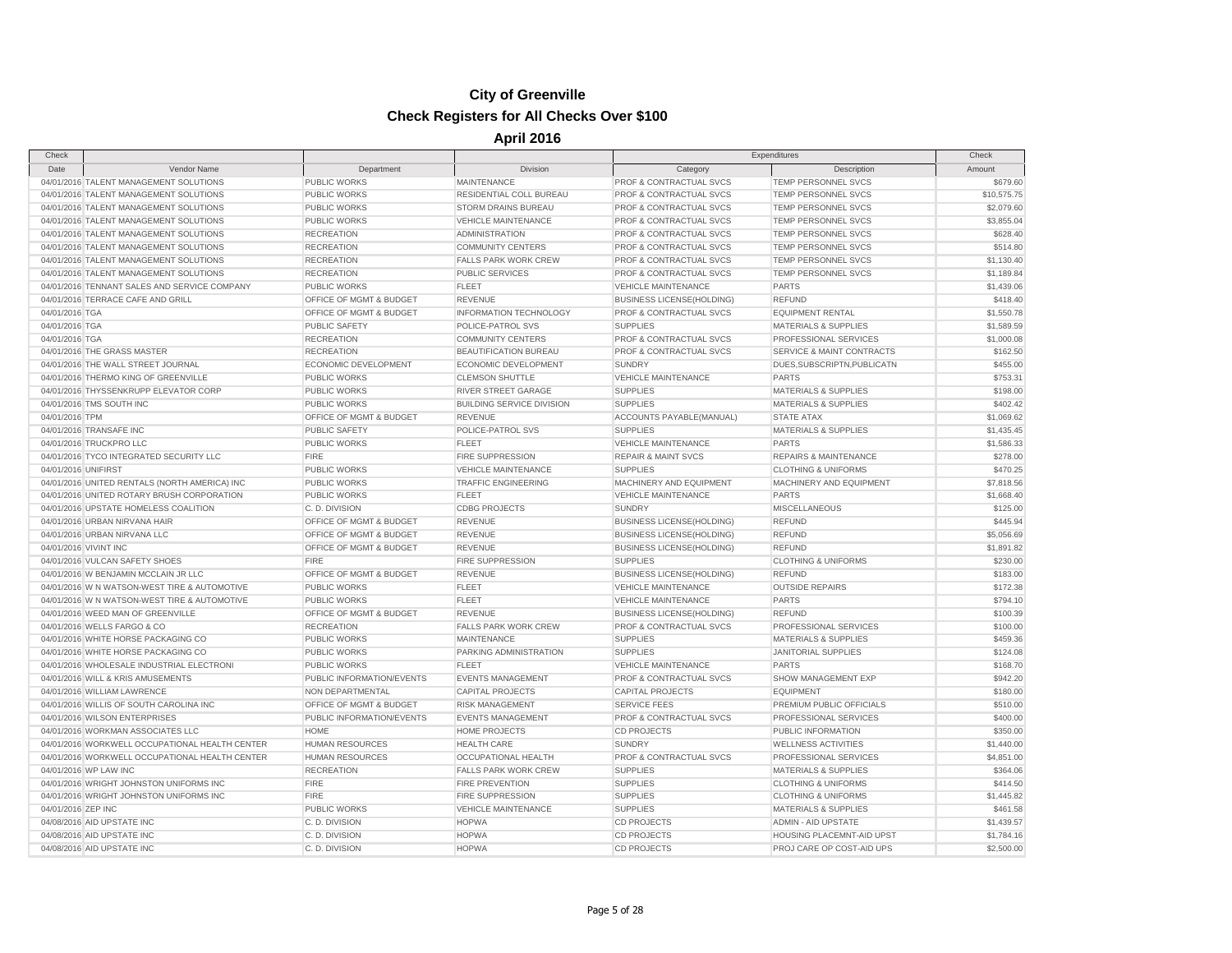# City of Greenville

## Check Registers for All Checks Over $100

### April 2016

| Check Date | Vendor Name | Department | Division | Expenditures Category | Expenditures Description | Check Amount |
|---|---|---|---|---|---|---|
| 04/01/2016 | TALENT MANAGEMENT SOLUTIONS | PUBLIC WORKS | MAINTENANCE | PROF & CONTRACTUAL SVCS | TEMP PERSONNEL SVCS | $679.60 |
| 04/01/2016 | TALENT MANAGEMENT SOLUTIONS | PUBLIC WORKS | RESIDENTIAL COLL BUREAU | PROF & CONTRACTUAL SVCS | TEMP PERSONNEL SVCS | $10,575.75 |
| 04/01/2016 | TALENT MANAGEMENT SOLUTIONS | PUBLIC WORKS | STORM DRAINS BUREAU | PROF & CONTRACTUAL SVCS | TEMP PERSONNEL SVCS | $2,079.60 |
| 04/01/2016 | TALENT MANAGEMENT SOLUTIONS | PUBLIC WORKS | VEHICLE MAINTENANCE | PROF & CONTRACTUAL SVCS | TEMP PERSONNEL SVCS | $3,855.04 |
| 04/01/2016 | TALENT MANAGEMENT SOLUTIONS | RECREATION | ADMINISTRATION | PROF & CONTRACTUAL SVCS | TEMP PERSONNEL SVCS | $628.40 |
| 04/01/2016 | TALENT MANAGEMENT SOLUTIONS | RECREATION | COMMUNITY CENTERS | PROF & CONTRACTUAL SVCS | TEMP PERSONNEL SVCS | $514.80 |
| 04/01/2016 | TALENT MANAGEMENT SOLUTIONS | RECREATION | FALLS PARK WORK CREW | PROF & CONTRACTUAL SVCS | TEMP PERSONNEL SVCS | $1,130.40 |
| 04/01/2016 | TALENT MANAGEMENT SOLUTIONS | RECREATION | PUBLIC SERVICES | PROF & CONTRACTUAL SVCS | TEMP PERSONNEL SVCS | $1,189.84 |
| 04/01/2016 | TENNANT SALES AND SERVICE COMPANY | PUBLIC WORKS | FLEET | VEHICLE MAINTENANCE | PARTS | $1,439.06 |
| 04/01/2016 | TERRACE CAFE AND GRILL | OFFICE OF MGMT & BUDGET | REVENUE | BUSINESS LICENSE(HOLDING) | REFUND | $418.40 |
| 04/01/2016 | TGA | OFFICE OF MGMT & BUDGET | INFORMATION TECHNOLOGY | PROF & CONTRACTUAL SVCS | EQUIPMENT RENTAL | $1,550.78 |
| 04/01/2016 | TGA | PUBLIC SAFETY | POLICE-PATROL SVS | SUPPLIES | MATERIALS & SUPPLIES | $1,589.59 |
| 04/01/2016 | TGA | RECREATION | COMMUNITY CENTERS | PROF & CONTRACTUAL SVCS | PROFESSIONAL SERVICES | $1,000.08 |
| 04/01/2016 | THE GRASS MASTER | RECREATION | BEAUTIFICATION BUREAU | PROF & CONTRACTUAL SVCS | SERVICE & MAINT CONTRACTS | $162.50 |
| 04/01/2016 | THE WALL STREET JOURNAL | ECONOMIC DEVELOPMENT | ECONOMIC DEVELOPMENT | SUNDRY | DUES,SUBSCRIPTN,PUBLICATN | $455.00 |
| 04/01/2016 | THERMO KING OF GREENVILLE | PUBLIC WORKS | CLEMSON SHUTTLE | VEHICLE MAINTENANCE | PARTS | $753.31 |
| 04/01/2016 | THYSSENKRUPP ELEVATOR CORP | PUBLIC WORKS | RIVER STREET GARAGE | SUPPLIES | MATERIALS & SUPPLIES | $198.00 |
| 04/01/2016 | TMS SOUTH INC | PUBLIC WORKS | BUILDING SERVICE DIVISION | SUPPLIES | MATERIALS & SUPPLIES | $402.42 |
| 04/01/2016 | TPM | OFFICE OF MGMT & BUDGET | REVENUE | ACCOUNTS PAYABLE(MANUAL) | STATE ATAX | $1,069.62 |
| 04/01/2016 | TRANSAFE INC | PUBLIC SAFETY | POLICE-PATROL SVS | SUPPLIES | MATERIALS & SUPPLIES | $1,435.45 |
| 04/01/2016 | TRUCKPRO LLC | PUBLIC WORKS | FLEET | VEHICLE MAINTENANCE | PARTS | $1,586.33 |
| 04/01/2016 | TYCO INTEGRATED SECURITY LLC | FIRE | FIRE SUPPRESSION | REPAIR & MAINT SVCS | REPAIRS & MAINTENANCE | $278.00 |
| 04/01/2016 | UNIFIRST | PUBLIC WORKS | VEHICLE MAINTENANCE | SUPPLIES | CLOTHING & UNIFORMS | $470.25 |
| 04/01/2016 | UNITED RENTALS (NORTH AMERICA) INC | PUBLIC WORKS | TRAFFIC ENGINEERING | MACHINERY AND EQUIPMENT | MACHINERY AND EQUIPMENT | $7,818.56 |
| 04/01/2016 | UNITED ROTARY BRUSH CORPORATION | PUBLIC WORKS | FLEET | VEHICLE MAINTENANCE | PARTS | $1,668.40 |
| 04/01/2016 | UPSTATE HOMELESS COALITION | C. D. DIVISION | CDBG PROJECTS | SUNDRY | MISCELLANEOUS | $125.00 |
| 04/01/2016 | URBAN NIRVANA HAIR | OFFICE OF MGMT & BUDGET | REVENUE | BUSINESS LICENSE(HOLDING) | REFUND | $445.94 |
| 04/01/2016 | URBAN NIRVANA LLC | OFFICE OF MGMT & BUDGET | REVENUE | BUSINESS LICENSE(HOLDING) | REFUND | $5,056.69 |
| 04/01/2016 | VIVINT INC | OFFICE OF MGMT & BUDGET | REVENUE | BUSINESS LICENSE(HOLDING) | REFUND | $1,891.82 |
| 04/01/2016 | VULCAN SAFETY SHOES | FIRE | FIRE SUPPRESSION | SUPPLIES | CLOTHING & UNIFORMS | $230.00 |
| 04/01/2016 | W BENJAMIN MCCLAIN JR LLC | OFFICE OF MGMT & BUDGET | REVENUE | BUSINESS LICENSE(HOLDING) | REFUND | $183.00 |
| 04/01/2016 | W N WATSON-WEST TIRE & AUTOMOTIVE | PUBLIC WORKS | FLEET | VEHICLE MAINTENANCE | OUTSIDE REPAIRS | $172.38 |
| 04/01/2016 | W N WATSON-WEST TIRE & AUTOMOTIVE | PUBLIC WORKS | FLEET | VEHICLE MAINTENANCE | PARTS | $794.10 |
| 04/01/2016 | WEED MAN OF GREENVILLE | OFFICE OF MGMT & BUDGET | REVENUE | BUSINESS LICENSE(HOLDING) | REFUND | $100.39 |
| 04/01/2016 | WELLS FARGO & CO | RECREATION | FALLS PARK WORK CREW | PROF & CONTRACTUAL SVCS | PROFESSIONAL SERVICES | $100.00 |
| 04/01/2016 | WHITE HORSE PACKAGING CO | PUBLIC WORKS | MAINTENANCE | SUPPLIES | MATERIALS & SUPPLIES | $459.36 |
| 04/01/2016 | WHITE HORSE PACKAGING CO | PUBLIC WORKS | PARKING ADMINISTRATION | SUPPLIES | JANITORIAL SUPPLIES | $124.08 |
| 04/01/2016 | WHOLESALE INDUSTRIAL ELECTRONI | PUBLIC WORKS | FLEET | VEHICLE MAINTENANCE | PARTS | $168.70 |
| 04/01/2016 | WILL & KRIS AMUSEMENTS | PUBLIC INFORMATION/EVENTS | EVENTS MANAGEMENT | PROF & CONTRACTUAL SVCS | SHOW MANAGEMENT EXP | $942.20 |
| 04/01/2016 | WILLIAM LAWRENCE | NON DEPARTMENTAL | CAPITAL PROJECTS | CAPITAL PROJECTS | EQUIPMENT | $180.00 |
| 04/01/2016 | WILLIS OF SOUTH CAROLINA INC | OFFICE OF MGMT & BUDGET | RISK MANAGEMENT | SERVICE FEES | PREMIUM PUBLIC OFFICIALS | $510.00 |
| 04/01/2016 | WILSON ENTERPRISES | PUBLIC INFORMATION/EVENTS | EVENTS MANAGEMENT | PROF & CONTRACTUAL SVCS | PROFESSIONAL SERVICES | $400.00 |
| 04/01/2016 | WORKMAN ASSOCIATES LLC | HOME | HOME PROJECTS | CD PROJECTS | PUBLIC INFORMATION | $350.00 |
| 04/01/2016 | WORKWELL OCCUPATIONAL HEALTH CENTER | HUMAN RESOURCES | HEALTH CARE | SUNDRY | WELLNESS ACTIVITIES | $1,440.00 |
| 04/01/2016 | WORKWELL OCCUPATIONAL HEALTH CENTER | HUMAN RESOURCES | OCCUPATIONAL HEALTH | PROF & CONTRACTUAL SVCS | PROFESSIONAL SERVICES | $4,851.00 |
| 04/01/2016 | WP LAW INC | RECREATION | FALLS PARK WORK CREW | SUPPLIES | MATERIALS & SUPPLIES | $364.06 |
| 04/01/2016 | WRIGHT JOHNSTON UNIFORMS INC | FIRE | FIRE PREVENTION | SUPPLIES | CLOTHING & UNIFORMS | $414.50 |
| 04/01/2016 | WRIGHT JOHNSTON UNIFORMS INC | FIRE | FIRE SUPPRESSION | SUPPLIES | CLOTHING & UNIFORMS | $1,445.82 |
| 04/01/2016 | ZEP INC | PUBLIC WORKS | VEHICLE MAINTENANCE | SUPPLIES | MATERIALS & SUPPLIES | $461.58 |
| 04/08/2016 | AID UPSTATE INC | C. D. DIVISION | HOPWA | CD PROJECTS | ADMIN - AID UPSTATE | $1,439.57 |
| 04/08/2016 | AID UPSTATE INC | C. D. DIVISION | HOPWA | CD PROJECTS | HOUSING PLACEMNT-AID UPST | $1,784.16 |
| 04/08/2016 | AID UPSTATE INC | C. D. DIVISION | HOPWA | CD PROJECTS | PROJ CARE OF COST-AID UPS | $2,500.00 |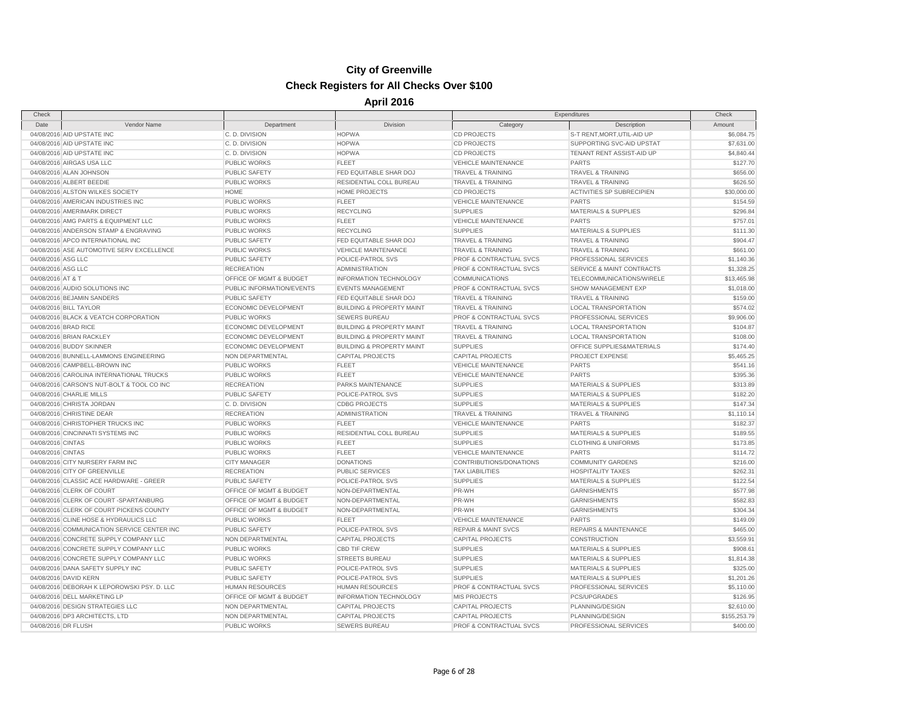# City of Greenville

## Check Registers for All Checks Over $100

### April 2016

| Check | | | | Expenditures | | Check |
|---|---|---|---|---|---|---|
| Date | Vendor Name | Department | Division | Category | Description | Amount |
| 04/08/2016 | AID UPSTATE INC | C. D. DIVISION | HOPWA | CD PROJECTS | S-T RENT,MORT,UTIL-AID UP | $6,084.75 |
| 04/08/2016 | AID UPSTATE INC | C. D. DIVISION | HOPWA | CD PROJECTS | SUPPORTING SVC-AID UPSTAT | $7,631.00 |
| 04/08/2016 | AID UPSTATE INC | C. D. DIVISION | HOPWA | CD PROJECTS | TENANT RENT ASSIST-AID UP | $4,840.44 |
| 04/08/2016 | AIRGAS USA LLC | PUBLIC WORKS | FLEET | VEHICLE MAINTENANCE | PARTS | $127.70 |
| 04/08/2016 | ALAN JOHNSON | PUBLIC SAFETY | FED EQUITABLE SHAR DOJ | TRAVEL & TRAINING | TRAVEL & TRAINING | $656.00 |
| 04/08/2016 | ALBERT BEEDIE | PUBLIC WORKS | RESIDENTIAL COLL BUREAU | TRAVEL & TRAINING | TRAVEL & TRAINING | $626.50 |
| 04/08/2016 | ALSTON WILKES SOCIETY | HOME | HOME PROJECTS | CD PROJECTS | ACTIVITIES SP SUBRECIPIEN | $30,000.00 |
| 04/08/2016 | AMERICAN INDUSTRIES INC | PUBLIC WORKS | FLEET | VEHICLE MAINTENANCE | PARTS | $154.59 |
| 04/08/2016 | AMERIMARK DIRECT | PUBLIC WORKS | RECYCLING | SUPPLIES | MATERIALS & SUPPLIES | $296.84 |
| 04/08/2016 | AMG PARTS & EQUIPMENT LLC | PUBLIC WORKS | FLEET | VEHICLE MAINTENANCE | PARTS | $757.01 |
| 04/08/2016 | ANDERSON STAMP & ENGRAVING | PUBLIC WORKS | RECYCLING | SUPPLIES | MATERIALS & SUPPLIES | $111.30 |
| 04/08/2016 | APCO INTERNATIONAL INC | PUBLIC SAFETY | FED EQUITABLE SHAR DOJ | TRAVEL & TRAINING | TRAVEL & TRAINING | $904.47 |
| 04/08/2016 | ASE AUTOMOTIVE SERV EXCELLENCE | PUBLIC WORKS | VEHICLE MAINTENANCE | TRAVEL & TRAINING | TRAVEL & TRAINING | $661.00 |
| 04/08/2016 | ASG LLC | PUBLIC SAFETY | POLICE-PATROL SVS | PROF & CONTRACTUAL SVCS | PROFESSIONAL SERVICES | $1,140.36 |
| 04/08/2016 | ASG LLC | RECREATION | ADMINISTRATION | PROF & CONTRACTUAL SVCS | SERVICE & MAINT CONTRACTS | $1,328.25 |
| 04/08/2016 | AT & T | OFFICE OF MGMT & BUDGET | INFORMATION TECHNOLOGY | COMMUNICATIONS | TELECOMMUNICATIONS/WIRELE | $13,465.98 |
| 04/08/2016 | AUDIO SOLUTIONS INC | PUBLIC INFORMATION/EVENTS | EVENTS MANAGEMENT | PROF & CONTRACTUAL SVCS | SHOW MANAGEMENT EXP | $1,018.00 |
| 04/08/2016 | BEJAMIN SANDERS | PUBLIC SAFETY | FED EQUITABLE SHAR DOJ | TRAVEL & TRAINING | TRAVEL & TRAINING | $159.00 |
| 04/08/2016 | BILL TAYLOR | ECONOMIC DEVELOPMENT | BUILDING & PROPERTY MAINT | TRAVEL & TRAINING | LOCAL TRANSPORTATION | $574.02 |
| 04/08/2016 | BLACK & VEATCH CORPORATION | PUBLIC WORKS | SEWERS BUREAU | PROF & CONTRACTUAL SVCS | PROFESSIONAL SERVICES | $9,906.00 |
| 04/08/2016 | BRAD RICE | ECONOMIC DEVELOPMENT | BUILDING & PROPERTY MAINT | TRAVEL & TRAINING | LOCAL TRANSPORTATION | $104.87 |
| 04/08/2016 | BRIAN RACKLEY | ECONOMIC DEVELOPMENT | BUILDING & PROPERTY MAINT | TRAVEL & TRAINING | LOCAL TRANSPORTATION | $108.00 |
| 04/08/2016 | BUDDY SKINNER | ECONOMIC DEVELOPMENT | BUILDING & PROPERTY MAINT | SUPPLIES | OFFICE SUPPLIES&MATERIALS | $174.40 |
| 04/08/2016 | BUNNELL-LAMMONS ENGINEERING | NON DEPARTMENTAL | CAPITAL PROJECTS | CAPITAL PROJECTS | PROJECT EXPENSE | $5,465.25 |
| 04/08/2016 | CAMPBELL-BROWN INC | PUBLIC WORKS | FLEET | VEHICLE MAINTENANCE | PARTS | $541.16 |
| 04/08/2016 | CAROLINA INTERNATIONAL TRUCKS | PUBLIC WORKS | FLEET | VEHICLE MAINTENANCE | PARTS | $395.36 |
| 04/08/2016 | CARSON'S NUT-BOLT & TOOL CO INC | RECREATION | PARKS MAINTENANCE | SUPPLIES | MATERIALS & SUPPLIES | $313.89 |
| 04/08/2016 | CHARLIE MILLS | PUBLIC SAFETY | POLICE-PATROL SVS | SUPPLIES | MATERIALS & SUPPLIES | $182.20 |
| 04/08/2016 | CHRISTA JORDAN | C. D. DIVISION | CDBG PROJECTS | SUPPLIES | MATERIALS & SUPPLIES | $147.34 |
| 04/08/2016 | CHRISTINE DEAR | RECREATION | ADMINISTRATION | TRAVEL & TRAINING | TRAVEL & TRAINING | $1,110.14 |
| 04/08/2016 | CHRISTOPHER TRUCKS INC | PUBLIC WORKS | FLEET | VEHICLE MAINTENANCE | PARTS | $182.37 |
| 04/08/2016 | CINCINNATI SYSTEMS INC | PUBLIC WORKS | RESIDENTIAL COLL BUREAU | SUPPLIES | MATERIALS & SUPPLIES | $189.55 |
| 04/08/2016 | CINTAS | PUBLIC WORKS | FLEET | SUPPLIES | CLOTHING & UNIFORMS | $173.85 |
| 04/08/2016 | CINTAS | PUBLIC WORKS | FLEET | VEHICLE MAINTENANCE | PARTS | $114.72 |
| 04/08/2016 | CITY NURSERY FARM INC | CITY MANAGER | DONATIONS | CONTRIBUTIONS/DONATIONS | COMMUNITY GARDENS | $216.00 |
| 04/08/2016 | CITY OF GREENVILLE | RECREATION | PUBLIC SERVICES | TAX LIABILITIES | HOSPITALITY TAXES | $262.31 |
| 04/08/2016 | CLASSIC ACE HARDWARE - GREER | PUBLIC SAFETY | POLICE-PATROL SVS | SUPPLIES | MATERIALS & SUPPLIES | $122.54 |
| 04/08/2016 | CLERK OF COURT | OFFICE OF MGMT & BUDGET | NON-DEPARTMENTAL | PR-WH | GARNISHMENTS | $577.98 |
| 04/08/2016 | CLERK OF COURT -SPARTANBURG | OFFICE OF MGMT & BUDGET | NON-DEPARTMENTAL | PR-WH | GARNISHMENTS | $582.83 |
| 04/08/2016 | CLERK OF COURT PICKENS COUNTY | OFFICE OF MGMT & BUDGET | NON-DEPARTMENTAL | PR-WH | GARNISHMENTS | $304.34 |
| 04/08/2016 | CLINE HOSE & HYDRAULICS LLC | PUBLIC WORKS | FLEET | VEHICLE MAINTENANCE | PARTS | $149.09 |
| 04/08/2016 | COMMUNICATION SERVICE CENTER INC | PUBLIC SAFETY | POLICE-PATROL SVS | REPAIR & MAINT SVCS | REPAIRS & MAINTENANCE | $465.00 |
| 04/08/2016 | CONCRETE SUPPLY COMPANY LLC | NON DEPARTMENTAL | CAPITAL PROJECTS | CAPITAL PROJECTS | CONSTRUCTION | $3,559.91 |
| 04/08/2016 | CONCRETE SUPPLY COMPANY LLC | PUBLIC WORKS | CBD TIF CREW | SUPPLIES | MATERIALS & SUPPLIES | $908.61 |
| 04/08/2016 | CONCRETE SUPPLY COMPANY LLC | PUBLIC WORKS | STREETS BUREAU | SUPPLIES | MATERIALS & SUPPLIES | $1,814.38 |
| 04/08/2016 | DANA SAFETY SUPPLY INC | PUBLIC SAFETY | POLICE-PATROL SVS | SUPPLIES | MATERIALS & SUPPLIES | $325.00 |
| 04/08/2016 | DAVID KERN | PUBLIC SAFETY | POLICE-PATROL SVS | SUPPLIES | MATERIALS & SUPPLIES | $1,201.26 |
| 04/08/2016 | DEBORAH K LEPOROWSKI PSY. D. LLC | HUMAN RESOURCES | HUMAN RESOURCES | PROF & CONTRACTUAL SVCS | PROFESSIONAL SERVICES | $5,110.00 |
| 04/08/2016 | DELL MARKETING LP | OFFICE OF MGMT & BUDGET | INFORMATION TECHNOLOGY | MIS PROJECTS | PCS/UPGRADES | $126.95 |
| 04/08/2016 | DESIGN STRATEGIES LLC | NON DEPARTMENTAL | CAPITAL PROJECTS | CAPITAL PROJECTS | PLANNING/DESIGN | $2,610.00 |
| 04/08/2016 | DP3 ARCHITECTS, LTD | NON DEPARTMENTAL | CAPITAL PROJECTS | CAPITAL PROJECTS | PLANNING/DESIGN | $155,253.79 |
| 04/08/2016 | DR FLUSH | PUBLIC WORKS | SEWERS BUREAU | PROF & CONTRACTUAL SVCS | PROFESSIONAL SERVICES | $400.00 |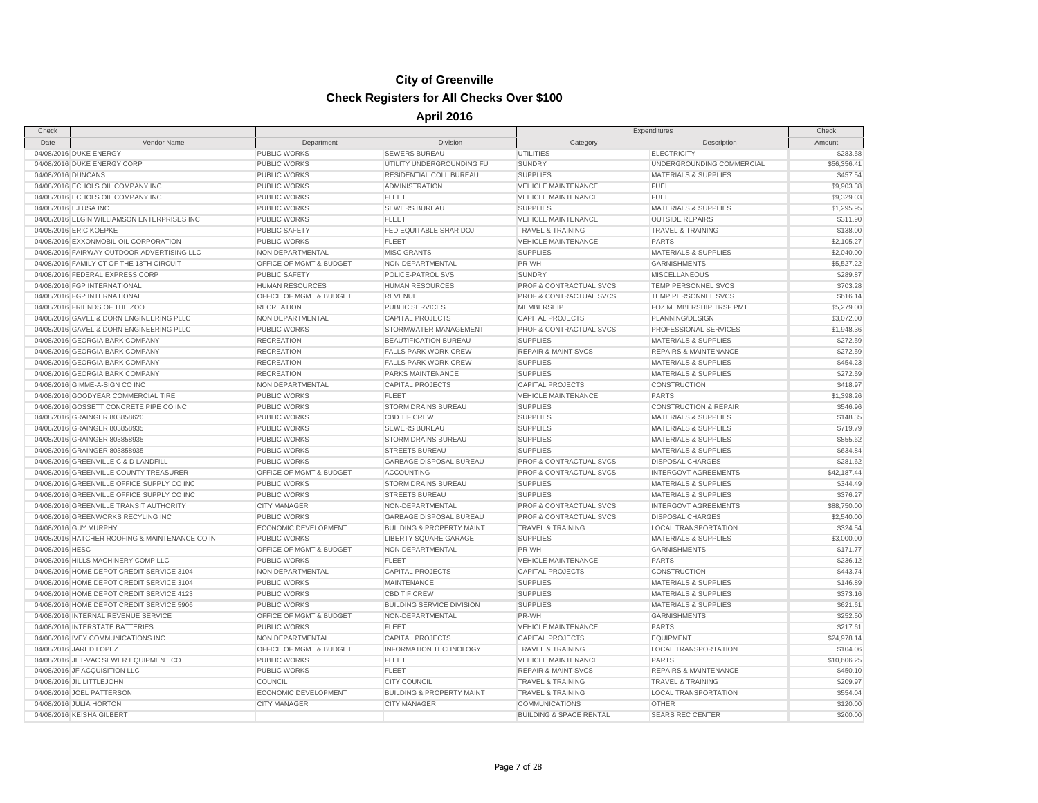# City of Greenville

## Check Registers for All Checks Over $100

### April 2016

| Check | | | | Expenditures | | Check |
|---|---|---|---|---|---|---|
| Date | Vendor Name | Department | Division | Category | Description | Amount |
| 04/08/2016 | DUKE ENERGY | PUBLIC WORKS | SEWERS BUREAU | UTILITIES | ELECTRICITY | $283.58 |
| 04/08/2016 | DUKE ENERGY CORP | PUBLIC WORKS | UTILITY UNDERGROUNDING FU | SUNDRY | UNDERGROUNDING COMMERCIAL | $56,356.41 |
| 04/08/2016 | DUNCANS | PUBLIC WORKS | RESIDENTIAL COLL BUREAU | SUPPLIES | MATERIALS & SUPPLIES | $457.54 |
| 04/08/2016 | ECHOLS OIL COMPANY INC | PUBLIC WORKS | ADMINISTRATION | VEHICLE MAINTENANCE | FUEL | $9,903.38 |
| 04/08/2016 | ECHOLS OIL COMPANY INC | PUBLIC WORKS | FLEET | VEHICLE MAINTENANCE | FUEL | $9,329.03 |
| 04/08/2016 | EJ USA INC | PUBLIC WORKS | SEWERS BUREAU | SUPPLIES | MATERIALS & SUPPLIES | $1,295.95 |
| 04/08/2016 | ELGIN WILLIAMSON ENTERPRISES INC | PUBLIC WORKS | FLEET | VEHICLE MAINTENANCE | OUTSIDE REPAIRS | $311.90 |
| 04/08/2016 | ERIC KOEPKE | PUBLIC SAFETY | FED EQUITABLE SHAR DOJ | TRAVEL & TRAINING | TRAVEL & TRAINING | $138.00 |
| 04/08/2016 | EXXONMOBIL OIL CORPORATION | PUBLIC WORKS | FLEET | VEHICLE MAINTENANCE | PARTS | $2,105.27 |
| 04/08/2016 | FAIRWAY OUTDOOR ADVERTISING LLC | NON DEPARTMENTAL | MISC GRANTS | SUPPLIES | MATERIALS & SUPPLIES | $2,040.00 |
| 04/08/2016 | FAMILY CT OF THE 13TH CIRCUIT | OFFICE OF MGMT & BUDGET | NON-DEPARTMENTAL | PR-WH | GARNISHMENTS | $5,527.22 |
| 04/08/2016 | FEDERAL EXPRESS CORP | PUBLIC SAFETY | POLICE-PATROL SVS | SUNDRY | MISCELLANEOUS | $289.87 |
| 04/08/2016 | FGP INTERNATIONAL | HUMAN RESOURCES | HUMAN RESOURCES | PROF & CONTRACTUAL SVCS | TEMP PERSONNEL SVCS | $703.28 |
| 04/08/2016 | FGP INTERNATIONAL | OFFICE OF MGMT & BUDGET | REVENUE | PROF & CONTRACTUAL SVCS | TEMP PERSONNEL SVCS | $616.14 |
| 04/08/2016 | FRIENDS OF THE ZOO | RECREATION | PUBLIC SERVICES | MEMBERSHIP | FOZ MEMBERSHIP TRSF PMT | $5,279.00 |
| 04/08/2016 | GAVEL & DORN ENGINEERING PLLC | NON DEPARTMENTAL | CAPITAL PROJECTS | CAPITAL PROJECTS | PLANNING/DESIGN | $3,072.00 |
| 04/08/2016 | GAVEL & DORN ENGINEERING PLLC | PUBLIC WORKS | STORMWATER MANAGEMENT | PROF & CONTRACTUAL SVCS | PROFESSIONAL SERVICES | $1,948.36 |
| 04/08/2016 | GEORGIA BARK COMPANY | RECREATION | BEAUTIFICATION BUREAU | SUPPLIES | MATERIALS & SUPPLIES | $272.59 |
| 04/08/2016 | GEORGIA BARK COMPANY | RECREATION | FALLS PARK WORK CREW | REPAIR & MAINT SVCS | REPAIRS & MAINTENANCE | $272.59 |
| 04/08/2016 | GEORGIA BARK COMPANY | RECREATION | FALLS PARK WORK CREW | SUPPLIES | MATERIALS & SUPPLIES | $454.23 |
| 04/08/2016 | GEORGIA BARK COMPANY | RECREATION | PARKS MAINTENANCE | SUPPLIES | MATERIALS & SUPPLIES | $272.59 |
| 04/08/2016 | GIMME-A-SIGN CO INC | NON DEPARTMENTAL | CAPITAL PROJECTS | CAPITAL PROJECTS | CONSTRUCTION | $418.97 |
| 04/08/2016 | GOODYEAR COMMERCIAL TIRE | PUBLIC WORKS | FLEET | VEHICLE MAINTENANCE | PARTS | $1,398.26 |
| 04/08/2016 | GOSSETT CONCRETE PIPE CO INC | PUBLIC WORKS | STORM DRAINS BUREAU | SUPPLIES | CONSTRUCTION & REPAIR | $546.96 |
| 04/08/2016 | GRAINGER 803858620 | PUBLIC WORKS | CBD TIF CREW | SUPPLIES | MATERIALS & SUPPLIES | $148.35 |
| 04/08/2016 | GRAINGER 803858935 | PUBLIC WORKS | SEWERS BUREAU | SUPPLIES | MATERIALS & SUPPLIES | $719.79 |
| 04/08/2016 | GRAINGER 803858935 | PUBLIC WORKS | STORM DRAINS BUREAU | SUPPLIES | MATERIALS & SUPPLIES | $855.62 |
| 04/08/2016 | GRAINGER 803858935 | PUBLIC WORKS | STREETS BUREAU | SUPPLIES | MATERIALS & SUPPLIES | $634.84 |
| 04/08/2016 | GREENVILLE C & D LANDFILL | PUBLIC WORKS | GARBAGE DISPOSAL BUREAU | PROF & CONTRACTUAL SVCS | DISPOSAL CHARGES | $281.62 |
| 04/08/2016 | GREENVILLE COUNTY TREASURER | OFFICE OF MGMT & BUDGET | ACCOUNTING | PROF & CONTRACTUAL SVCS | INTERGOVT AGREEMENTS | $42,187.44 |
| 04/08/2016 | GREENVILLE OFFICE SUPPLY CO INC | PUBLIC WORKS | STORM DRAINS BUREAU | SUPPLIES | MATERIALS & SUPPLIES | $344.49 |
| 04/08/2016 | GREENVILLE OFFICE SUPPLY CO INC | PUBLIC WORKS | STREETS BUREAU | SUPPLIES | MATERIALS & SUPPLIES | $376.27 |
| 04/08/2016 | GREENVILLE TRANSIT AUTHORITY | CITY MANAGER | NON-DEPARTMENTAL | PROF & CONTRACTUAL SVCS | INTERGOVT AGREEMENTS | $88,750.00 |
| 04/08/2016 | GREENWORKS RECYLING INC | PUBLIC WORKS | GARBAGE DISPOSAL BUREAU | PROF & CONTRACTUAL SVCS | DISPOSAL CHARGES | $2,540.00 |
| 04/08/2016 | GUY MURPHY | ECONOMIC DEVELOPMENT | BUILDING & PROPERTY MAINT | TRAVEL & TRAINING | LOCAL TRANSPORTATION | $324.54 |
| 04/08/2016 | HATCHER ROOFING & MAINTENANCE CO IN | PUBLIC WORKS | LIBERTY SQUARE GARAGE | SUPPLIES | MATERIALS & SUPPLIES | $3,000.00 |
| 04/08/2016 | HESC | OFFICE OF MGMT & BUDGET | NON-DEPARTMENTAL | PR-WH | GARNISHMENTS | $171.77 |
| 04/08/2016 | HILLS MACHINERY COMP LLC | PUBLIC WORKS | FLEET | VEHICLE MAINTENANCE | PARTS | $236.12 |
| 04/08/2016 | HOME DEPOT CREDIT SERVICE 3104 | NON DEPARTMENTAL | CAPITAL PROJECTS | CAPITAL PROJECTS | CONSTRUCTION | $443.74 |
| 04/08/2016 | HOME DEPOT CREDIT SERVICE 3104 | PUBLIC WORKS | MAINTENANCE | SUPPLIES | MATERIALS & SUPPLIES | $146.89 |
| 04/08/2016 | HOME DEPOT CREDIT SERVICE 4123 | PUBLIC WORKS | CBD TIF CREW | SUPPLIES | MATERIALS & SUPPLIES | $373.16 |
| 04/08/2016 | HOME DEPOT CREDIT SERVICE 5906 | PUBLIC WORKS | BUILDING SERVICE DIVISION | SUPPLIES | MATERIALS & SUPPLIES | $621.61 |
| 04/08/2016 | INTERNAL REVENUE SERVICE | OFFICE OF MGMT & BUDGET | NON-DEPARTMENTAL | PR-WH | GARNISHMENTS | $252.50 |
| 04/08/2016 | INTERSTATE BATTERIES | PUBLIC WORKS | FLEET | VEHICLE MAINTENANCE | PARTS | $217.61 |
| 04/08/2016 | IVEY COMMUNICATIONS INC | NON DEPARTMENTAL | CAPITAL PROJECTS | CAPITAL PROJECTS | EQUIPMENT | $24,978.14 |
| 04/08/2016 | JARED LOPEZ | OFFICE OF MGMT & BUDGET | INFORMATION TECHNOLOGY | TRAVEL & TRAINING | LOCAL TRANSPORTATION | $104.06 |
| 04/08/2016 | JET-VAC SEWER EQUIPMENT CO | PUBLIC WORKS | FLEET | VEHICLE MAINTENANCE | PARTS | $10,606.25 |
| 04/08/2016 | JF ACQUISITION LLC | PUBLIC WORKS | FLEET | REPAIR & MAINT SVCS | REPAIRS & MAINTENANCE | $450.10 |
| 04/08/2016 | JIL LITTLEJOHN | COUNCIL | CITY COUNCIL | TRAVEL & TRAINING | TRAVEL & TRAINING | $209.97 |
| 04/08/2016 | JOEL PATTERSON | ECONOMIC DEVELOPMENT | BUILDING & PROPERTY MAINT | TRAVEL & TRAINING | LOCAL TRANSPORTATION | $554.04 |
| 04/08/2016 | JULIA HORTON | CITY MANAGER | CITY MANAGER | COMMUNICATIONS | OTHER | $120.00 |
| 04/08/2016 | KEISHA GILBERT | | | BUILDING & SPACE RENTAL | SEARS REC CENTER | $200.00 |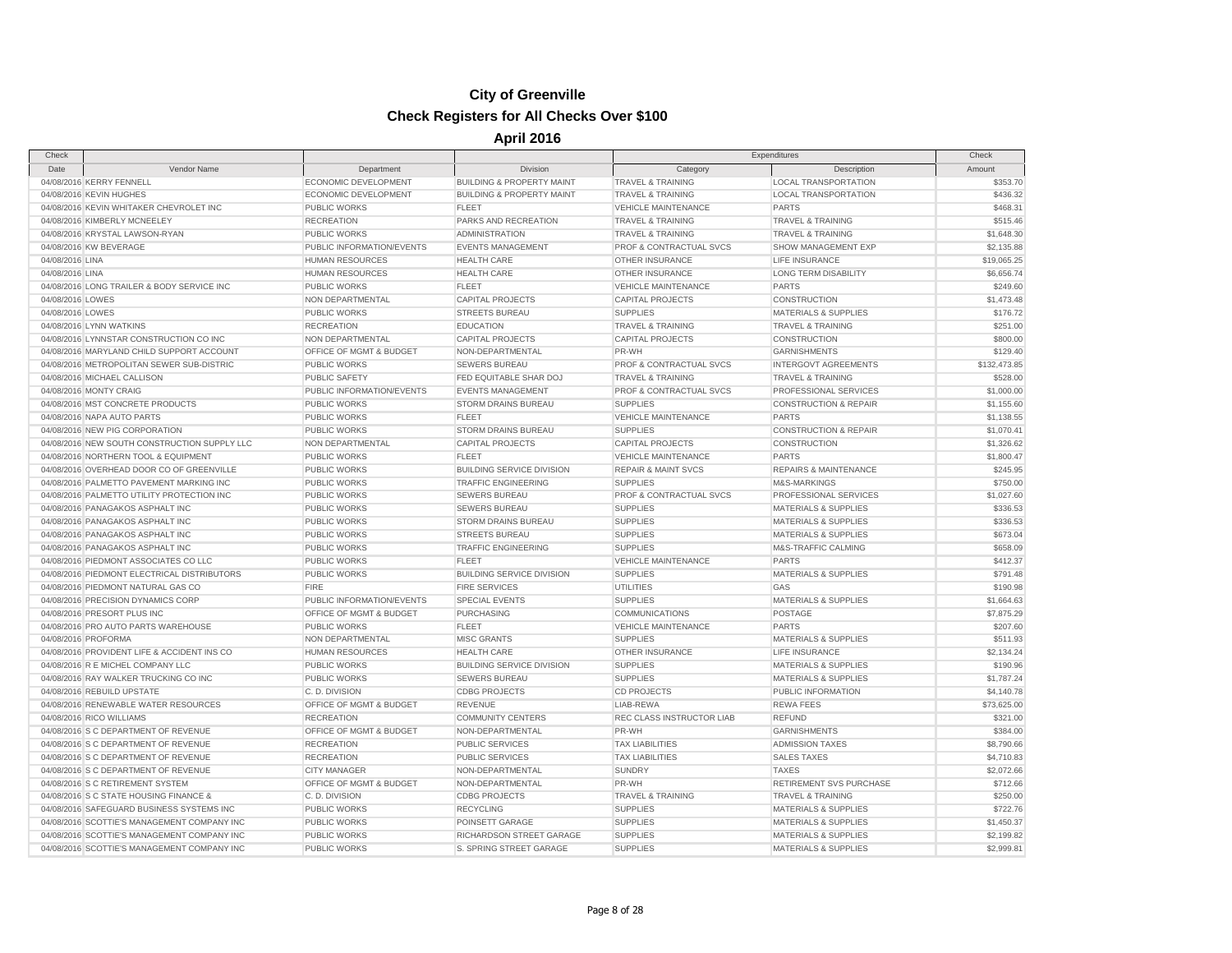# City of Greenville

## Check Registers for All Checks Over $100

### April 2016

| Check | | | | Expenditures | | Check |
|---|---|---|---|---|---|---|
| Date | Vendor Name | Department | Division | Category | Description | Amount |
| 04/08/2016 | KERRY FENNELL | ECONOMIC DEVELOPMENT | BUILDING & PROPERTY MAINT | TRAVEL & TRAINING | LOCAL TRANSPORTATION | $353.70 |
| 04/08/2016 | KEVIN HUGHES | ECONOMIC DEVELOPMENT | BUILDING & PROPERTY MAINT | TRAVEL & TRAINING | LOCAL TRANSPORTATION | $436.32 |
| 04/08/2016 | KEVIN WHITAKER CHEVROLET INC | PUBLIC WORKS | FLEET | VEHICLE MAINTENANCE | PARTS | $468.31 |
| 04/08/2016 | KIMBERLY MCNEELEY | RECREATION | PARKS AND RECREATION | TRAVEL & TRAINING | TRAVEL & TRAINING | $515.46 |
| 04/08/2016 | KRYSTAL LAWSON-RYAN | PUBLIC WORKS | ADMINISTRATION | TRAVEL & TRAINING | TRAVEL & TRAINING | $1,648.30 |
| 04/08/2016 | KW BEVERAGE | PUBLIC INFORMATION/EVENTS | EVENTS MANAGEMENT | PROF & CONTRACTUAL SVCS | SHOW MANAGEMENT EXP | $2,135.88 |
| 04/08/2016 | LINA | HUMAN RESOURCES | HEALTH CARE | OTHER INSURANCE | LIFE INSURANCE | $19,065.25 |
| 04/08/2016 | LINA | HUMAN RESOURCES | HEALTH CARE | OTHER INSURANCE | LONG TERM DISABILITY | $6,656.74 |
| 04/08/2016 | LONG TRAILER & BODY SERVICE INC | PUBLIC WORKS | FLEET | VEHICLE MAINTENANCE | PARTS | $249.60 |
| 04/08/2016 | LOWES | NON DEPARTMENTAL | CAPITAL PROJECTS | CAPITAL PROJECTS | CONSTRUCTION | $1,473.48 |
| 04/08/2016 | LOWES | PUBLIC WORKS | STREETS BUREAU | SUPPLIES | MATERIALS & SUPPLIES | $176.72 |
| 04/08/2016 | LYNN WATKINS | RECREATION | EDUCATION | TRAVEL & TRAINING | TRAVEL & TRAINING | $251.00 |
| 04/08/2016 | LYNNSTAR CONSTRUCTION CO INC | NON DEPARTMENTAL | CAPITAL PROJECTS | CAPITAL PROJECTS | CONSTRUCTION | $800.00 |
| 04/08/2016 | MARYLAND CHILD SUPPORT ACCOUNT | OFFICE OF MGMT & BUDGET | NON-DEPARTMENTAL | PR-WH | GARNISHMENTS | $129.40 |
| 04/08/2016 | METROPOLITAN SEWER SUB-DISTRIC | PUBLIC WORKS | SEWERS BUREAU | PROF & CONTRACTUAL SVCS | INTERGOVT AGREEMENTS | $132,473.85 |
| 04/08/2016 | MICHAEL CALLISON | PUBLIC SAFETY | FED EQUITABLE SHAR DOJ | TRAVEL & TRAINING | TRAVEL & TRAINING | $528.00 |
| 04/08/2016 | MONTY CRAIG | PUBLIC INFORMATION/EVENTS | EVENTS MANAGEMENT | PROF & CONTRACTUAL SVCS | PROFESSIONAL SERVICES | $1,000.00 |
| 04/08/2016 | MST CONCRETE PRODUCTS | PUBLIC WORKS | STORM DRAINS BUREAU | SUPPLIES | CONSTRUCTION & REPAIR | $1,155.60 |
| 04/08/2016 | NAPA AUTO PARTS | PUBLIC WORKS | FLEET | VEHICLE MAINTENANCE | PARTS | $1,138.55 |
| 04/08/2016 | NEW PIG CORPORATION | PUBLIC WORKS | STORM DRAINS BUREAU | SUPPLIES | CONSTRUCTION & REPAIR | $1,070.41 |
| 04/08/2016 | NEW SOUTH CONSTRUCTION SUPPLY LLC | NON DEPARTMENTAL | CAPITAL PROJECTS | CAPITAL PROJECTS | CONSTRUCTION | $1,326.62 |
| 04/08/2016 | NORTHERN TOOL & EQUIPMENT | PUBLIC WORKS | FLEET | VEHICLE MAINTENANCE | PARTS | $1,800.47 |
| 04/08/2016 | OVERHEAD DOOR CO OF GREENVILLE | PUBLIC WORKS | BUILDING SERVICE DIVISION | REPAIR & MAINT SVCS | REPAIRS & MAINTENANCE | $245.95 |
| 04/08/2016 | PALMETTO PAVEMENT MARKING INC | PUBLIC WORKS | TRAFFIC ENGINEERING | SUPPLIES | M&S-MARKINGS | $750.00 |
| 04/08/2016 | PALMETTO UTILITY PROTECTION INC | PUBLIC WORKS | SEWERS BUREAU | PROF & CONTRACTUAL SVCS | PROFESSIONAL SERVICES | $1,027.60 |
| 04/08/2016 | PANAGAKOS ASPHALT INC | PUBLIC WORKS | SEWERS BUREAU | SUPPLIES | MATERIALS & SUPPLIES | $336.53 |
| 04/08/2016 | PANAGAKOS ASPHALT INC | PUBLIC WORKS | STORM DRAINS BUREAU | SUPPLIES | MATERIALS & SUPPLIES | $336.53 |
| 04/08/2016 | PANAGAKOS ASPHALT INC | PUBLIC WORKS | STREETS BUREAU | SUPPLIES | MATERIALS & SUPPLIES | $673.04 |
| 04/08/2016 | PANAGAKOS ASPHALT INC | PUBLIC WORKS | TRAFFIC ENGINEERING | SUPPLIES | M&S-TRAFFIC CALMING | $658.09 |
| 04/08/2016 | PIEDMONT ASSOCIATES CO LLC | PUBLIC WORKS | FLEET | VEHICLE MAINTENANCE | PARTS | $412.37 |
| 04/08/2016 | PIEDMONT ELECTRICAL DISTRIBUTORS | PUBLIC WORKS | BUILDING SERVICE DIVISION | SUPPLIES | MATERIALS & SUPPLIES | $791.48 |
| 04/08/2016 | PIEDMONT NATURAL GAS CO | FIRE | FIRE SERVICES | UTILITIES | GAS | $190.98 |
| 04/08/2016 | PRECISION DYNAMICS CORP | PUBLIC INFORMATION/EVENTS | SPECIAL EVENTS | SUPPLIES | MATERIALS & SUPPLIES | $1,664.63 |
| 04/08/2016 | PRESORT PLUS INC | OFFICE OF MGMT & BUDGET | PURCHASING | COMMUNICATIONS | POSTAGE | $7,875.29 |
| 04/08/2016 | PRO AUTO PARTS WAREHOUSE | PUBLIC WORKS | FLEET | VEHICLE MAINTENANCE | PARTS | $207.60 |
| 04/08/2016 | PROFORMA | NON DEPARTMENTAL | MISC GRANTS | SUPPLIES | MATERIALS & SUPPLIES | $511.93 |
| 04/08/2016 | PROVIDENT LIFE & ACCIDENT INS CO | HUMAN RESOURCES | HEALTH CARE | OTHER INSURANCE | LIFE INSURANCE | $2,134.24 |
| 04/08/2016 | R E MICHEL COMPANY LLC | PUBLIC WORKS | BUILDING SERVICE DIVISION | SUPPLIES | MATERIALS & SUPPLIES | $190.96 |
| 04/08/2016 | RAY WALKER TRUCKING CO INC | PUBLIC WORKS | SEWERS BUREAU | SUPPLIES | MATERIALS & SUPPLIES | $1,787.24 |
| 04/08/2016 | REBUILD UPSTATE | C. D. DIVISION | CDBG PROJECTS | CD PROJECTS | PUBLIC INFORMATION | $4,140.78 |
| 04/08/2016 | RENEWABLE WATER RESOURCES | OFFICE OF MGMT & BUDGET | REVENUE | LIAB-REWA | REWA FEES | $73,625.00 |
| 04/08/2016 | RICO WILLIAMS | RECREATION | COMMUNITY CENTERS | REC CLASS INSTRUCTOR LIAB | REFUND | $321.00 |
| 04/08/2016 | S C DEPARTMENT OF REVENUE | OFFICE OF MGMT & BUDGET | NON-DEPARTMENTAL | PR-WH | GARNISHMENTS | $384.00 |
| 04/08/2016 | S C DEPARTMENT OF REVENUE | RECREATION | PUBLIC SERVICES | TAX LIABILITIES | ADMISSION TAXES | $8,790.66 |
| 04/08/2016 | S C DEPARTMENT OF REVENUE | RECREATION | PUBLIC SERVICES | TAX LIABILITIES | SALES TAXES | $4,710.83 |
| 04/08/2016 | S C DEPARTMENT OF REVENUE | CITY MANAGER | NON-DEPARTMENTAL | SUNDRY | TAXES | $2,072.66 |
| 04/08/2016 | S C RETIREMENT SYSTEM | OFFICE OF MGMT & BUDGET | NON-DEPARTMENTAL | PR-WH | RETIREMENT SVS PURCHASE | $712.66 |
| 04/08/2016 | S C STATE HOUSING FINANCE & | C. D. DIVISION | CDBG PROJECTS | TRAVEL & TRAINING | TRAVEL & TRAINING | $250.00 |
| 04/08/2016 | SAFEGUARD BUSINESS SYSTEMS INC | PUBLIC WORKS | RECYCLING | SUPPLIES | MATERIALS & SUPPLIES | $722.76 |
| 04/08/2016 | SCOTTIE'S MANAGEMENT COMPANY INC | PUBLIC WORKS | POINSETT GARAGE | SUPPLIES | MATERIALS & SUPPLIES | $1,450.37 |
| 04/08/2016 | SCOTTIE'S MANAGEMENT COMPANY INC | PUBLIC WORKS | RICHARDSON STREET GARAGE | SUPPLIES | MATERIALS & SUPPLIES | $2,199.82 |
| 04/08/2016 | SCOTTIE'S MANAGEMENT COMPANY INC | PUBLIC WORKS | S. SPRING STREET GARAGE | SUPPLIES | MATERIALS & SUPPLIES | $2,999.81 |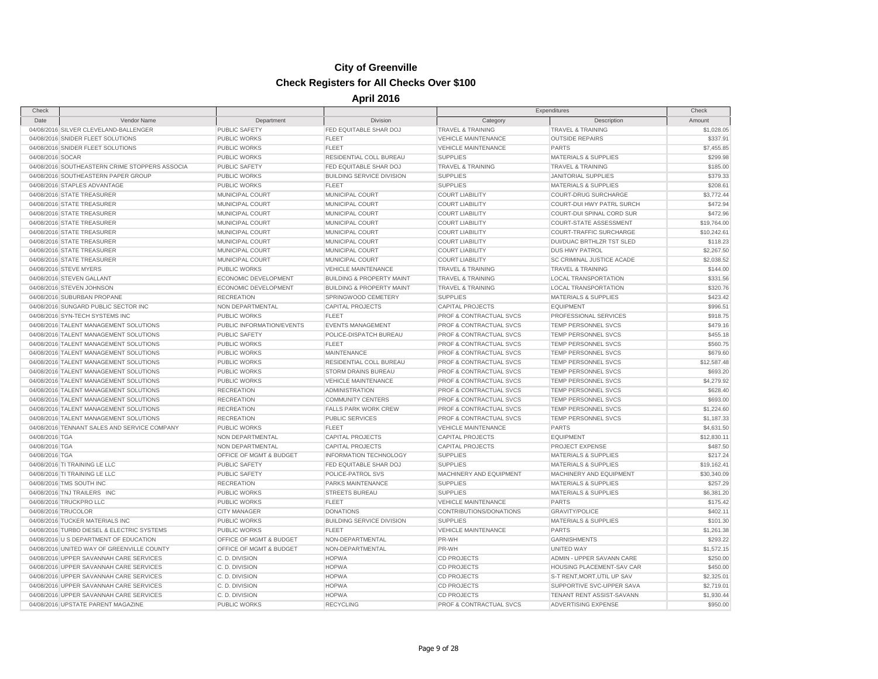# City of Greenville

## Check Registers for All Checks Over $100

### April 2016

| Check Date | Vendor Name | Department | Division | Expenditures Category | Expenditures Description | Check Amount |
|---|---|---|---|---|---|---|
| 04/08/2016 | SILVER CLEVELAND-BALLENGER | PUBLIC SAFETY | FED EQUITABLE SHAR DOJ | TRAVEL & TRAINING | TRAVEL & TRAINING | $1,028.05 |
| 04/08/2016 | SNIDER FLEET SOLUTIONS | PUBLIC WORKS | FLEET | VEHICLE MAINTENANCE | OUTSIDE REPAIRS | $337.91 |
| 04/08/2016 | SNIDER FLEET SOLUTIONS | PUBLIC WORKS | FLEET | VEHICLE MAINTENANCE | PARTS | $7,455.85 |
| 04/08/2016 | SOCAR | PUBLIC WORKS | RESIDENTIAL COLL BUREAU | SUPPLIES | MATERIALS & SUPPLIES | $299.98 |
| 04/08/2016 | SOUTHEASTERN CRIME STOPPERS ASSOCIA | PUBLIC SAFETY | FED EQUITABLE SHAR DOJ | TRAVEL & TRAINING | TRAVEL & TRAINING | $185.00 |
| 04/08/2016 | SOUTHEASTERN PAPER GROUP | PUBLIC WORKS | BUILDING SERVICE DIVISION | SUPPLIES | JANITORIAL SUPPLIES | $379.33 |
| 04/08/2016 | STAPLES ADVANTAGE | PUBLIC WORKS | FLEET | SUPPLIES | MATERIALS & SUPPLIES | $208.61 |
| 04/08/2016 | STATE TREASURER | MUNICIPAL COURT | MUNICIPAL COURT | COURT LIABILITY | COURT-DRUG SURCHARGE | $3,772.44 |
| 04/08/2016 | STATE TREASURER | MUNICIPAL COURT | MUNICIPAL COURT | COURT LIABILITY | COURT-DUI HWY PATRL SURCH | $472.94 |
| 04/08/2016 | STATE TREASURER | MUNICIPAL COURT | MUNICIPAL COURT | COURT LIABILITY | COURT-DUI SPINAL CORD SUR | $472.96 |
| 04/08/2016 | STATE TREASURER | MUNICIPAL COURT | MUNICIPAL COURT | COURT LIABILITY | COURT-STATE ASSESSMENT | $19,764.00 |
| 04/08/2016 | STATE TREASURER | MUNICIPAL COURT | MUNICIPAL COURT | COURT LIABILITY | COURT-TRAFFIC SURCHARGE | $10,242.61 |
| 04/08/2016 | STATE TREASURER | MUNICIPAL COURT | MUNICIPAL COURT | COURT LIABILITY | DUI/DUAC BRTHLZR TST SLED | $118.23 |
| 04/08/2016 | STATE TREASURER | MUNICIPAL COURT | MUNICIPAL COURT | COURT LIABILITY | DUS HWY PATROL | $2,267.50 |
| 04/08/2016 | STATE TREASURER | MUNICIPAL COURT | MUNICIPAL COURT | COURT LIABILITY | SC CRIMINAL JUSTICE ACADE | $2,038.52 |
| 04/08/2016 | STEVE MYERS | PUBLIC WORKS | VEHICLE MAINTENANCE | TRAVEL & TRAINING | TRAVEL & TRAINING | $144.00 |
| 04/08/2016 | STEVEN GALLANT | ECONOMIC DEVELOPMENT | BUILDING & PROPERTY MAINT | TRAVEL & TRAINING | LOCAL TRANSPORTATION | $331.56 |
| 04/08/2016 | STEVEN JOHNSON | ECONOMIC DEVELOPMENT | BUILDING & PROPERTY MAINT | TRAVEL & TRAINING | LOCAL TRANSPORTATION | $320.76 |
| 04/08/2016 | SUBURBAN PROPANE | RECREATION | SPRINGWOOD CEMETERY | SUPPLIES | MATERIALS & SUPPLIES | $423.42 |
| 04/08/2016 | SUNGARD PUBLIC SECTOR INC | NON DEPARTMENTAL | CAPITAL PROJECTS | CAPITAL PROJECTS | EQUIPMENT | $996.51 |
| 04/08/2016 | SYN-TECH SYSTEMS INC | PUBLIC WORKS | FLEET | PROF & CONTRACTUAL SVCS | PROFESSIONAL SERVICES | $918.75 |
| 04/08/2016 | TALENT MANAGEMENT SOLUTIONS | PUBLIC INFORMATION/EVENTS | EVENTS MANAGEMENT | PROF & CONTRACTUAL SVCS | TEMP PERSONNEL SVCS | $479.16 |
| 04/08/2016 | TALENT MANAGEMENT SOLUTIONS | PUBLIC SAFETY | POLICE-DISPATCH BUREAU | PROF & CONTRACTUAL SVCS | TEMP PERSONNEL SVCS | $455.18 |
| 04/08/2016 | TALENT MANAGEMENT SOLUTIONS | PUBLIC WORKS | FLEET | PROF & CONTRACTUAL SVCS | TEMP PERSONNEL SVCS | $560.75 |
| 04/08/2016 | TALENT MANAGEMENT SOLUTIONS | PUBLIC WORKS | MAINTENANCE | PROF & CONTRACTUAL SVCS | TEMP PERSONNEL SVCS | $679.60 |
| 04/08/2016 | TALENT MANAGEMENT SOLUTIONS | PUBLIC WORKS | RESIDENTIAL COLL BUREAU | PROF & CONTRACTUAL SVCS | TEMP PERSONNEL SVCS | $12,587.48 |
| 04/08/2016 | TALENT MANAGEMENT SOLUTIONS | PUBLIC WORKS | STORM DRAINS BUREAU | PROF & CONTRACTUAL SVCS | TEMP PERSONNEL SVCS | $693.20 |
| 04/08/2016 | TALENT MANAGEMENT SOLUTIONS | PUBLIC WORKS | VEHICLE MAINTENANCE | PROF & CONTRACTUAL SVCS | TEMP PERSONNEL SVCS | $4,279.92 |
| 04/08/2016 | TALENT MANAGEMENT SOLUTIONS | RECREATION | ADMINISTRATION | PROF & CONTRACTUAL SVCS | TEMP PERSONNEL SVCS | $628.40 |
| 04/08/2016 | TALENT MANAGEMENT SOLUTIONS | RECREATION | COMMUNITY CENTERS | PROF & CONTRACTUAL SVCS | TEMP PERSONNEL SVCS | $693.00 |
| 04/08/2016 | TALENT MANAGEMENT SOLUTIONS | RECREATION | FALLS PARK WORK CREW | PROF & CONTRACTUAL SVCS | TEMP PERSONNEL SVCS | $1,224.60 |
| 04/08/2016 | TALENT MANAGEMENT SOLUTIONS | RECREATION | PUBLIC SERVICES | PROF & CONTRACTUAL SVCS | TEMP PERSONNEL SVCS | $1,187.33 |
| 04/08/2016 | TENNANT SALES AND SERVICE COMPANY | PUBLIC WORKS | FLEET | VEHICLE MAINTENANCE | PARTS | $4,631.50 |
| 04/08/2016 | TGA | NON DEPARTMENTAL | CAPITAL PROJECTS | CAPITAL PROJECTS | EQUIPMENT | $12,830.11 |
| 04/08/2016 | TGA | NON DEPARTMENTAL | CAPITAL PROJECTS | CAPITAL PROJECTS | PROJECT EXPENSE | $487.50 |
| 04/08/2016 | TGA | OFFICE OF MGMT & BUDGET | INFORMATION TECHNOLOGY | SUPPLIES | MATERIALS & SUPPLIES | $217.24 |
| 04/08/2016 | TI TRAINING LE LLC | PUBLIC SAFETY | FED EQUITABLE SHAR DOJ | SUPPLIES | MATERIALS & SUPPLIES | $19,162.41 |
| 04/08/2016 | TI TRAINING LE LLC | PUBLIC SAFETY | POLICE-PATROL SVS | MACHINERY AND EQUIPMENT | MACHINERY AND EQUIPMENT | $30,340.09 |
| 04/08/2016 | TMS SOUTH INC | RECREATION | PARKS MAINTENANCE | SUPPLIES | MATERIALS & SUPPLIES | $257.29 |
| 04/08/2016 | TNJ TRAILERS INC | PUBLIC WORKS | STREETS BUREAU | SUPPLIES | MATERIALS & SUPPLIES | $6,381.20 |
| 04/08/2016 | TRUCKPRO LLC | PUBLIC WORKS | FLEET | VEHICLE MAINTENANCE | PARTS | $175.42 |
| 04/08/2016 | TRUCOLOR | CITY MANAGER | DONATIONS | CONTRIBUTIONS/DONATIONS | GRAVITY/POLICE | $402.11 |
| 04/08/2016 | TUCKER MATERIALS INC | PUBLIC WORKS | BUILDING SERVICE DIVISION | SUPPLIES | MATERIALS & SUPPLIES | $101.30 |
| 04/08/2016 | TURBO DIESEL & ELECTRIC SYSTEMS | PUBLIC WORKS | FLEET | VEHICLE MAINTENANCE | PARTS | $1,261.38 |
| 04/08/2016 | U S DEPARTMENT OF EDUCATION | OFFICE OF MGMT & BUDGET | NON-DEPARTMENTAL | PR-WH | GARNISHMENTS | $293.22 |
| 04/08/2016 | UNITED WAY OF GREENVILLE COUNTY | OFFICE OF MGMT & BUDGET | NON-DEPARTMENTAL | PR-WH | UNITED WAY | $1,572.15 |
| 04/08/2016 | UPPER SAVANNAH CARE SERVICES | C. D. DIVISION | HOPWA | CD PROJECTS | ADMIN - UPPER SAVANN CARE | $250.00 |
| 04/08/2016 | UPPER SAVANNAH CARE SERVICES | C. D. DIVISION | HOPWA | CD PROJECTS | HOUSING PLACEMENT-SAV CAR | $450.00 |
| 04/08/2016 | UPPER SAVANNAH CARE SERVICES | C. D. DIVISION | HOPWA | CD PROJECTS | S-T RENT,MORT,UTIL UP SAV | $2,325.01 |
| 04/08/2016 | UPPER SAVANNAH CARE SERVICES | C. D. DIVISION | HOPWA | CD PROJECTS | SUPPORTIVE SVC-UPPER SAVA | $2,719.01 |
| 04/08/2016 | UPPER SAVANNAH CARE SERVICES | C. D. DIVISION | HOPWA | CD PROJECTS | TENANT RENT ASSIST-SAVANN | $1,930.44 |
| 04/08/2016 | UPSTATE PARENT MAGAZINE | PUBLIC WORKS | RECYCLING | PROF & CONTRACTUAL SVCS | ADVERTISING EXPENSE | $950.00 |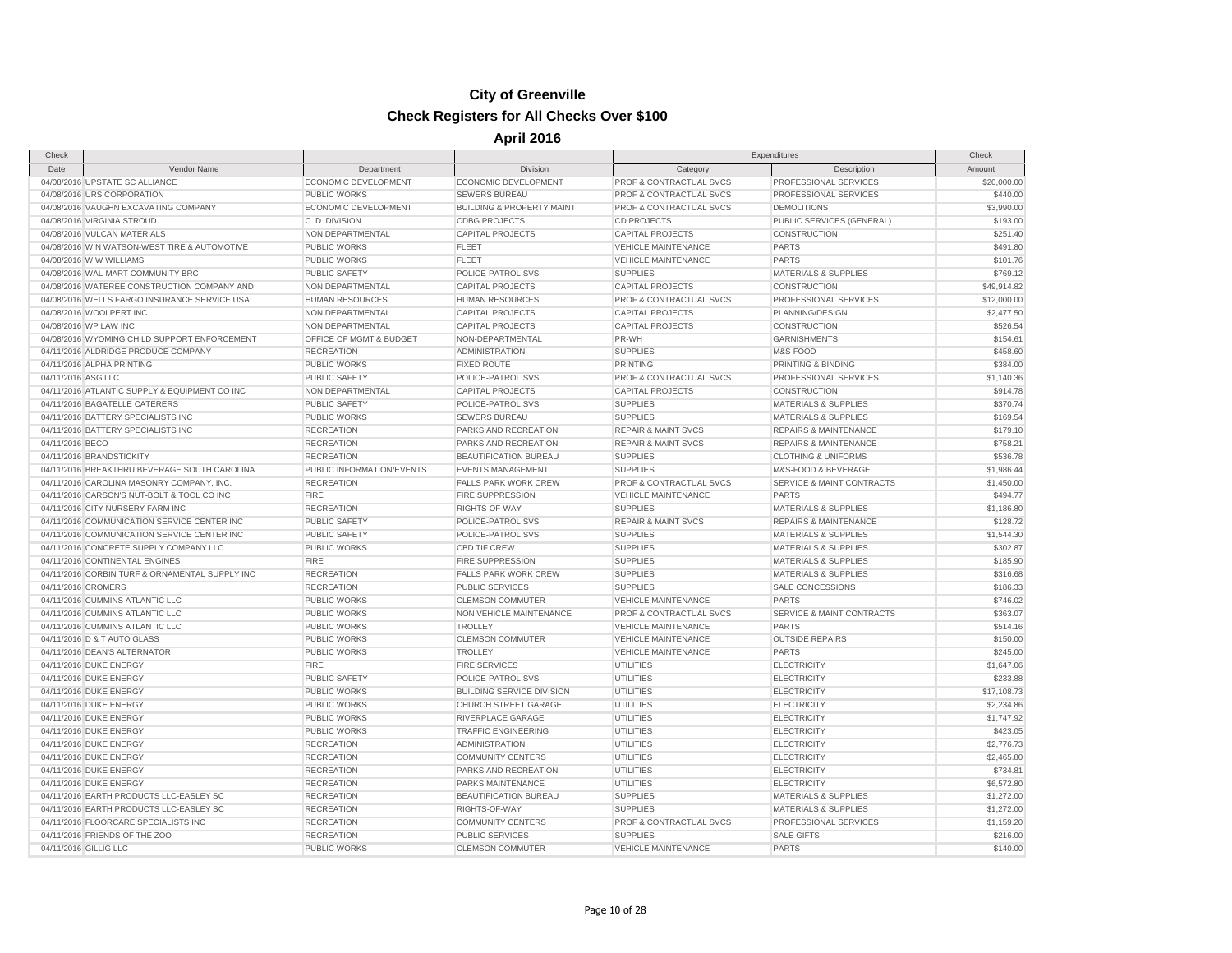# City of Greenville

## Check Registers for All Checks Over $100

### April 2016

| Check Date | Vendor Name | Department | Division | Expenditures Category | Expenditures Description | Check Amount |
|---|---|---|---|---|---|---|
| 04/08/2016 | UPSTATE SC ALLIANCE | ECONOMIC DEVELOPMENT | ECONOMIC DEVELOPMENT | PROF & CONTRACTUAL SVCS | PROFESSIONAL SERVICES | $20,000.00 |
| 04/08/2016 | URS CORPORATION | PUBLIC WORKS | SEWERS BUREAU | PROF & CONTRACTUAL SVCS | PROFESSIONAL SERVICES | $440.00 |
| 04/08/2016 | VAUGHN EXCAVATING COMPANY | ECONOMIC DEVELOPMENT | BUILDING & PROPERTY MAINT | PROF & CONTRACTUAL SVCS | DEMOLITIONS | $3,990.00 |
| 04/08/2016 | VIRGINIA STROUD | C. D. DIVISION | CDBG PROJECTS | CD PROJECTS | PUBLIC SERVICES (GENERAL) | $193.00 |
| 04/08/2016 | VULCAN MATERIALS | NON DEPARTMENTAL | CAPITAL PROJECTS | CAPITAL PROJECTS | CONSTRUCTION | $251.40 |
| 04/08/2016 | W N WATSON-WEST TIRE & AUTOMOTIVE | PUBLIC WORKS | FLEET | VEHICLE MAINTENANCE | PARTS | $491.80 |
| 04/08/2016 | W W WILLIAMS | PUBLIC WORKS | FLEET | VEHICLE MAINTENANCE | PARTS | $101.76 |
| 04/08/2016 | WAL-MART COMMUNITY BRC | PUBLIC SAFETY | POLICE-PATROL SVS | SUPPLIES | MATERIALS & SUPPLIES | $769.12 |
| 04/08/2016 | WATEREE CONSTRUCTION COMPANY AND | NON DEPARTMENTAL | CAPITAL PROJECTS | CAPITAL PROJECTS | CONSTRUCTION | $49,914.82 |
| 04/08/2016 | WELLS FARGO INSURANCE SERVICE USA | HUMAN RESOURCES | HUMAN RESOURCES | PROF & CONTRACTUAL SVCS | PROFESSIONAL SERVICES | $12,000.00 |
| 04/08/2016 | WOOLPERT INC | NON DEPARTMENTAL | CAPITAL PROJECTS | CAPITAL PROJECTS | PLANNING/DESIGN | $2,477.50 |
| 04/08/2016 | WP LAW INC | NON DEPARTMENTAL | CAPITAL PROJECTS | CAPITAL PROJECTS | CONSTRUCTION | $526.54 |
| 04/08/2016 | WYOMING CHILD SUPPORT ENFORCEMENT | OFFICE OF MGMT & BUDGET | NON-DEPARTMENTAL | PR-WH | GARNISHMENTS | $154.61 |
| 04/11/2016 | ALDRIDGE PRODUCE COMPANY | RECREATION | ADMINISTRATION | SUPPLIES | M&S-FOOD | $458.60 |
| 04/11/2016 | ALPHA PRINTING | PUBLIC WORKS | FIXED ROUTE | PRINTING | PRINTING & BINDING | $384.00 |
| 04/11/2016 | ASG LLC | PUBLIC SAFETY | POLICE-PATROL SVS | PROF & CONTRACTUAL SVCS | PROFESSIONAL SERVICES | $1,140.36 |
| 04/11/2016 | ATLANTIC SUPPLY & EQUIPMENT CO INC | NON DEPARTMENTAL | CAPITAL PROJECTS | CAPITAL PROJECTS | CONSTRUCTION | $914.78 |
| 04/11/2016 | BAGATELLE CATERERS | PUBLIC SAFETY | POLICE-PATROL SVS | SUPPLIES | MATERIALS & SUPPLIES | $370.74 |
| 04/11/2016 | BATTERY SPECIALISTS INC | PUBLIC WORKS | SEWERS BUREAU | SUPPLIES | MATERIALS & SUPPLIES | $169.54 |
| 04/11/2016 | BATTERY SPECIALISTS INC | RECREATION | PARKS AND RECREATION | REPAIR & MAINT SVCS | REPAIRS & MAINTENANCE | $179.10 |
| 04/11/2016 | BECO | RECREATION | PARKS AND RECREATION | REPAIR & MAINT SVCS | REPAIRS & MAINTENANCE | $758.21 |
| 04/11/2016 | BRANDSTICKITY | RECREATION | BEAUTIFICATION BUREAU | SUPPLIES | CLOTHING & UNIFORMS | $536.78 |
| 04/11/2016 | BREAKTHRU BEVERAGE SOUTH CAROLINA | PUBLIC INFORMATION/EVENTS | EVENTS MANAGEMENT | SUPPLIES | M&S-FOOD & BEVERAGE | $1,986.44 |
| 04/11/2016 | CAROLINA MASONRY COMPANY, INC. | RECREATION | FALLS PARK WORK CREW | PROF & CONTRACTUAL SVCS | SERVICE & MAINT CONTRACTS | $1,450.00 |
| 04/11/2016 | CARSON'S NUT-BOLT & TOOL CO INC | FIRE | FIRE SUPPRESSION | VEHICLE MAINTENANCE | PARTS | $494.77 |
| 04/11/2016 | CITY NURSERY FARM INC | RECREATION | RIGHTS-OF-WAY | SUPPLIES | MATERIALS & SUPPLIES | $1,186.80 |
| 04/11/2016 | COMMUNICATION SERVICE CENTER INC | PUBLIC SAFETY | POLICE-PATROL SVS | REPAIR & MAINT SVCS | REPAIRS & MAINTENANCE | $128.72 |
| 04/11/2016 | COMMUNICATION SERVICE CENTER INC | PUBLIC SAFETY | POLICE-PATROL SVS | SUPPLIES | MATERIALS & SUPPLIES | $1,544.30 |
| 04/11/2016 | CONCRETE SUPPLY COMPANY LLC | PUBLIC WORKS | CBD TIF CREW | SUPPLIES | MATERIALS & SUPPLIES | $302.87 |
| 04/11/2016 | CONTINENTAL ENGINES | FIRE | FIRE SUPPRESSION | SUPPLIES | MATERIALS & SUPPLIES | $185.90 |
| 04/11/2016 | CORBIN TURF & ORNAMENTAL SUPPLY INC | RECREATION | FALLS PARK WORK CREW | SUPPLIES | MATERIALS & SUPPLIES | $316.68 |
| 04/11/2016 | CROMERS | RECREATION | PUBLIC SERVICES | SUPPLIES | SALE CONCESSIONS | $186.33 |
| 04/11/2016 | CUMMINS ATLANTIC LLC | PUBLIC WORKS | CLEMSON COMMUTER | VEHICLE MAINTENANCE | PARTS | $746.02 |
| 04/11/2016 | CUMMINS ATLANTIC LLC | PUBLIC WORKS | NON VEHICLE MAINTENANCE | PROF & CONTRACTUAL SVCS | SERVICE & MAINT CONTRACTS | $363.07 |
| 04/11/2016 | CUMMINS ATLANTIC LLC | PUBLIC WORKS | TROLLEY | VEHICLE MAINTENANCE | PARTS | $514.16 |
| 04/11/2016 | D & T AUTO GLASS | PUBLIC WORKS | CLEMSON COMMUTER | VEHICLE MAINTENANCE | OUTSIDE REPAIRS | $150.00 |
| 04/11/2016 | DEAN'S ALTERNATOR | PUBLIC WORKS | TROLLEY | VEHICLE MAINTENANCE | PARTS | $245.00 |
| 04/11/2016 | DUKE ENERGY | FIRE | FIRE SERVICES | UTILITIES | ELECTRICITY | $1,647.06 |
| 04/11/2016 | DUKE ENERGY | PUBLIC SAFETY | POLICE-PATROL SVS | UTILITIES | ELECTRICITY | $233.88 |
| 04/11/2016 | DUKE ENERGY | PUBLIC WORKS | BUILDING SERVICE DIVISION | UTILITIES | ELECTRICITY | $17,108.73 |
| 04/11/2016 | DUKE ENERGY | PUBLIC WORKS | CHURCH STREET GARAGE | UTILITIES | ELECTRICITY | $2,234.86 |
| 04/11/2016 | DUKE ENERGY | PUBLIC WORKS | RIVERPLACE GARAGE | UTILITIES | ELECTRICITY | $1,747.92 |
| 04/11/2016 | DUKE ENERGY | PUBLIC WORKS | TRAFFIC ENGINEERING | UTILITIES | ELECTRICITY | $423.05 |
| 04/11/2016 | DUKE ENERGY | RECREATION | ADMINISTRATION | UTILITIES | ELECTRICITY | $2,776.73 |
| 04/11/2016 | DUKE ENERGY | RECREATION | COMMUNITY CENTERS | UTILITIES | ELECTRICITY | $2,465.80 |
| 04/11/2016 | DUKE ENERGY | RECREATION | PARKS AND RECREATION | UTILITIES | ELECTRICITY | $734.81 |
| 04/11/2016 | DUKE ENERGY | RECREATION | PARKS MAINTENANCE | UTILITIES | ELECTRICITY | $6,572.80 |
| 04/11/2016 | EARTH PRODUCTS LLC-EASLEY SC | RECREATION | BEAUTIFICATION BUREAU | SUPPLIES | MATERIALS & SUPPLIES | $1,272.00 |
| 04/11/2016 | EARTH PRODUCTS LLC-EASLEY SC | RECREATION | RIGHTS-OF-WAY | SUPPLIES | MATERIALS & SUPPLIES | $1,272.00 |
| 04/11/2016 | FLOORCARE SPECIALISTS INC | RECREATION | COMMUNITY CENTERS | PROF & CONTRACTUAL SVCS | PROFESSIONAL SERVICES | $1,159.20 |
| 04/11/2016 | FRIENDS OF THE ZOO | RECREATION | PUBLIC SERVICES | SUPPLIES | SALE GIFTS | $216.00 |
| 04/11/2016 | GILLIG LLC | PUBLIC WORKS | CLEMSON COMMUTER | VEHICLE MAINTENANCE | PARTS | $140.00 |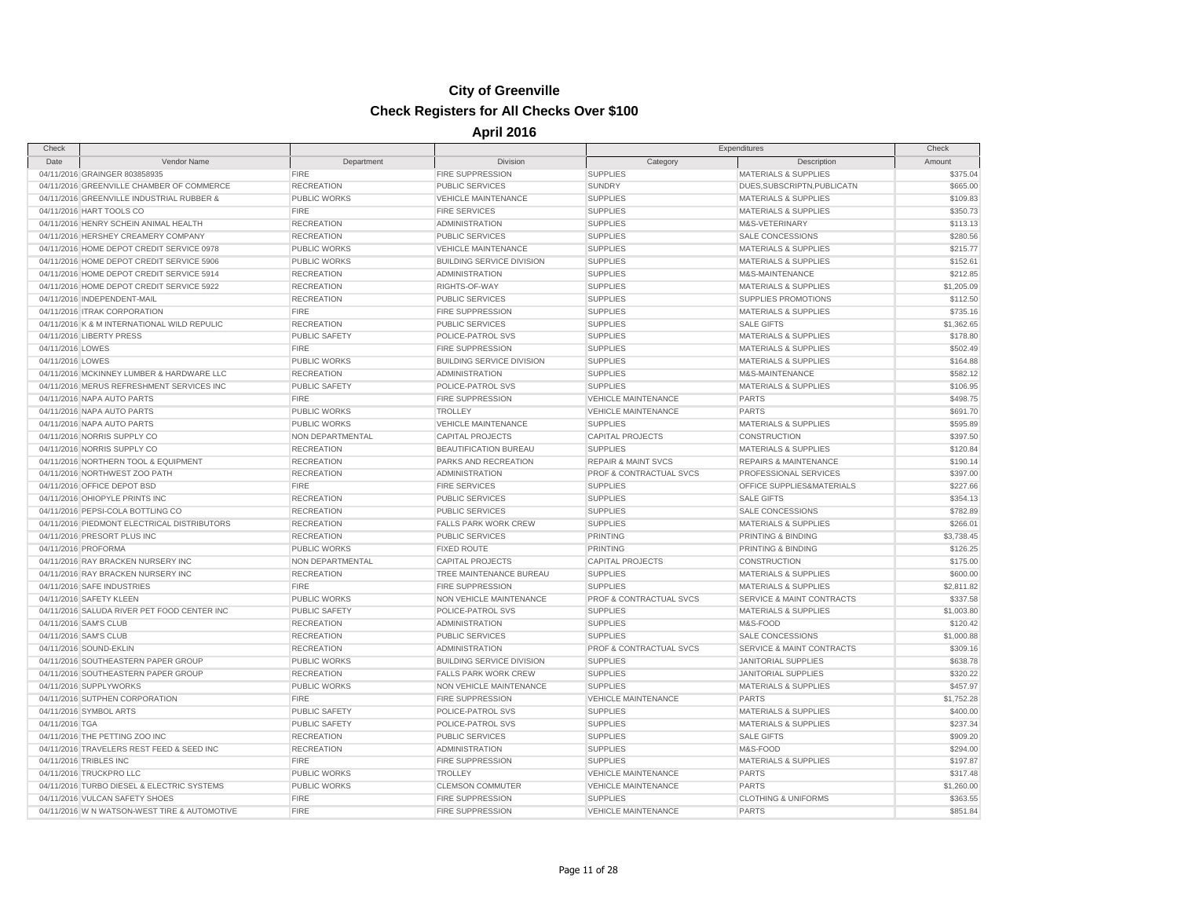# City of Greenville

## Check Registers for All Checks Over $100

### April 2016

| Check Date | Vendor Name | Department | Division | Expenditures Category | Expenditures Description | Check Amount |
|---|---|---|---|---|---|---|
| 04/11/2016 | GRAINGER 803858935 | FIRE | FIRE SUPPRESSION | SUPPLIES | MATERIALS & SUPPLIES | $375.04 |
| 04/11/2016 | GREENVILLE CHAMBER OF COMMERCE | RECREATION | PUBLIC SERVICES | SUNDRY | DUES,SUBSCRIPTN,PUBLICATN | $665.00 |
| 04/11/2016 | GREENVILLE INDUSTRIAL RUBBER & | PUBLIC WORKS | VEHICLE MAINTENANCE | SUPPLIES | MATERIALS & SUPPLIES | $109.83 |
| 04/11/2016 | HART TOOLS CO | FIRE | FIRE SERVICES | SUPPLIES | MATERIALS & SUPPLIES | $350.73 |
| 04/11/2016 | HENRY SCHEIN ANIMAL HEALTH | RECREATION | ADMINISTRATION | SUPPLIES | M&S-VETERINARY | $113.13 |
| 04/11/2016 | HERSHEY CREAMERY COMPANY | RECREATION | PUBLIC SERVICES | SUPPLIES | SALE CONCESSIONS | $280.56 |
| 04/11/2016 | HOME DEPOT CREDIT SERVICE 0978 | PUBLIC WORKS | VEHICLE MAINTENANCE | SUPPLIES | MATERIALS & SUPPLIES | $215.77 |
| 04/11/2016 | HOME DEPOT CREDIT SERVICE 5906 | PUBLIC WORKS | BUILDING SERVICE DIVISION | SUPPLIES | MATERIALS & SUPPLIES | $152.61 |
| 04/11/2016 | HOME DEPOT CREDIT SERVICE 5914 | RECREATION | ADMINISTRATION | SUPPLIES | M&S-MAINTENANCE | $212.85 |
| 04/11/2016 | HOME DEPOT CREDIT SERVICE 5922 | RECREATION | RIGHTS-OF-WAY | SUPPLIES | MATERIALS & SUPPLIES | $1,205.09 |
| 04/11/2016 | INDEPENDENT-MAIL | RECREATION | PUBLIC SERVICES | SUPPLIES | SUPPLIES PROMOTIONS | $112.50 |
| 04/11/2016 | ITRAK CORPORATION | FIRE | FIRE SUPPRESSION | SUPPLIES | MATERIALS & SUPPLIES | $735.16 |
| 04/11/2016 | K & M INTERNATIONAL WILD REPULIC | RECREATION | PUBLIC SERVICES | SUPPLIES | SALE GIFTS | $1,362.65 |
| 04/11/2016 | LIBERTY PRESS | PUBLIC SAFETY | POLICE-PATROL SVS | SUPPLIES | MATERIALS & SUPPLIES | $178.80 |
| 04/11/2016 | LOWES | FIRE | FIRE SUPPRESSION | SUPPLIES | MATERIALS & SUPPLIES | $502.49 |
| 04/11/2016 | LOWES | PUBLIC WORKS | BUILDING SERVICE DIVISION | SUPPLIES | MATERIALS & SUPPLIES | $164.88 |
| 04/11/2016 | MCKINNEY LUMBER & HARDWARE LLC | RECREATION | ADMINISTRATION | SUPPLIES | M&S-MAINTENANCE | $582.12 |
| 04/11/2016 | MERUS REFRESHMENT SERVICES INC | PUBLIC SAFETY | POLICE-PATROL SVS | SUPPLIES | MATERIALS & SUPPLIES | $106.95 |
| 04/11/2016 | NAPA AUTO PARTS | FIRE | FIRE SUPPRESSION | VEHICLE MAINTENANCE | PARTS | $498.75 |
| 04/11/2016 | NAPA AUTO PARTS | PUBLIC WORKS | TROLLEY | VEHICLE MAINTENANCE | PARTS | $691.70 |
| 04/11/2016 | NAPA AUTO PARTS | PUBLIC WORKS | VEHICLE MAINTENANCE | SUPPLIES | MATERIALS & SUPPLIES | $595.89 |
| 04/11/2016 | NORRIS SUPPLY CO | NON DEPARTMENTAL | CAPITAL PROJECTS | CAPITAL PROJECTS | CONSTRUCTION | $397.50 |
| 04/11/2016 | NORRIS SUPPLY CO | RECREATION | BEAUTIFICATION BUREAU | SUPPLIES | MATERIALS & SUPPLIES | $120.84 |
| 04/11/2016 | NORTHERN TOOL & EQUIPMENT | RECREATION | PARKS AND RECREATION | REPAIR & MAINT SVCS | REPAIRS & MAINTENANCE | $190.14 |
| 04/11/2016 | NORTHWEST ZOO PATH | RECREATION | ADMINISTRATION | PROF & CONTRACTUAL SVCS | PROFESSIONAL SERVICES | $397.00 |
| 04/11/2016 | OFFICE DEPOT BSD | FIRE | FIRE SERVICES | SUPPLIES | OFFICE SUPPLIES&MATERIALS | $227.66 |
| 04/11/2016 | OHIOPYLE PRINTS INC | RECREATION | PUBLIC SERVICES | SUPPLIES | SALE GIFTS | $354.13 |
| 04/11/2016 | PEPSI-COLA BOTTLING CO | RECREATION | PUBLIC SERVICES | SUPPLIES | SALE CONCESSIONS | $782.89 |
| 04/11/2016 | PIEDMONT ELECTRICAL DISTRIBUTORS | RECREATION | FALLS PARK WORK CREW | SUPPLIES | MATERIALS & SUPPLIES | $266.01 |
| 04/11/2016 | PRESORT PLUS INC | RECREATION | PUBLIC SERVICES | PRINTING | PRINTING & BINDING | $3,738.45 |
| 04/11/2016 | PROFORMA | PUBLIC WORKS | FIXED ROUTE | PRINTING | PRINTING & BINDING | $126.25 |
| 04/11/2016 | RAY BRACKEN NURSERY INC | NON DEPARTMENTAL | CAPITAL PROJECTS | CAPITAL PROJECTS | CONSTRUCTION | $175.00 |
| 04/11/2016 | RAY BRACKEN NURSERY INC | RECREATION | TREE MAINTENANCE BUREAU | SUPPLIES | MATERIALS & SUPPLIES | $600.00 |
| 04/11/2016 | SAFE INDUSTRIES | FIRE | FIRE SUPPRESSION | SUPPLIES | MATERIALS & SUPPLIES | $2,811.82 |
| 04/11/2016 | SAFETY KLEEN | PUBLIC WORKS | NON VEHICLE MAINTENANCE | PROF & CONTRACTUAL SVCS | SERVICE & MAINT CONTRACTS | $337.58 |
| 04/11/2016 | SALUDA RIVER PET FOOD CENTER INC | PUBLIC SAFETY | POLICE-PATROL SVS | SUPPLIES | MATERIALS & SUPPLIES | $1,003.80 |
| 04/11/2016 | SAM'S CLUB | RECREATION | ADMINISTRATION | SUPPLIES | M&S-FOOD | $120.42 |
| 04/11/2016 | SAM'S CLUB | RECREATION | PUBLIC SERVICES | SUPPLIES | SALE CONCESSIONS | $1,000.88 |
| 04/11/2016 | SOUND-EKLIN | RECREATION | ADMINISTRATION | PROF & CONTRACTUAL SVCS | SERVICE & MAINT CONTRACTS | $309.16 |
| 04/11/2016 | SOUTHEASTERN PAPER GROUP | PUBLIC WORKS | BUILDING SERVICE DIVISION | SUPPLIES | JANITORIAL SUPPLIES | $638.78 |
| 04/11/2016 | SOUTHEASTERN PAPER GROUP | RECREATION | FALLS PARK WORK CREW | SUPPLIES | JANITORIAL SUPPLIES | $320.22 |
| 04/11/2016 | SUPPLYWORKS | PUBLIC WORKS | NON VEHICLE MAINTENANCE | SUPPLIES | MATERIALS & SUPPLIES | $457.97 |
| 04/11/2016 | SUTPHEN CORPORATION | FIRE | FIRE SUPPRESSION | VEHICLE MAINTENANCE | PARTS | $1,752.28 |
| 04/11/2016 | SYMBOL ARTS | PUBLIC SAFETY | POLICE-PATROL SVS | SUPPLIES | MATERIALS & SUPPLIES | $400.00 |
| 04/11/2016 | TGA | PUBLIC SAFETY | POLICE-PATROL SVS | SUPPLIES | MATERIALS & SUPPLIES | $237.34 |
| 04/11/2016 | THE PETTING ZOO INC | RECREATION | PUBLIC SERVICES | SUPPLIES | SALE GIFTS | $909.20 |
| 04/11/2016 | TRAVELERS REST FEED & SEED INC | RECREATION | ADMINISTRATION | SUPPLIES | M&S-FOOD | $294.00 |
| 04/11/2016 | TRIBLES INC | FIRE | FIRE SUPPRESSION | SUPPLIES | MATERIALS & SUPPLIES | $197.87 |
| 04/11/2016 | TRUCKPRO LLC | PUBLIC WORKS | TROLLEY | VEHICLE MAINTENANCE | PARTS | $317.48 |
| 04/11/2016 | TURBO DIESEL & ELECTRIC SYSTEMS | PUBLIC WORKS | CLEMSON COMMUTER | VEHICLE MAINTENANCE | PARTS | $1,260.00 |
| 04/11/2016 | VULCAN SAFETY SHOES | FIRE | FIRE SUPPRESSION | SUPPLIES | CLOTHING & UNIFORMS | $363.55 |
| 04/11/2016 | W N WATSON-WEST TIRE & AUTOMOTIVE | FIRE | FIRE SUPPRESSION | VEHICLE MAINTENANCE | PARTS | $851.84 |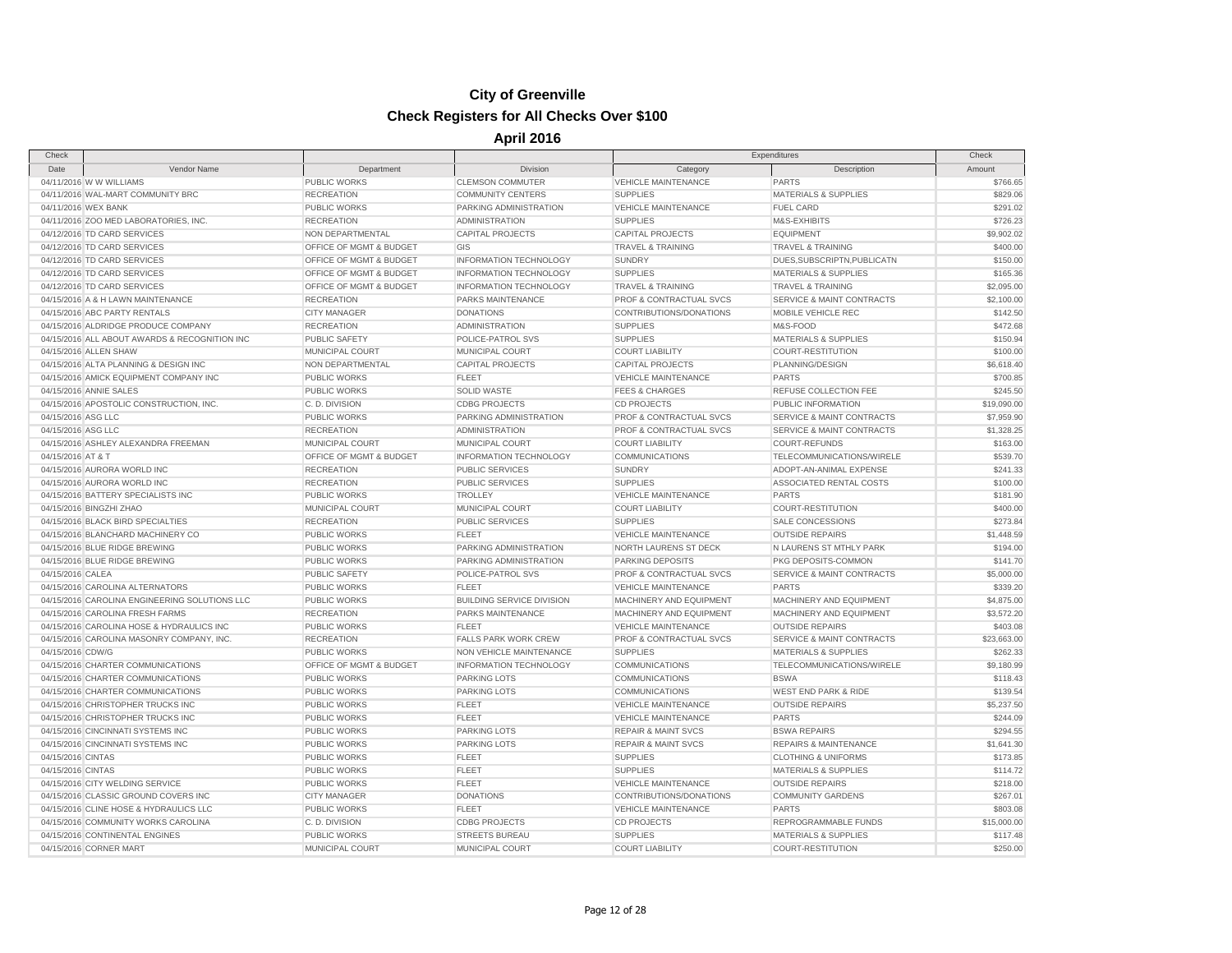# City of Greenville

## Check Registers for All Checks Over $100

### April 2016

| Check | | | | Expenditures | | Check |
|---|---|---|---|---|---|---|
| Date | Vendor Name | Department | Division | Category | Description | Amount |
| 04/11/2016 | W W WILLIAMS | PUBLIC WORKS | CLEMSON COMMUTER | VEHICLE MAINTENANCE | PARTS | $766.65 |
| 04/11/2016 | WAL-MART COMMUNITY BRC | RECREATION | COMMUNITY CENTERS | SUPPLIES | MATERIALS & SUPPLIES | $829.06 |
| 04/11/2016 | WEX BANK | PUBLIC WORKS | PARKING ADMINISTRATION | VEHICLE MAINTENANCE | FUEL CARD | $291.02 |
| 04/11/2016 | ZOO MED LABORATORIES, INC. | RECREATION | ADMINISTRATION | SUPPLIES | M&S-EXHIBITS | $726.23 |
| 04/12/2016 | TD CARD SERVICES | NON DEPARTMENTAL | CAPITAL PROJECTS | CAPITAL PROJECTS | EQUIPMENT | $9,902.02 |
| 04/12/2016 | TD CARD SERVICES | OFFICE OF MGMT & BUDGET | GIS | TRAVEL & TRAINING | TRAVEL & TRAINING | $400.00 |
| 04/12/2016 | TD CARD SERVICES | OFFICE OF MGMT & BUDGET | INFORMATION TECHNOLOGY | SUNDRY | DUES,SUBSCRIPTN,PUBLICATN | $150.00 |
| 04/12/2016 | TD CARD SERVICES | OFFICE OF MGMT & BUDGET | INFORMATION TECHNOLOGY | SUPPLIES | MATERIALS & SUPPLIES | $165.36 |
| 04/12/2016 | TD CARD SERVICES | OFFICE OF MGMT & BUDGET | INFORMATION TECHNOLOGY | TRAVEL & TRAINING | TRAVEL & TRAINING | $2,095.00 |
| 04/15/2016 | A & H LAWN MAINTENANCE | RECREATION | PARKS MAINTENANCE | PROF & CONTRACTUAL SVCS | SERVICE & MAINT CONTRACTS | $2,100.00 |
| 04/15/2016 | ABC PARTY RENTALS | CITY MANAGER | DONATIONS | CONTRIBUTIONS/DONATIONS | MOBILE VEHICLE REC | $142.50 |
| 04/15/2016 | ALDRIDGE PRODUCE COMPANY | RECREATION | ADMINISTRATION | SUPPLIES | M&S-FOOD | $472.68 |
| 04/15/2016 | ALL ABOUT AWARDS & RECOGNITION INC | PUBLIC SAFETY | POLICE-PATROL SVS | SUPPLIES | MATERIALS & SUPPLIES | $150.94 |
| 04/15/2016 | ALLEN SHAW | MUNICIPAL COURT | MUNICIPAL COURT | COURT LIABILITY | COURT-RESTITUTION | $100.00 |
| 04/15/2016 | ALTA PLANNING & DESIGN INC | NON DEPARTMENTAL | CAPITAL PROJECTS | CAPITAL PROJECTS | PLANNING/DESIGN | $6,618.40 |
| 04/15/2016 | AMICK EQUIPMENT COMPANY INC | PUBLIC WORKS | FLEET | VEHICLE MAINTENANCE | PARTS | $700.85 |
| 04/15/2016 | ANNIE SALES | PUBLIC WORKS | SOLID WASTE | FEES & CHARGES | REFUSE COLLECTION FEE | $245.50 |
| 04/15/2016 | APOSTOLIC CONSTRUCTION, INC. | C. D. DIVISION | CDBG PROJECTS | CD PROJECTS | PUBLIC INFORMATION | $19,090.00 |
| 04/15/2016 | ASG LLC | PUBLIC WORKS | PARKING ADMINISTRATION | PROF & CONTRACTUAL SVCS | SERVICE & MAINT CONTRACTS | $7,959.90 |
| 04/15/2016 | ASG LLC | RECREATION | ADMINISTRATION | PROF & CONTRACTUAL SVCS | SERVICE & MAINT CONTRACTS | $1,328.25 |
| 04/15/2016 | ASHLEY ALEXANDRA FREEMAN | MUNICIPAL COURT | MUNICIPAL COURT | COURT LIABILITY | COURT-REFUNDS | $163.00 |
| 04/15/2016 | AT & T | OFFICE OF MGMT & BUDGET | INFORMATION TECHNOLOGY | COMMUNICATIONS | TELECOMMUNICATIONS/WIRELE | $539.70 |
| 04/15/2016 | AURORA WORLD INC | RECREATION | PUBLIC SERVICES | SUNDRY | ADOPT-AN-ANIMAL EXPENSE | $241.33 |
| 04/15/2016 | AURORA WORLD INC | RECREATION | PUBLIC SERVICES | SUPPLIES | ASSOCIATED RENTAL COSTS | $100.00 |
| 04/15/2016 | BATTERY SPECIALISTS INC | PUBLIC WORKS | TROLLEY | VEHICLE MAINTENANCE | PARTS | $181.90 |
| 04/15/2016 | BINGZHI ZHAO | MUNICIPAL COURT | MUNICIPAL COURT | COURT LIABILITY | COURT-RESTITUTION | $400.00 |
| 04/15/2016 | BLACK BIRD SPECIALTIES | RECREATION | PUBLIC SERVICES | SUPPLIES | SALE CONCESSIONS | $273.84 |
| 04/15/2016 | BLANCHARD MACHINERY CO | PUBLIC WORKS | FLEET | VEHICLE MAINTENANCE | OUTSIDE REPAIRS | $1,448.59 |
| 04/15/2016 | BLUE RIDGE BREWING | PUBLIC WORKS | PARKING ADMINISTRATION | NORTH LAURENS ST DECK | N LAURENS ST MTHLY PARK | $194.00 |
| 04/15/2016 | BLUE RIDGE BREWING | PUBLIC WORKS | PARKING ADMINISTRATION | PARKING DEPOSITS | PKG DEPOSITS-COMMON | $141.70 |
| 04/15/2016 | CALEA | PUBLIC SAFETY | POLICE-PATROL SVS | PROF & CONTRACTUAL SVCS | SERVICE & MAINT CONTRACTS | $5,000.00 |
| 04/15/2016 | CAROLINA ALTERNATORS | PUBLIC WORKS | FLEET | VEHICLE MAINTENANCE | PARTS | $339.20 |
| 04/15/2016 | CAROLINA ENGINEERING SOLUTIONS LLC | PUBLIC WORKS | BUILDING SERVICE DIVISION | MACHINERY AND EQUIPMENT | MACHINERY AND EQUIPMENT | $4,875.00 |
| 04/15/2016 | CAROLINA FRESH FARMS | RECREATION | PARKS MAINTENANCE | MACHINERY AND EQUIPMENT | MACHINERY AND EQUIPMENT | $3,572.20 |
| 04/15/2016 | CAROLINA HOSE & HYDRAULICS INC | PUBLIC WORKS | FLEET | VEHICLE MAINTENANCE | OUTSIDE REPAIRS | $403.08 |
| 04/15/2016 | CAROLINA MASONRY COMPANY, INC. | RECREATION | FALLS PARK WORK CREW | PROF & CONTRACTUAL SVCS | SERVICE & MAINT CONTRACTS | $23,663.00 |
| 04/15/2016 | CDW/G | PUBLIC WORKS | NON VEHICLE MAINTENANCE | SUPPLIES | MATERIALS & SUPPLIES | $262.33 |
| 04/15/2016 | CHARTER COMMUNICATIONS | OFFICE OF MGMT & BUDGET | INFORMATION TECHNOLOGY | COMMUNICATIONS | TELECOMMUNICATIONS/WIRELE | $9,180.99 |
| 04/15/2016 | CHARTER COMMUNICATIONS | PUBLIC WORKS | PARKING LOTS | COMMUNICATIONS | BSWA | $118.43 |
| 04/15/2016 | CHARTER COMMUNICATIONS | PUBLIC WORKS | PARKING LOTS | COMMUNICATIONS | WEST END PARK & RIDE | $139.54 |
| 04/15/2016 | CHRISTOPHER TRUCKS INC | PUBLIC WORKS | FLEET | VEHICLE MAINTENANCE | OUTSIDE REPAIRS | $5,237.50 |
| 04/15/2016 | CHRISTOPHER TRUCKS INC | PUBLIC WORKS | FLEET | VEHICLE MAINTENANCE | PARTS | $244.09 |
| 04/15/2016 | CINCINNATI SYSTEMS INC | PUBLIC WORKS | PARKING LOTS | REPAIR & MAINT SVCS | BSWA REPAIRS | $294.55 |
| 04/15/2016 | CINCINNATI SYSTEMS INC | PUBLIC WORKS | PARKING LOTS | REPAIR & MAINT SVCS | REPAIRS & MAINTENANCE | $1,641.30 |
| 04/15/2016 | CINTAS | PUBLIC WORKS | FLEET | SUPPLIES | CLOTHING & UNIFORMS | $173.85 |
| 04/15/2016 | CINTAS | PUBLIC WORKS | FLEET | SUPPLIES | MATERIALS & SUPPLIES | $114.72 |
| 04/15/2016 | CITY WELDING SERVICE | PUBLIC WORKS | FLEET | VEHICLE MAINTENANCE | OUTSIDE REPAIRS | $218.00 |
| 04/15/2016 | CLASSIC GROUND COVERS INC | CITY MANAGER | DONATIONS | CONTRIBUTIONS/DONATIONS | COMMUNITY GARDENS | $267.01 |
| 04/15/2016 | CLINE HOSE & HYDRAULICS LLC | PUBLIC WORKS | FLEET | VEHICLE MAINTENANCE | PARTS | $803.08 |
| 04/15/2016 | COMMUNITY WORKS CAROLINA | C. D. DIVISION | CDBG PROJECTS | CD PROJECTS | REPROGRAMMABLE FUNDS | $15,000.00 |
| 04/15/2016 | CONTINENTAL ENGINES | PUBLIC WORKS | STREETS BUREAU | SUPPLIES | MATERIALS & SUPPLIES | $117.48 |
| 04/15/2016 | CORNER MART | MUNICIPAL COURT | MUNICIPAL COURT | COURT LIABILITY | COURT-RESTITUTION | $250.00 |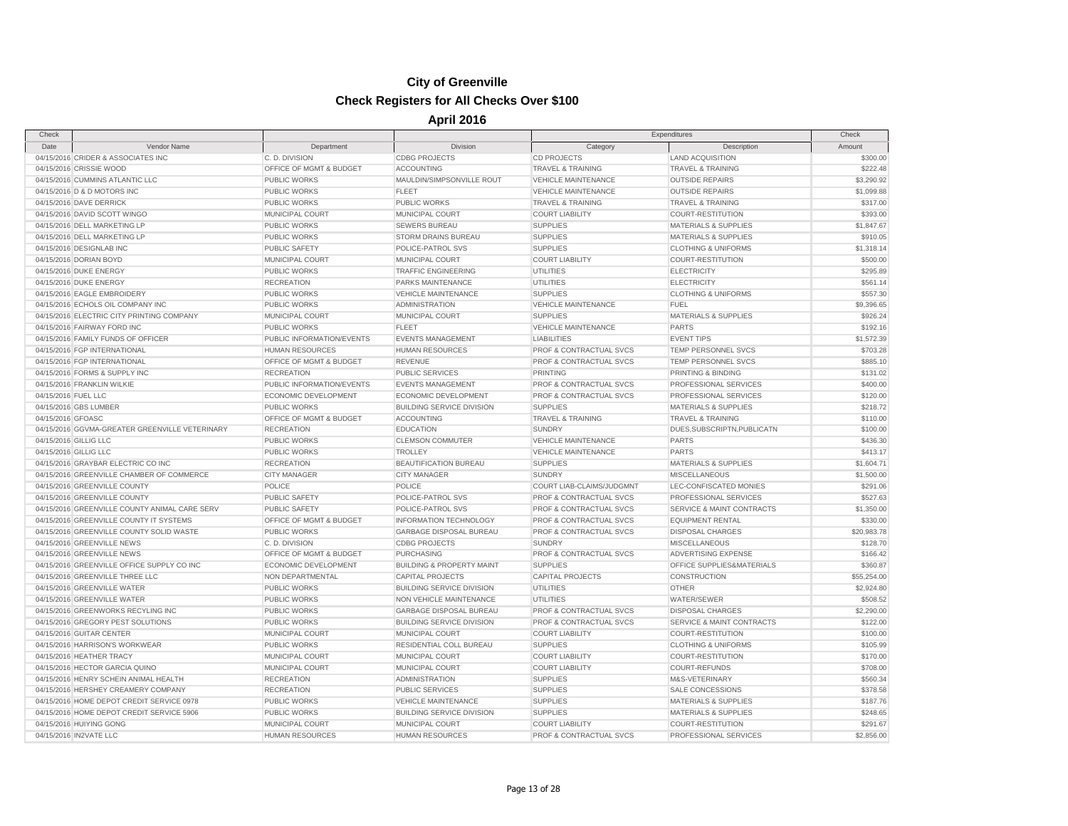# City of Greenville

## Check Registers for All Checks Over $100

### April 2016

| Check | | | | Expenditures | | Check |
|---|---|---|---|---|---|---|
| Date | Vendor Name | Department | Division | Category | Description | Amount |
| 04/15/2016 | CRIDER & ASSOCIATES INC | C. D. DIVISION | CDBG PROJECTS | CD PROJECTS | LAND ACQUISITION | $300.00 |
| 04/15/2016 | CRISSIE WOOD | OFFICE OF MGMT & BUDGET | ACCOUNTING | TRAVEL & TRAINING | TRAVEL & TRAINING | $222.48 |
| 04/15/2016 | CUMMINS ATLANTIC LLC | PUBLIC WORKS | MAULDIN/SIMPSONVILLE ROUT | VEHICLE MAINTENANCE | OUTSIDE REPAIRS | $3,290.92 |
| 04/15/2016 | D & D MOTORS INC | PUBLIC WORKS | FLEET | VEHICLE MAINTENANCE | OUTSIDE REPAIRS | $1,099.88 |
| 04/15/2016 | DAVE DERRICK | PUBLIC WORKS | PUBLIC WORKS | TRAVEL & TRAINING | TRAVEL & TRAINING | $317.00 |
| 04/15/2016 | DAVID SCOTT WINGO | MUNICIPAL COURT | MUNICIPAL COURT | COURT LIABILITY | COURT-RESTITUTION | $393.00 |
| 04/15/2016 | DELL MARKETING LP | PUBLIC WORKS | SEWERS BUREAU | SUPPLIES | MATERIALS & SUPPLIES | $1,847.67 |
| 04/15/2016 | DELL MARKETING LP | PUBLIC WORKS | STORM DRAINS BUREAU | SUPPLIES | MATERIALS & SUPPLIES | $910.05 |
| 04/15/2016 | DESIGNLAB INC | PUBLIC SAFETY | POLICE-PATROL SVS | SUPPLIES | CLOTHING & UNIFORMS | $1,318.14 |
| 04/15/2016 | DORIAN BOYD | MUNICIPAL COURT | MUNICIPAL COURT | COURT LIABILITY | COURT-RESTITUTION | $500.00 |
| 04/15/2016 | DUKE ENERGY | PUBLIC WORKS | TRAFFIC ENGINEERING | UTILITIES | ELECTRICITY | $295.89 |
| 04/15/2016 | DUKE ENERGY | RECREATION | PARKS MAINTENANCE | UTILITIES | ELECTRICITY | $561.14 |
| 04/15/2016 | EAGLE EMBROIDERY | PUBLIC WORKS | VEHICLE MAINTENANCE | SUPPLIES | CLOTHING & UNIFORMS | $557.30 |
| 04/15/2016 | ECHOLS OIL COMPANY INC | PUBLIC WORKS | ADMINISTRATION | VEHICLE MAINTENANCE | FUEL | $9,396.65 |
| 04/15/2016 | ELECTRIC CITY PRINTING COMPANY | MUNICIPAL COURT | MUNICIPAL COURT | SUPPLIES | MATERIALS & SUPPLIES | $926.24 |
| 04/15/2016 | FAIRWAY FORD INC | PUBLIC WORKS | FLEET | VEHICLE MAINTENANCE | PARTS | $192.16 |
| 04/15/2016 | FAMILY FUNDS OF OFFICER | PUBLIC INFORMATION/EVENTS | EVENTS MANAGEMENT | LIABILITIES | EVENT TIPS | $1,572.39 |
| 04/15/2016 | FGP INTERNATIONAL | HUMAN RESOURCES | HUMAN RESOURCES | PROF & CONTRACTUAL SVCS | TEMP PERSONNEL SVCS | $703.28 |
| 04/15/2016 | FGP INTERNATIONAL | OFFICE OF MGMT & BUDGET | REVENUE | PROF & CONTRACTUAL SVCS | TEMP PERSONNEL SVCS | $885.10 |
| 04/15/2016 | FORMS & SUPPLY INC | RECREATION | PUBLIC SERVICES | PRINTING | PRINTING & BINDING | $131.02 |
| 04/15/2016 | FRANKLIN WILKIE | PUBLIC INFORMATION/EVENTS | EVENTS MANAGEMENT | PROF & CONTRACTUAL SVCS | PROFESSIONAL SERVICES | $400.00 |
| 04/15/2016 | FUEL LLC | ECONOMIC DEVELOPMENT | ECONOMIC DEVELOPMENT | PROF & CONTRACTUAL SVCS | PROFESSIONAL SERVICES | $120.00 |
| 04/15/2016 | GBS LUMBER | PUBLIC WORKS | BUILDING SERVICE DIVISION | SUPPLIES | MATERIALS & SUPPLIES | $218.72 |
| 04/15/2016 | GFOASC | OFFICE OF MGMT & BUDGET | ACCOUNTING | TRAVEL & TRAINING | TRAVEL & TRAINING | $110.00 |
| 04/15/2016 | GGVMA-GREATER GREENVILLE VETERINARY | RECREATION | EDUCATION | SUNDRY | DUES,SUBSCRIPTN,PUBLICATN | $100.00 |
| 04/15/2016 | GILLIG LLC | PUBLIC WORKS | CLEMSON COMMUTER | VEHICLE MAINTENANCE | PARTS | $436.30 |
| 04/15/2016 | GILLIG LLC | PUBLIC WORKS | TROLLEY | VEHICLE MAINTENANCE | PARTS | $413.17 |
| 04/15/2016 | GRAYBAR ELECTRIC CO INC | RECREATION | BEAUTIFICATION BUREAU | SUPPLIES | MATERIALS & SUPPLIES | $1,604.71 |
| 04/15/2016 | GREENVILLE CHAMBER OF COMMERCE | CITY MANAGER | CITY MANAGER | SUNDRY | MISCELLANEOUS | $1,500.00 |
| 04/15/2016 | GREENVILLE COUNTY | POLICE | POLICE | COURT LIAB-CLAIMS/JUDGMNT | LEC-CONFISCATED MONIES | $291.06 |
| 04/15/2016 | GREENVILLE COUNTY | PUBLIC SAFETY | POLICE-PATROL SVS | PROF & CONTRACTUAL SVCS | PROFESSIONAL SERVICES | $527.63 |
| 04/15/2016 | GREENVILLE COUNTY ANIMAL CARE SERV | PUBLIC SAFETY | POLICE-PATROL SVS | PROF & CONTRACTUAL SVCS | SERVICE & MAINT CONTRACTS | $1,350.00 |
| 04/15/2016 | GREENVILLE COUNTY IT SYSTEMS | OFFICE OF MGMT & BUDGET | INFORMATION TECHNOLOGY | PROF & CONTRACTUAL SVCS | EQUIPMENT RENTAL | $330.00 |
| 04/15/2016 | GREENVILLE COUNTY SOLID WASTE | PUBLIC WORKS | GARBAGE DISPOSAL BUREAU | PROF & CONTRACTUAL SVCS | DISPOSAL CHARGES | $20,983.78 |
| 04/15/2016 | GREENVILLE NEWS | C. D. DIVISION | CDBG PROJECTS | SUNDRY | MISCELLANEOUS | $128.70 |
| 04/15/2016 | GREENVILLE NEWS | OFFICE OF MGMT & BUDGET | PURCHASING | PROF & CONTRACTUAL SVCS | ADVERTISING EXPENSE | $166.42 |
| 04/15/2016 | GREENVILLE OFFICE SUPPLY CO INC | ECONOMIC DEVELOPMENT | BUILDING & PROPERTY MAINT | SUPPLIES | OFFICE SUPPLIES&MATERIALS | $360.87 |
| 04/15/2016 | GREENVILLE THREE LLC | NON DEPARTMENTAL | CAPITAL PROJECTS | CAPITAL PROJECTS | CONSTRUCTION | $55,254.00 |
| 04/15/2016 | GREENVILLE WATER | PUBLIC WORKS | BUILDING SERVICE DIVISION | UTILITIES | OTHER | $2,924.80 |
| 04/15/2016 | GREENVILLE WATER | PUBLIC WORKS | NON VEHICLE MAINTENANCE | UTILITIES | WATER/SEWER | $508.52 |
| 04/15/2016 | GREENWORKS RECYLING INC | PUBLIC WORKS | GARBAGE DISPOSAL BUREAU | PROF & CONTRACTUAL SVCS | DISPOSAL CHARGES | $2,290.00 |
| 04/15/2016 | GREGORY PEST SOLUTIONS | PUBLIC WORKS | BUILDING SERVICE DIVISION | PROF & CONTRACTUAL SVCS | SERVICE & MAINT CONTRACTS | $122.00 |
| 04/15/2016 | GUITAR CENTER | MUNICIPAL COURT | MUNICIPAL COURT | COURT LIABILITY | COURT-RESTITUTION | $100.00 |
| 04/15/2016 | HARRISON'S WORKWEAR | PUBLIC WORKS | RESIDENTIAL COLL BUREAU | SUPPLIES | CLOTHING & UNIFORMS | $105.99 |
| 04/15/2016 | HEATHER TRACY | MUNICIPAL COURT | MUNICIPAL COURT | COURT LIABILITY | COURT-RESTITUTION | $170.00 |
| 04/15/2016 | HECTOR GARCIA QUINO | MUNICIPAL COURT | MUNICIPAL COURT | COURT LIABILITY | COURT-REFUNDS | $708.00 |
| 04/15/2016 | HENRY SCHEIN ANIMAL HEALTH | RECREATION | ADMINISTRATION | SUPPLIES | M&S-VETERINARY | $560.34 |
| 04/15/2016 | HERSHEY CREAMERY COMPANY | RECREATION | PUBLIC SERVICES | SUPPLIES | SALE CONCESSIONS | $378.58 |
| 04/15/2016 | HOME DEPOT CREDIT SERVICE 0978 | PUBLIC WORKS | VEHICLE MAINTENANCE | SUPPLIES | MATERIALS & SUPPLIES | $187.76 |
| 04/15/2016 | HOME DEPOT CREDIT SERVICE 5906 | PUBLIC WORKS | BUILDING SERVICE DIVISION | SUPPLIES | MATERIALS & SUPPLIES | $248.65 |
| 04/15/2016 | HUIYING GONG | MUNICIPAL COURT | MUNICIPAL COURT | COURT LIABILITY | COURT-RESTITUTION | $291.67 |
| 04/15/2016 | IN2VATE LLC | HUMAN RESOURCES | HUMAN RESOURCES | PROF & CONTRACTUAL SVCS | PROFESSIONAL SERVICES | $2,856.00 |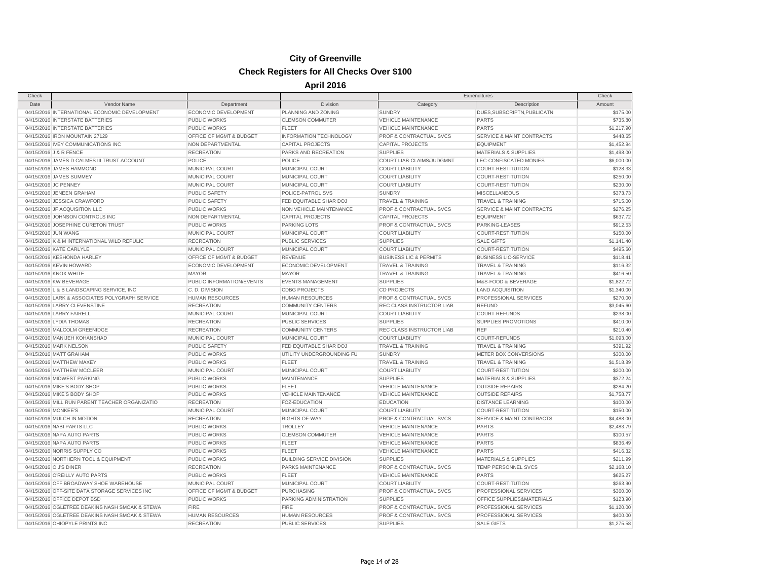# City of Greenville

## Check Registers for All Checks Over $100

### April 2016

| Check Date | Vendor Name | Department | Division | Expenditures Category | Expenditures Description | Check Amount |
|---|---|---|---|---|---|---|
| 04/15/2016 | INTERNATIONAL ECONOMIC DEVELOPMENT | ECONOMIC DEVELOPMENT | PLANNING AND ZONING | SUNDRY | DUES,SUBSCRIPTN,PUBLICATN | $175.00 |
| 04/15/2016 | INTERSTATE BATTERIES | PUBLIC WORKS | CLEMSON COMMUTER | VEHICLE MAINTENANCE | PARTS | $735.80 |
| 04/15/2016 | INTERSTATE BATTERIES | PUBLIC WORKS | FLEET | VEHICLE MAINTENANCE | PARTS | $1,217.90 |
| 04/15/2016 | IRON MOUNTAIN 27129 | OFFICE OF MGMT & BUDGET | INFORMATION TECHNOLOGY | PROF & CONTRACTUAL SVCS | SERVICE & MAINT CONTRACTS | $448.65 |
| 04/15/2016 | IVEY COMMUNICATIONS INC | NON DEPARTMENTAL | CAPITAL PROJECTS | CAPITAL PROJECTS | EQUIPMENT | $1,452.94 |
| 04/15/2016 | J & R FENCE | RECREATION | PARKS AND RECREATION | SUPPLIES | MATERIALS & SUPPLIES | $1,498.00 |
| 04/15/2016 | JAMES D CALMES III TRUST ACCOUNT | POLICE | POLICE | COURT LIAB-CLAIMS/JUDGMNT | LEC-CONFISCATED MONIES | $6,000.00 |
| 04/15/2016 | JAMES HAMMOND | MUNICIPAL COURT | MUNICIPAL COURT | COURT LIABILITY | COURT-RESTITUTION | $128.33 |
| 04/15/2016 | JAMES SUMMEY | MUNICIPAL COURT | MUNICIPAL COURT | COURT LIABILITY | COURT-RESTITUTION | $250.00 |
| 04/15/2016 | JC PENNEY | MUNICIPAL COURT | MUNICIPAL COURT | COURT LIABILITY | COURT-RESTITUTION | $230.00 |
| 04/15/2016 | JENEEN GRAHAM | PUBLIC SAFETY | POLICE-PATROL SVS | SUNDRY | MISCELLANEOUS | $373.73 |
| 04/15/2016 | JESSICA CRAWFORD | PUBLIC SAFETY | FED EQUITABLE SHAR DOJ | TRAVEL & TRAINING | TRAVEL & TRAINING | $715.00 |
| 04/15/2016 | JF ACQUISITION LLC | PUBLIC WORKS | NON VEHICLE MAINTENANCE | PROF & CONTRACTUAL SVCS | SERVICE & MAINT CONTRACTS | $276.25 |
| 04/15/2016 | JOHNSON CONTROLS INC | NON DEPARTMENTAL | CAPITAL PROJECTS | CAPITAL PROJECTS | EQUIPMENT | $637.72 |
| 04/15/2016 | JOSEPHINE CURETON TRUST | PUBLIC WORKS | PARKING LOTS | PROF & CONTRACTUAL SVCS | PARKING-LEASES | $912.53 |
| 04/15/2016 | JUN WANG | MUNICIPAL COURT | MUNICIPAL COURT | COURT LIABILITY | COURT-RESTITUTION | $150.00 |
| 04/15/2016 | K & M INTERNATIONAL WILD REPULIC | RECREATION | PUBLIC SERVICES | SUPPLIES | SALE GIFTS | $1,141.40 |
| 04/15/2016 | KATE CARLYLE | MUNICIPAL COURT | MUNICIPAL COURT | COURT LIABILITY | COURT-RESTITUTION | $495.60 |
| 04/15/2016 | KESHONDA HARLEY | OFFICE OF MGMT & BUDGET | REVENUE | BUSINESS LIC & PERMITS | BUSINESS LIC-SERVICE | $118.41 |
| 04/15/2016 | KEVIN HOWARD | ECONOMIC DEVELOPMENT | ECONOMIC DEVELOPMENT | TRAVEL & TRAINING | TRAVEL & TRAINING | $116.32 |
| 04/15/2016 | KNOX WHITE | MAYOR | MAYOR | TRAVEL & TRAINING | TRAVEL & TRAINING | $416.50 |
| 04/15/2016 | KW BEVERAGE | PUBLIC INFORMATION/EVENTS | EVENTS MANAGEMENT | SUPPLIES | M&S-FOOD & BEVERAGE | $1,822.72 |
| 04/15/2016 | L & B LANDSCAPING SERVICE, INC | C. D. DIVISION | CDBG PROJECTS | CD PROJECTS | LAND ACQUISITION | $1,340.00 |
| 04/15/2016 | LARK & ASSOCIATES POLYGRAPH SERVICE | HUMAN RESOURCES | HUMAN RESOURCES | PROF & CONTRACTUAL SVCS | PROFESSIONAL SERVICES | $270.00 |
| 04/15/2016 | LARRY CLEVENSTINE | RECREATION | COMMUNITY CENTERS | REC CLASS INSTRUCTOR LIAB | REFUND | $3,045.60 |
| 04/15/2016 | LARRY FAIRELL | MUNICIPAL COURT | MUNICIPAL COURT | COURT LIABILITY | COURT-REFUNDS | $238.00 |
| 04/15/2016 | LYDIA THOMAS | RECREATION | PUBLIC SERVICES | SUPPLIES | SUPPLIES PROMOTIONS | $410.00 |
| 04/15/2016 | MALCOLM GREENIDGE | RECREATION | COMMUNITY CENTERS | REC CLASS INSTRUCTOR LIAB | REF | $210.40 |
| 04/15/2016 | MANIJEH KOHANSHAD | MUNICIPAL COURT | MUNICIPAL COURT | COURT LIABILITY | COURT-REFUNDS | $1,093.00 |
| 04/15/2016 | MARK NELSON | PUBLIC SAFETY | FED EQUITABLE SHAR DOJ | TRAVEL & TRAINING | TRAVEL & TRAINING | $391.92 |
| 04/15/2016 | MATT GRAHAM | PUBLIC WORKS | UTILITY UNDERGROUNDING FU | SUNDRY | METER BOX CONVERSIONS | $300.00 |
| 04/15/2016 | MATTHEW MAXEY | PUBLIC WORKS | FLEET | TRAVEL & TRAINING | TRAVEL & TRAINING | $1,518.89 |
| 04/15/2016 | MATTHEW MCCLEER | MUNICIPAL COURT | MUNICIPAL COURT | COURT LIABILITY | COURT-RESTITUTION | $200.00 |
| 04/15/2016 | MIDWEST PARKING | PUBLIC WORKS | MAINTENANCE | SUPPLIES | MATERIALS & SUPPLIES | $372.24 |
| 04/15/2016 | MIKE'S BODY SHOP | PUBLIC WORKS | FLEET | VEHICLE MAINTENANCE | OUTSIDE REPAIRS | $284.20 |
| 04/15/2016 | MIKE'S BODY SHOP | PUBLIC WORKS | VEHICLE MAINTENANCE | VEHICLE MAINTENANCE | OUTSIDE REPAIRS | $1,758.77 |
| 04/15/2016 | MILL RUN PARENT TEACHER ORGANIZATIO | RECREATION | FOZ-EDUCATION | EDUCATION | DISTANCE LEARNING | $100.00 |
| 04/15/2016 | MONKEE'S | MUNICIPAL COURT | MUNICIPAL COURT | COURT LIABILITY | COURT-RESTITUTION | $150.00 |
| 04/15/2016 | MULCH IN MOTION | RECREATION | RIGHTS-OF-WAY | PROF & CONTRACTUAL SVCS | SERVICE & MAINT CONTRACTS | $4,488.00 |
| 04/15/2016 | NABI PARTS LLC | PUBLIC WORKS | TROLLEY | VEHICLE MAINTENANCE | PARTS | $2,483.79 |
| 04/15/2016 | NAPA AUTO PARTS | PUBLIC WORKS | CLEMSON COMMUTER | VEHICLE MAINTENANCE | PARTS | $100.57 |
| 04/15/2016 | NAPA AUTO PARTS | PUBLIC WORKS | FLEET | VEHICLE MAINTENANCE | PARTS | $836.49 |
| 04/15/2016 | NORRIS SUPPLY CO | PUBLIC WORKS | FLEET | VEHICLE MAINTENANCE | PARTS | $416.32 |
| 04/15/2016 | NORTHERN TOOL & EQUIPMENT | PUBLIC WORKS | BUILDING SERVICE DIVISION | SUPPLIES | MATERIALS & SUPPLIES | $211.99 |
| 04/15/2016 | O J'S DINER | RECREATION | PARKS MAINTENANCE | PROF & CONTRACTUAL SVCS | TEMP PERSONNEL SVCS | $2,168.10 |
| 04/15/2016 | O'REILLY AUTO PARTS | PUBLIC WORKS | FLEET | VEHICLE MAINTENANCE | PARTS | $625.27 |
| 04/15/2016 | OFF BROADWAY SHOE WAREHOUSE | MUNICIPAL COURT | MUNICIPAL COURT | COURT LIABILITY | COURT-RESTITUTION | $263.90 |
| 04/15/2016 | OFF-SITE DATA STORAGE SERVICES INC | OFFICE OF MGMT & BUDGET | PURCHASING | PROF & CONTRACTUAL SVCS | PROFESSIONAL SERVICES | $360.00 |
| 04/15/2016 | OFFICE DEPOT BSD | PUBLIC WORKS | PARKING ADMINISTRATION | SUPPLIES | OFFICE SUPPLIES&MATERIALS | $123.90 |
| 04/15/2016 | OGLETREE DEAKINS NASH SMOAK & STEWA | FIRE | FIRE | PROF & CONTRACTUAL SVCS | PROFESSIONAL SERVICES | $1,120.00 |
| 04/15/2016 | OGLETREE DEAKINS NASH SMOAK & STEWA | HUMAN RESOURCES | HUMAN RESOURCES | PROF & CONTRACTUAL SVCS | PROFESSIONAL SERVICES | $400.00 |
| 04/15/2016 | OHIOPYLE PRINTS INC | RECREATION | PUBLIC SERVICES | SUPPLIES | SALE GIFTS | $1,275.58 |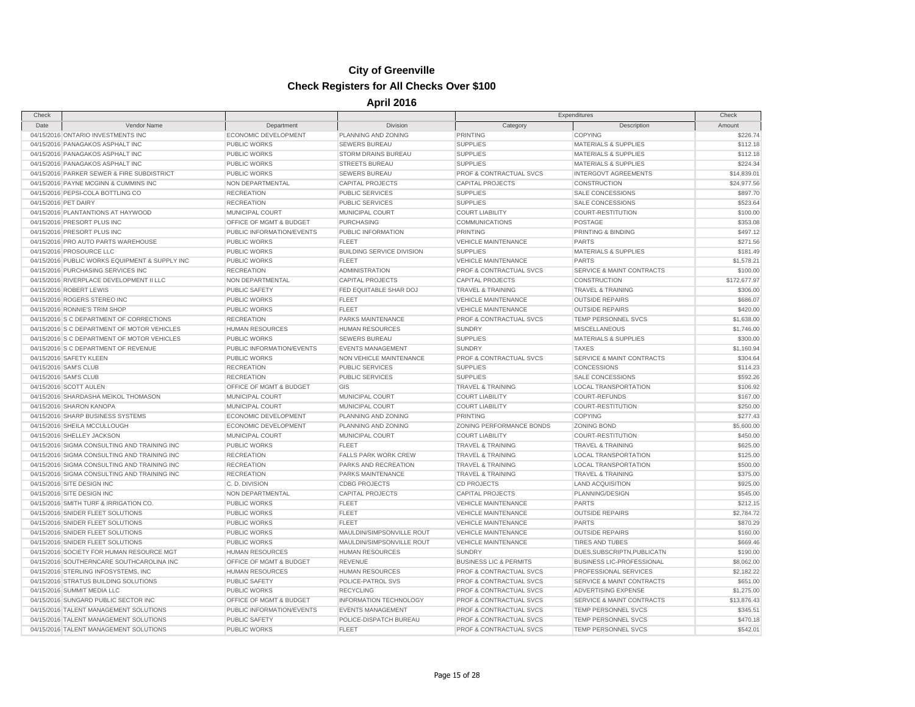# City of Greenville

## Check Registers for All Checks Over $100

### April 2016

| Check Date | Vendor Name | Department | Division | Expenditures Category | Expenditures Description | Check Amount |
|---|---|---|---|---|---|---|
| 04/15/2016 | ONTARIO INVESTMENTS INC | ECONOMIC DEVELOPMENT | PLANNING AND ZONING | PRINTING | COPYING | $226.74 |
| 04/15/2016 | PANAGAKOS ASPHALT INC | PUBLIC WORKS | SEWERS BUREAU | SUPPLIES | MATERIALS & SUPPLIES | $112.18 |
| 04/15/2016 | PANAGAKOS ASPHALT INC | PUBLIC WORKS | STORM DRAINS BUREAU | SUPPLIES | MATERIALS & SUPPLIES | $112.18 |
| 04/15/2016 | PANAGAKOS ASPHALT INC | PUBLIC WORKS | STREETS BUREAU | SUPPLIES | MATERIALS & SUPPLIES | $224.34 |
| 04/15/2016 | PARKER SEWER & FIRE SUBDISTRICT | PUBLIC WORKS | SEWERS BUREAU | PROF & CONTRACTUAL SVCS | INTERGOVT AGREEMENTS | $14,839.01 |
| 04/15/2016 | PAYNE MCGINN & CUMMINS INC | NON DEPARTMENTAL | CAPITAL PROJECTS | CAPITAL PROJECTS | CONSTRUCTION | $24,977.56 |
| 04/15/2016 | PEPSI-COLA BOTTLING CO | RECREATION | PUBLIC SERVICES | SUPPLIES | SALE CONCESSIONS | $897.70 |
| 04/15/2016 | PET DAIRY | RECREATION | PUBLIC SERVICES | SUPPLIES | SALE CONCESSIONS | $523.64 |
| 04/15/2016 | PLANTANTIONS AT HAYWOOD | MUNICIPAL COURT | MUNICIPAL COURT | COURT LIABILITY | COURT-RESTITUTION | $100.00 |
| 04/15/2016 | PRESORT PLUS INC | OFFICE OF MGMT & BUDGET | PURCHASING | COMMUNICATIONS | POSTAGE | $353.08 |
| 04/15/2016 | PRESORT PLUS INC | PUBLIC INFORMATION/EVENTS | PUBLIC INFORMATION | PRINTING | PRINTING & BINDING | $497.12 |
| 04/15/2016 | PRO AUTO PARTS WAREHOUSE | PUBLIC WORKS | FLEET | VEHICLE MAINTENANCE | PARTS | $271.56 |
| 04/15/2016 | PROSOURCE LLC | PUBLIC WORKS | BUILDING SERVICE DIVISION | SUPPLIES | MATERIALS & SUPPLIES | $181.49 |
| 04/15/2016 | PUBLIC WORKS EQUIPMENT & SUPPLY INC | PUBLIC WORKS | FLEET | VEHICLE MAINTENANCE | PARTS | $1,578.21 |
| 04/15/2016 | PURCHASING SERVICES INC | RECREATION | ADMINISTRATION | PROF & CONTRACTUAL SVCS | SERVICE & MAINT CONTRACTS | $100.00 |
| 04/15/2016 | RIVERPLACE DEVELOPMENT II LLC | NON DEPARTMENTAL | CAPITAL PROJECTS | CAPITAL PROJECTS | CONSTRUCTION | $172,677.97 |
| 04/15/2016 | ROBERT LEWIS | PUBLIC SAFETY | FED EQUITABLE SHAR DOJ | TRAVEL & TRAINING | TRAVEL & TRAINING | $306.00 |
| 04/15/2016 | ROGERS STEREO INC | PUBLIC WORKS | FLEET | VEHICLE MAINTENANCE | OUTSIDE REPAIRS | $686.07 |
| 04/15/2016 | RONNIE'S TRIM SHOP | PUBLIC WORKS | FLEET | VEHICLE MAINTENANCE | OUTSIDE REPAIRS | $420.00 |
| 04/15/2016 | S C DEPARTMENT OF CORRECTIONS | RECREATION | PARKS MAINTENANCE | PROF & CONTRACTUAL SVCS | TEMP PERSONNEL SVCS | $1,638.00 |
| 04/15/2016 | S C DEPARTMENT OF MOTOR VEHICLES | HUMAN RESOURCES | HUMAN RESOURCES | SUNDRY | MISCELLANEOUS | $1,746.00 |
| 04/15/2016 | S C DEPARTMENT OF MOTOR VEHICLES | PUBLIC WORKS | SEWERS BUREAU | SUPPLIES | MATERIALS & SUPPLIES | $300.00 |
| 04/15/2016 | S C DEPARTMENT OF REVENUE | PUBLIC INFORMATION/EVENTS | EVENTS MANAGEMENT | SUNDRY | TAXES | $1,160.94 |
| 04/15/2016 | SAFETY KLEEN | PUBLIC WORKS | NON VEHICLE MAINTENANCE | PROF & CONTRACTUAL SVCS | SERVICE & MAINT CONTRACTS | $304.64 |
| 04/15/2016 | SAM'S CLUB | RECREATION | PUBLIC SERVICES | SUPPLIES | CONCESSIONS | $114.23 |
| 04/15/2016 | SAM'S CLUB | RECREATION | PUBLIC SERVICES | SUPPLIES | SALE CONCESSIONS | $592.26 |
| 04/15/2016 | SCOTT AULEN | OFFICE OF MGMT & BUDGET | GIS | TRAVEL & TRAINING | LOCAL TRANSPORTATION | $106.92 |
| 04/15/2016 | SHARDASHA MEIKOL THOMASON | MUNICIPAL COURT | MUNICIPAL COURT | COURT LIABILITY | COURT-REFUNDS | $167.00 |
| 04/15/2016 | SHARON KANOPA | MUNICIPAL COURT | MUNICIPAL COURT | COURT LIABILITY | COURT-RESTITUTION | $250.00 |
| 04/15/2016 | SHARP BUSINESS SYSTEMS | ECONOMIC DEVELOPMENT | PLANNING AND ZONING | PRINTING | COPYING | $277.43 |
| 04/15/2016 | SHEILA MCCULLOUGH | ECONOMIC DEVELOPMENT | PLANNING AND ZONING | ZONING PERFORMANCE BONDS | ZONING BOND | $5,600.00 |
| 04/15/2016 | SHELLEY JACKSON | MUNICIPAL COURT | MUNICIPAL COURT | COURT LIABILITY | COURT-RESTITUTION | $450.00 |
| 04/15/2016 | SIGMA CONSULTING AND TRAINING INC | PUBLIC WORKS | FLEET | TRAVEL & TRAINING | TRAVEL & TRAINING | $625.00 |
| 04/15/2016 | SIGMA CONSULTING AND TRAINING INC | RECREATION | FALLS PARK WORK CREW | TRAVEL & TRAINING | LOCAL TRANSPORTATION | $125.00 |
| 04/15/2016 | SIGMA CONSULTING AND TRAINING INC | RECREATION | PARKS AND RECREATION | TRAVEL & TRAINING | LOCAL TRANSPORTATION | $500.00 |
| 04/15/2016 | SIGMA CONSULTING AND TRAINING INC | RECREATION | PARKS MAINTENANCE | TRAVEL & TRAINING | TRAVEL & TRAINING | $375.00 |
| 04/15/2016 | SITE DESIGN INC | C. D. DIVISION | CDBG PROJECTS | CD PROJECTS | LAND ACQUISITION | $925.00 |
| 04/15/2016 | SITE DESIGN INC | NON DEPARTMENTAL | CAPITAL PROJECTS | CAPITAL PROJECTS | PLANNING/DESIGN | $545.00 |
| 04/15/2016 | SMITH TURF & IRRIGATION CO. | PUBLIC WORKS | FLEET | VEHICLE MAINTENANCE | PARTS | $212.15 |
| 04/15/2016 | SNIDER FLEET SOLUTIONS | PUBLIC WORKS | FLEET | VEHICLE MAINTENANCE | OUTSIDE REPAIRS | $2,784.72 |
| 04/15/2016 | SNIDER FLEET SOLUTIONS | PUBLIC WORKS | FLEET | VEHICLE MAINTENANCE | PARTS | $870.29 |
| 04/15/2016 | SNIDER FLEET SOLUTIONS | PUBLIC WORKS | MAULDIN/SIMPSONVILLE ROUT | VEHICLE MAINTENANCE | OUTSIDE REPAIRS | $160.00 |
| 04/15/2016 | SNIDER FLEET SOLUTIONS | PUBLIC WORKS | MAULDIN/SIMPSONVILLE ROUT | VEHICLE MAINTENANCE | TIRES AND TUBES | $669.46 |
| 04/15/2016 | SOCIETY FOR HUMAN RESOURCE MGT | HUMAN RESOURCES | HUMAN RESOURCES | SUNDRY | DUES,SUBSCRIPTN,PUBLICATN | $190.00 |
| 04/15/2016 | SOUTHERNCARE SOUTHCAROLINA INC | OFFICE OF MGMT & BUDGET | REVENUE | BUSINESS LIC & PERMITS | BUSINESS LIC-PROFESSIONAL | $8,062.00 |
| 04/15/2016 | STERLING INFOSYSTEMS, INC | HUMAN RESOURCES | HUMAN RESOURCES | PROF & CONTRACTUAL SVCS | PROFESSIONAL SERVICES | $2,182.22 |
| 04/15/2016 | STRATUS BUILDING SOLUTIONS | PUBLIC SAFETY | POLICE-PATROL SVS | PROF & CONTRACTUAL SVCS | SERVICE & MAINT CONTRACTS | $651.00 |
| 04/15/2016 | SUMMIT MEDIA LLC | PUBLIC WORKS | RECYCLING | PROF & CONTRACTUAL SVCS | ADVERTISING EXPENSE | $1,275.00 |
| 04/15/2016 | SUNGARD PUBLIC SECTOR INC | OFFICE OF MGMT & BUDGET | INFORMATION TECHNOLOGY | PROF & CONTRACTUAL SVCS | SERVICE & MAINT CONTRACTS | $13,876.43 |
| 04/15/2016 | TALENT MANAGEMENT SOLUTIONS | PUBLIC INFORMATION/EVENTS | EVENTS MANAGEMENT | PROF & CONTRACTUAL SVCS | TEMP PERSONNEL SVCS | $345.51 |
| 04/15/2016 | TALENT MANAGEMENT SOLUTIONS | PUBLIC SAFETY | POLICE-DISPATCH BUREAU | PROF & CONTRACTUAL SVCS | TEMP PERSONNEL SVCS | $470.18 |
| 04/15/2016 | TALENT MANAGEMENT SOLUTIONS | PUBLIC WORKS | FLEET | PROF & CONTRACTUAL SVCS | TEMP PERSONNEL SVCS | $542.01 |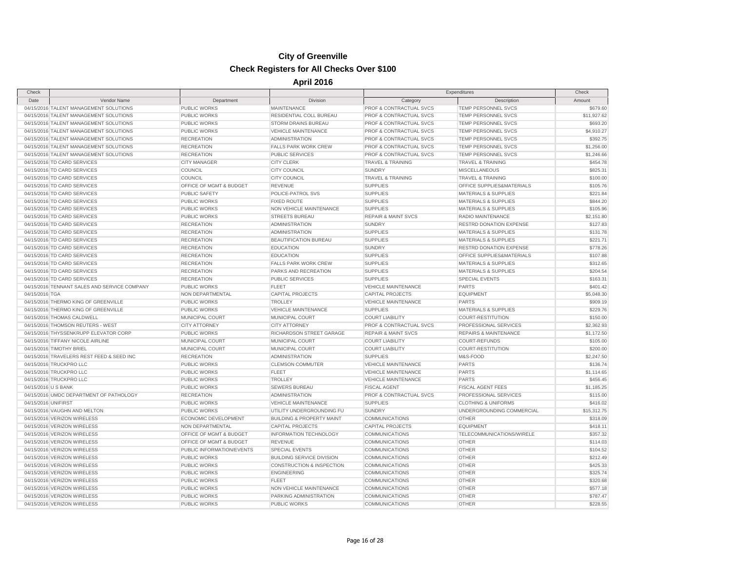# City of Greenville

## Check Registers for All Checks Over $100

### April 2016

| Check | | | | Expenditures | | Check |
|---|---|---|---|---|---|---|
| Date | Vendor Name | Department | Division | Category | Description | Amount |
| 04/15/2016 | TALENT MANAGEMENT SOLUTIONS | PUBLIC WORKS | MAINTENANCE | PROF & CONTRACTUAL SVCS | TEMP PERSONNEL SVCS | $679.60 |
| 04/15/2016 | TALENT MANAGEMENT SOLUTIONS | PUBLIC WORKS | RESIDENTIAL COLL BUREAU | PROF & CONTRACTUAL SVCS | TEMP PERSONNEL SVCS | $11,927.62 |
| 04/15/2016 | TALENT MANAGEMENT SOLUTIONS | PUBLIC WORKS | STORM DRAINS BUREAU | PROF & CONTRACTUAL SVCS | TEMP PERSONNEL SVCS | $693.20 |
| 04/15/2016 | TALENT MANAGEMENT SOLUTIONS | PUBLIC WORKS | VEHICLE MAINTENANCE | PROF & CONTRACTUAL SVCS | TEMP PERSONNEL SVCS | $4,910.27 |
| 04/15/2016 | TALENT MANAGEMENT SOLUTIONS | RECREATION | ADMINISTRATION | PROF & CONTRACTUAL SVCS | TEMP PERSONNEL SVCS | $392.75 |
| 04/15/2016 | TALENT MANAGEMENT SOLUTIONS | RECREATION | FALLS PARK WORK CREW | PROF & CONTRACTUAL SVCS | TEMP PERSONNEL SVCS | $1,256.00 |
| 04/15/2016 | TALENT MANAGEMENT SOLUTIONS | RECREATION | PUBLIC SERVICES | PROF & CONTRACTUAL SVCS | TEMP PERSONNEL SVCS | $1,246.66 |
| 04/15/2016 | TD CARD SERVICES | CITY MANAGER | CITY CLERK | TRAVEL & TRAINING | TRAVEL & TRAINING | $454.78 |
| 04/15/2016 | TD CARD SERVICES | COUNCIL | CITY COUNCIL | SUNDRY | MISCELLANEOUS | $825.31 |
| 04/15/2016 | TD CARD SERVICES | COUNCIL | CITY COUNCIL | TRAVEL & TRAINING | TRAVEL & TRAINING | $100.00 |
| 04/15/2016 | TD CARD SERVICES | OFFICE OF MGMT & BUDGET | REVENUE | SUPPLIES | OFFICE SUPPLIES&MATERIALS | $105.76 |
| 04/15/2016 | TD CARD SERVICES | PUBLIC SAFETY | POLICE-PATROL SVS | SUPPLIES | MATERIALS & SUPPLIES | $221.84 |
| 04/15/2016 | TD CARD SERVICES | PUBLIC WORKS | FIXED ROUTE | SUPPLIES | MATERIALS & SUPPLIES | $844.20 |
| 04/15/2016 | TD CARD SERVICES | PUBLIC WORKS | NON VEHICLE MAINTENANCE | SUPPLIES | MATERIALS & SUPPLIES | $105.96 |
| 04/15/2016 | TD CARD SERVICES | PUBLIC WORKS | STREETS BUREAU | REPAIR & MAINT SVCS | RADIO MAINTENANCE | $2,151.80 |
| 04/15/2016 | TD CARD SERVICES | RECREATION | ADMINISTRATION | SUNDRY | RESTRD DONATION EXPENSE | $127.83 |
| 04/15/2016 | TD CARD SERVICES | RECREATION | ADMINISTRATION | SUPPLIES | MATERIALS & SUPPLIES | $131.78 |
| 04/15/2016 | TD CARD SERVICES | RECREATION | BEAUTIFICATION BUREAU | SUPPLIES | MATERIALS & SUPPLIES | $221.71 |
| 04/15/2016 | TD CARD SERVICES | RECREATION | EDUCATION | SUNDRY | RESTRD DONATION EXPENSE | $778.26 |
| 04/15/2016 | TD CARD SERVICES | RECREATION | EDUCATION | SUPPLIES | OFFICE SUPPLIES&MATERIALS | $107.88 |
| 04/15/2016 | TD CARD SERVICES | RECREATION | FALLS PARK WORK CREW | SUPPLIES | MATERIALS & SUPPLIES | $312.65 |
| 04/15/2016 | TD CARD SERVICES | RECREATION | PARKS AND RECREATION | SUPPLIES | MATERIALS & SUPPLIES | $204.54 |
| 04/15/2016 | TD CARD SERVICES | RECREATION | PUBLIC SERVICES | SUPPLIES | SPECIAL EVENTS | $163.31 |
| 04/15/2016 | TENNANT SALES AND SERVICE COMPANY | PUBLIC WORKS | FLEET | VEHICLE MAINTENANCE | PARTS | $401.42 |
| 04/15/2016 | TGA | NON DEPARTMENTAL | CAPITAL PROJECTS | CAPITAL PROJECTS | EQUIPMENT | $5,048.30 |
| 04/15/2016 | THERMO KING OF GREENVILLE | PUBLIC WORKS | TROLLEY | VEHICLE MAINTENANCE | PARTS | $909.19 |
| 04/15/2016 | THERMO KING OF GREENVILLE | PUBLIC WORKS | VEHICLE MAINTENANCE | SUPPLIES | MATERIALS & SUPPLIES | $229.76 |
| 04/15/2016 | THOMAS CALDWELL | MUNICIPAL COURT | MUNICIPAL COURT | COURT LIABILITY | COURT-RESTITUTION | $150.00 |
| 04/15/2016 | THOMSON REUTERS - WEST | CITY ATTORNEY | CITY ATTORNEY | PROF & CONTRACTUAL SVCS | PROFESSIONAL SERVICES | $2,362.93 |
| 04/15/2016 | THYSSENKRUPP ELEVATOR CORP | PUBLIC WORKS | RICHARDSON STREET GARAGE | REPAIR & MAINT SVCS | REPAIRS & MAINTENANCE | $1,172.50 |
| 04/15/2016 | TIFFANY NICOLE AIRLINE | MUNICIPAL COURT | MUNICIPAL COURT | COURT LIABILITY | COURT-REFUNDS | $105.00 |
| 04/15/2016 | TIMOTHY BRIEL | MUNICIPAL COURT | MUNICIPAL COURT | COURT LIABILITY | COURT-RESTITUTION | $200.00 |
| 04/15/2016 | TRAVELERS REST FEED & SEED INC | RECREATION | ADMINISTRATION | SUPPLIES | M&S-FOOD | $2,247.50 |
| 04/15/2016 | TRUCKPRO LLC | PUBLIC WORKS | CLEMSON COMMUTER | VEHICLE MAINTENANCE | PARTS | $136.74 |
| 04/15/2016 | TRUCKPRO LLC | PUBLIC WORKS | FLEET | VEHICLE MAINTENANCE | PARTS | $1,114.65 |
| 04/15/2016 | TRUCKPRO LLC | PUBLIC WORKS | TROLLEY | VEHICLE MAINTENANCE | PARTS | $456.45 |
| 04/15/2016 | U S BANK | PUBLIC WORKS | SEWERS BUREAU | FISCAL AGENT | FISCAL AGENT FEES | $1,185.25 |
| 04/15/2016 | UMDC DEPARTMENT OF PATHOLOGY | RECREATION | ADMINISTRATION | PROF & CONTRACTUAL SVCS | PROFESSIONAL SERVICES | $115.00 |
| 04/15/2016 | UNIFIRST | PUBLIC WORKS | VEHICLE MAINTENANCE | SUPPLIES | CLOTHING & UNIFORMS | $416.02 |
| 04/15/2016 | VAUGHN AND MELTON | PUBLIC WORKS | UTILITY UNDERGROUNDING FU | SUNDRY | UNDERGROUNDING COMMERCIAL | $15,312.75 |
| 04/15/2016 | VERIZON WIRELESS | ECONOMIC DEVELOPMENT | BUILDING & PROPERTY MAINT | COMMUNICATIONS | OTHER | $318.09 |
| 04/15/2016 | VERIZON WIRELESS | NON DEPARTMENTAL | CAPITAL PROJECTS | CAPITAL PROJECTS | EQUIPMENT | $418.11 |
| 04/15/2016 | VERIZON WIRELESS | OFFICE OF MGMT & BUDGET | INFORMATION TECHNOLOGY | COMMUNICATIONS | TELECOMMUNICATIONS/WIRELE | $357.32 |
| 04/15/2016 | VERIZON WIRELESS | OFFICE OF MGMT & BUDGET | REVENUE | COMMUNICATIONS | OTHER | $114.03 |
| 04/15/2016 | VERIZON WIRELESS | PUBLIC INFORMATION/EVENTS | SPECIAL EVENTS | COMMUNICATIONS | OTHER | $104.52 |
| 04/15/2016 | VERIZON WIRELESS | PUBLIC WORKS | BUILDING SERVICE DIVISION | COMMUNICATIONS | OTHER | $212.49 |
| 04/15/2016 | VERIZON WIRELESS | PUBLIC WORKS | CONSTRUCTION & INSPECTION | COMMUNICATIONS | OTHER | $425.33 |
| 04/15/2016 | VERIZON WIRELESS | PUBLIC WORKS | ENGINEERING | COMMUNICATIONS | OTHER | $325.74 |
| 04/15/2016 | VERIZON WIRELESS | PUBLIC WORKS | FLEET | COMMUNICATIONS | OTHER | $320.68 |
| 04/15/2016 | VERIZON WIRELESS | PUBLIC WORKS | NON VEHICLE MAINTENANCE | COMMUNICATIONS | OTHER | $577.18 |
| 04/15/2016 | VERIZON WIRELESS | PUBLIC WORKS | PARKING ADMINISTRATION | COMMUNICATIONS | OTHER | $787.47 |
| 04/15/2016 | VERIZON WIRELESS | PUBLIC WORKS | PUBLIC WORKS | COMMUNICATIONS | OTHER | $228.55 |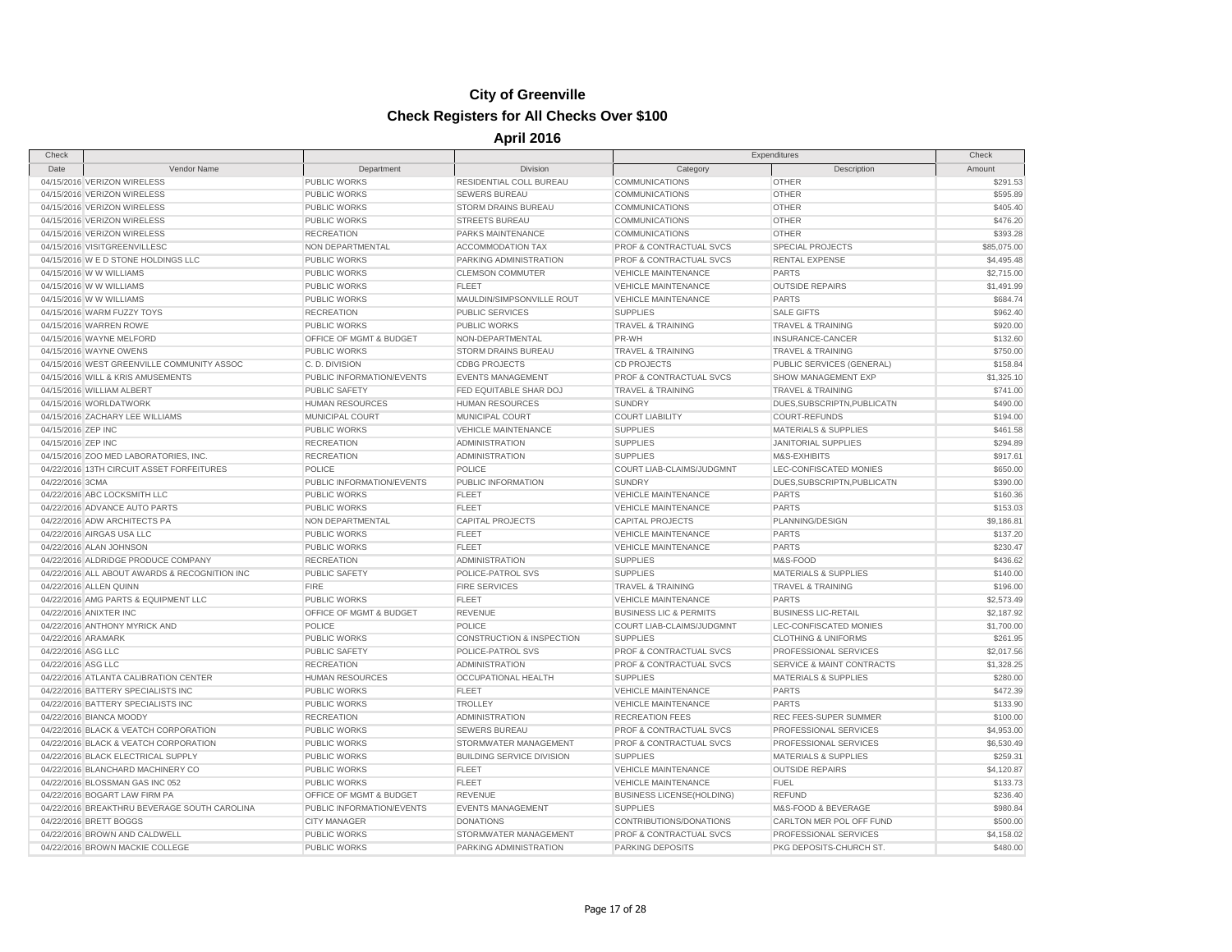# City of Greenville

## Check Registers for All Checks Over $100

### April 2016

| Check | | | | Expenditures | | Check |
|---|---|---|---|---|---|---|
| Date | Vendor Name | Department | Division | Category | Description | Amount |
| 04/15/2016 | VERIZON WIRELESS | PUBLIC WORKS | RESIDENTIAL COLL BUREAU | COMMUNICATIONS | OTHER | $291.53 |
| 04/15/2016 | VERIZON WIRELESS | PUBLIC WORKS | SEWERS BUREAU | COMMUNICATIONS | OTHER | $595.89 |
| 04/15/2016 | VERIZON WIRELESS | PUBLIC WORKS | STORM DRAINS BUREAU | COMMUNICATIONS | OTHER | $405.40 |
| 04/15/2016 | VERIZON WIRELESS | PUBLIC WORKS | STREETS BUREAU | COMMUNICATIONS | OTHER | $476.20 |
| 04/15/2016 | VERIZON WIRELESS | RECREATION | PARKS MAINTENANCE | COMMUNICATIONS | OTHER | $393.28 |
| 04/15/2016 | VISITGREENVILLESC | NON DEPARTMENTAL | ACCOMMODATION TAX | PROF & CONTRACTUAL SVCS | SPECIAL PROJECTS | $85,075.00 |
| 04/15/2016 | W E D STONE HOLDINGS LLC | PUBLIC WORKS | PARKING ADMINISTRATION | PROF & CONTRACTUAL SVCS | RENTAL EXPENSE | $4,495.48 |
| 04/15/2016 | W W WILLIAMS | PUBLIC WORKS | CLEMSON COMMUTER | VEHICLE MAINTENANCE | PARTS | $2,715.00 |
| 04/15/2016 | W W WILLIAMS | PUBLIC WORKS | FLEET | VEHICLE MAINTENANCE | OUTSIDE REPAIRS | $1,491.99 |
| 04/15/2016 | W W WILLIAMS | PUBLIC WORKS | MAULDIN/SIMPSONVILLE ROUT | VEHICLE MAINTENANCE | PARTS | $684.74 |
| 04/15/2016 | WARM FUZZY TOYS | RECREATION | PUBLIC SERVICES | SUPPLIES | SALE GIFTS | $962.40 |
| 04/15/2016 | WARREN ROWE | PUBLIC WORKS | PUBLIC WORKS | TRAVEL & TRAINING | TRAVEL & TRAINING | $920.00 |
| 04/15/2016 | WAYNE MELFORD | OFFICE OF MGMT & BUDGET | NON-DEPARTMENTAL | PR-WH | INSURANCE-CANCER | $132.60 |
| 04/15/2016 | WAYNE OWENS | PUBLIC WORKS | STORM DRAINS BUREAU | TRAVEL & TRAINING | TRAVEL & TRAINING | $750.00 |
| 04/15/2016 | WEST GREENVILLE COMMUNITY ASSOC | C. D. DIVISION | CDBG PROJECTS | CD PROJECTS | PUBLIC SERVICES (GENERAL) | $158.84 |
| 04/15/2016 | WILL & KRIS AMUSEMENTS | PUBLIC INFORMATION/EVENTS | EVENTS MANAGEMENT | PROF & CONTRACTUAL SVCS | SHOW MANAGEMENT EXP | $1,325.10 |
| 04/15/2016 | WILLIAM ALBERT | PUBLIC SAFETY | FED EQUITABLE SHAR DOJ | TRAVEL & TRAINING | TRAVEL & TRAINING | $741.00 |
| 04/15/2016 | WORLDATWORK | HUMAN RESOURCES | HUMAN RESOURCES | SUNDRY | DUES,SUBSCRIPTN,PUBLICATN | $490.00 |
| 04/15/2016 | ZACHARY LEE WILLIAMS | MUNICIPAL COURT | MUNICIPAL COURT | COURT LIABILITY | COURT-REFUNDS | $194.00 |
| 04/15/2016 | ZEP INC | PUBLIC WORKS | VEHICLE MAINTENANCE | SUPPLIES | MATERIALS & SUPPLIES | $461.58 |
| 04/15/2016 | ZEP INC | RECREATION | ADMINISTRATION | SUPPLIES | JANITORIAL SUPPLIES | $294.89 |
| 04/15/2016 | ZOO MED LABORATORIES, INC. | RECREATION | ADMINISTRATION | SUPPLIES | M&S-EXHIBITS | $917.61 |
| 04/22/2016 | 13TH CIRCUIT ASSET FORFEITURES | POLICE | POLICE | COURT LIAB-CLAIMS/JUDGMNT | LEC-CONFISCATED MONIES | $650.00 |
| 04/22/2016 | 3CMA | PUBLIC INFORMATION/EVENTS | PUBLIC INFORMATION | SUNDRY | DUES,SUBSCRIPTN,PUBLICATN | $390.00 |
| 04/22/2016 | ABC LOCKSMITH LLC | PUBLIC WORKS | FLEET | VEHICLE MAINTENANCE | PARTS | $160.36 |
| 04/22/2016 | ADVANCE AUTO PARTS | PUBLIC WORKS | FLEET | VEHICLE MAINTENANCE | PARTS | $153.03 |
| 04/22/2016 | ADW ARCHITECTS PA | NON DEPARTMENTAL | CAPITAL PROJECTS | CAPITAL PROJECTS | PLANNING/DESIGN | $9,186.81 |
| 04/22/2016 | AIRGAS USA LLC | PUBLIC WORKS | FLEET | VEHICLE MAINTENANCE | PARTS | $137.20 |
| 04/22/2016 | ALAN JOHNSON | PUBLIC WORKS | FLEET | VEHICLE MAINTENANCE | PARTS | $230.47 |
| 04/22/2016 | ALDRIDGE PRODUCE COMPANY | RECREATION | ADMINISTRATION | SUPPLIES | M&S-FOOD | $436.62 |
| 04/22/2016 | ALL ABOUT AWARDS & RECOGNITION INC | PUBLIC SAFETY | POLICE-PATROL SVS | SUPPLIES | MATERIALS & SUPPLIES | $140.00 |
| 04/22/2016 | ALLEN QUINN | FIRE | FIRE SERVICES | TRAVEL & TRAINING | TRAVEL & TRAINING | $196.00 |
| 04/22/2016 | AMG PARTS & EQUIPMENT LLC | PUBLIC WORKS | FLEET | VEHICLE MAINTENANCE | PARTS | $2,573.49 |
| 04/22/2016 | ANIXTER INC | OFFICE OF MGMT & BUDGET | REVENUE | BUSINESS LIC & PERMITS | BUSINESS LIC-RETAIL | $2,187.92 |
| 04/22/2016 | ANTHONY MYRICK AND | POLICE | POLICE | COURT LIAB-CLAIMS/JUDGMNT | LEC-CONFISCATED MONIES | $1,700.00 |
| 04/22/2016 | ARAMARK | PUBLIC WORKS | CONSTRUCTION & INSPECTION | SUPPLIES | CLOTHING & UNIFORMS | $261.95 |
| 04/22/2016 | ASG LLC | PUBLIC SAFETY | POLICE-PATROL SVS | PROF & CONTRACTUAL SVCS | PROFESSIONAL SERVICES | $2,017.56 |
| 04/22/2016 | ASG LLC | RECREATION | ADMINISTRATION | PROF & CONTRACTUAL SVCS | SERVICE & MAINT CONTRACTS | $1,328.25 |
| 04/22/2016 | ATLANTA CALIBRATION CENTER | HUMAN RESOURCES | OCCUPATIONAL HEALTH | SUPPLIES | MATERIALS & SUPPLIES | $280.00 |
| 04/22/2016 | BATTERY SPECIALISTS INC | PUBLIC WORKS | FLEET | VEHICLE MAINTENANCE | PARTS | $472.39 |
| 04/22/2016 | BATTERY SPECIALISTS INC | PUBLIC WORKS | TROLLEY | VEHICLE MAINTENANCE | PARTS | $133.90 |
| 04/22/2016 | BIANCA MOODY | RECREATION | ADMINISTRATION | RECREATION FEES | REC FEES-SUPER SUMMER | $100.00 |
| 04/22/2016 | BLACK & VEATCH CORPORATION | PUBLIC WORKS | SEWERS BUREAU | PROF & CONTRACTUAL SVCS | PROFESSIONAL SERVICES | $4,953.00 |
| 04/22/2016 | BLACK & VEATCH CORPORATION | PUBLIC WORKS | STORMWATER MANAGEMENT | PROF & CONTRACTUAL SVCS | PROFESSIONAL SERVICES | $6,530.49 |
| 04/22/2016 | BLACK ELECTRICAL SUPPLY | PUBLIC WORKS | BUILDING SERVICE DIVISION | SUPPLIES | MATERIALS & SUPPLIES | $259.31 |
| 04/22/2016 | BLANCHARD MACHINERY CO | PUBLIC WORKS | FLEET | VEHICLE MAINTENANCE | OUTSIDE REPAIRS | $4,120.87 |
| 04/22/2016 | BLOSSMAN GAS INC 052 | PUBLIC WORKS | FLEET | VEHICLE MAINTENANCE | FUEL | $133.73 |
| 04/22/2016 | BOGART LAW FIRM PA | OFFICE OF MGMT & BUDGET | REVENUE | BUSINESS LICENSE(HOLDING) | REFUND | $236.40 |
| 04/22/2016 | BREAKTHRU BEVERAGE SOUTH CAROLINA | PUBLIC INFORMATION/EVENTS | EVENTS MANAGEMENT | SUPPLIES | M&S-FOOD & BEVERAGE | $980.84 |
| 04/22/2016 | BRETT BOGGS | CITY MANAGER | DONATIONS | CONTRIBUTIONS/DONATIONS | CARLTON MER POL OFF FUND | $500.00 |
| 04/22/2016 | BROWN AND CALDWELL | PUBLIC WORKS | STORMWATER MANAGEMENT | PROF & CONTRACTUAL SVCS | PROFESSIONAL SERVICES | $4,158.02 |
| 04/22/2016 | BROWN MACKIE COLLEGE | PUBLIC WORKS | PARKING ADMINISTRATION | PARKING DEPOSITS | PKG DEPOSITS-CHURCH ST. | $480.00 |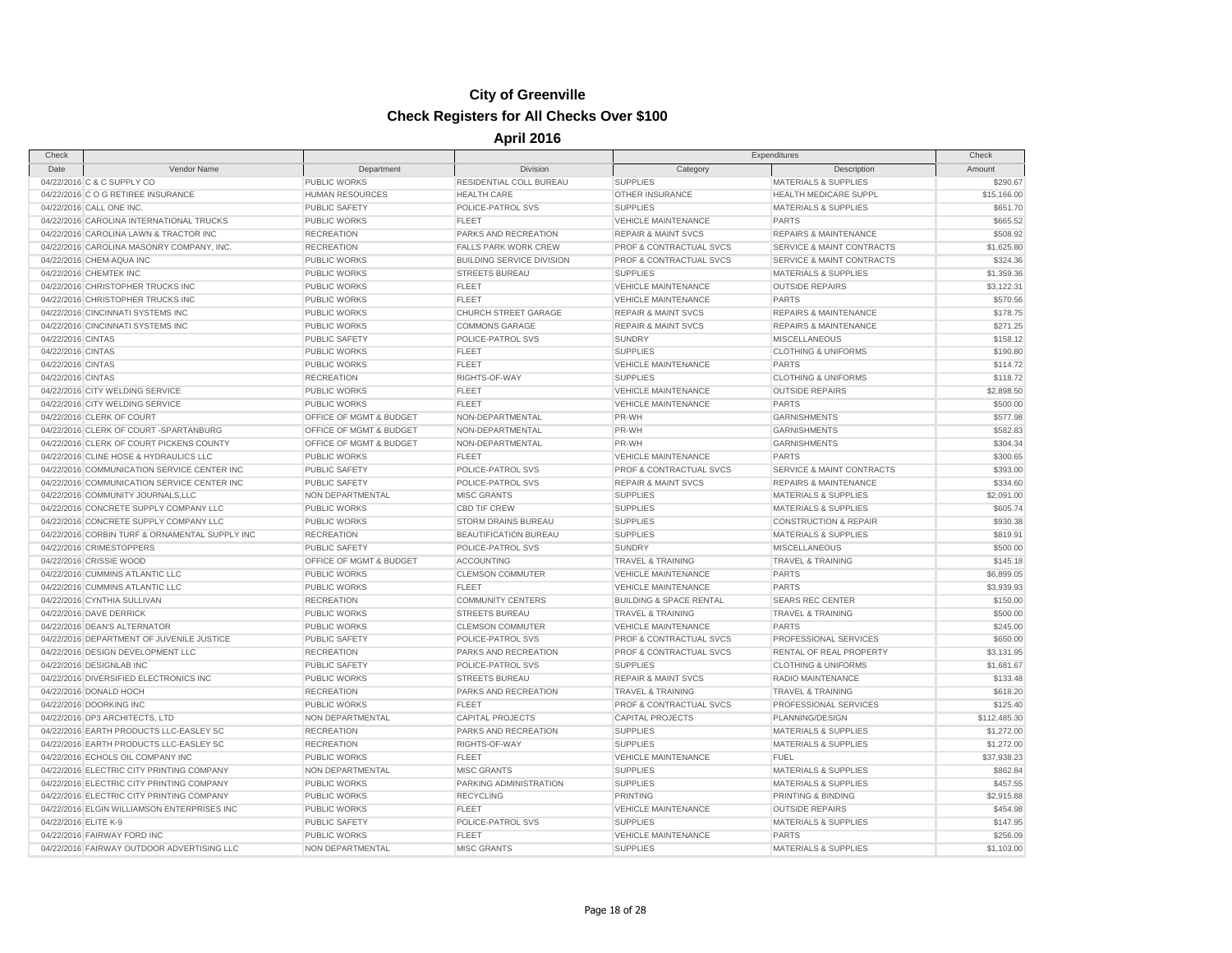# City of Greenville

## Check Registers for All Checks Over $100

### April 2016

| Check Date | Vendor Name | Department | Division | Expenditures Category | Expenditures Description | Check Amount |
|---|---|---|---|---|---|---|
| 04/22/2016 | C & C SUPPLY CO | PUBLIC WORKS | RESIDENTIAL COLL BUREAU | SUPPLIES | MATERIALS & SUPPLIES | $290.67 |
| 04/22/2016 | C O G RETIREE INSURANCE | HUMAN RESOURCES | HEALTH CARE | OTHER INSURANCE | HEALTH MEDICARE SUPPL | $15,166.00 |
| 04/22/2016 | CALL ONE INC. | PUBLIC SAFETY | POLICE-PATROL SVS | SUPPLIES | MATERIALS & SUPPLIES | $651.70 |
| 04/22/2016 | CAROLINA INTERNATIONAL TRUCKS | PUBLIC WORKS | FLEET | VEHICLE MAINTENANCE | PARTS | $665.52 |
| 04/22/2016 | CAROLINA LAWN & TRACTOR INC | RECREATION | PARKS AND RECREATION | REPAIR & MAINT SVCS | REPAIRS & MAINTENANCE | $508.92 |
| 04/22/2016 | CAROLINA MASONRY COMPANY, INC. | RECREATION | FALLS PARK WORK CREW | PROF & CONTRACTUAL SVCS | SERVICE & MAINT CONTRACTS | $1,625.80 |
| 04/22/2016 | CHEM-AQUA INC | PUBLIC WORKS | BUILDING SERVICE DIVISION | PROF & CONTRACTUAL SVCS | SERVICE & MAINT CONTRACTS | $324.36 |
| 04/22/2016 | CHEMTEK INC | PUBLIC WORKS | STREETS BUREAU | SUPPLIES | MATERIALS & SUPPLIES | $1,359.36 |
| 04/22/2016 | CHRISTOPHER TRUCKS INC | PUBLIC WORKS | FLEET | VEHICLE MAINTENANCE | OUTSIDE REPAIRS | $3,122.31 |
| 04/22/2016 | CHRISTOPHER TRUCKS INC | PUBLIC WORKS | FLEET | VEHICLE MAINTENANCE | PARTS | $570.56 |
| 04/22/2016 | CINCINNATI SYSTEMS INC | PUBLIC WORKS | CHURCH STREET GARAGE | REPAIR & MAINT SVCS | REPAIRS & MAINTENANCE | $178.75 |
| 04/22/2016 | CINCINNATI SYSTEMS INC | PUBLIC WORKS | COMMONS GARAGE | REPAIR & MAINT SVCS | REPAIRS & MAINTENANCE | $271.25 |
| 04/22/2016 | CINTAS | PUBLIC SAFETY | POLICE-PATROL SVS | SUNDRY | MISCELLANEOUS | $158.12 |
| 04/22/2016 | CINTAS | PUBLIC WORKS | FLEET | SUPPLIES | CLOTHING & UNIFORMS | $190.80 |
| 04/22/2016 | CINTAS | PUBLIC WORKS | FLEET | VEHICLE MAINTENANCE | PARTS | $114.72 |
| 04/22/2016 | CINTAS | RECREATION | RIGHTS-OF-WAY | SUPPLIES | CLOTHING & UNIFORMS | $118.72 |
| 04/22/2016 | CITY WELDING SERVICE | PUBLIC WORKS | FLEET | VEHICLE MAINTENANCE | OUTSIDE REPAIRS | $2,898.50 |
| 04/22/2016 | CITY WELDING SERVICE | PUBLIC WORKS | FLEET | VEHICLE MAINTENANCE | PARTS | $500.00 |
| 04/22/2016 | CLERK OF COURT | OFFICE OF MGMT & BUDGET | NON-DEPARTMENTAL | PR-WH | GARNISHMENTS | $577.98 |
| 04/22/2016 | CLERK OF COURT -SPARTANBURG | OFFICE OF MGMT & BUDGET | NON-DEPARTMENTAL | PR-WH | GARNISHMENTS | $582.83 |
| 04/22/2016 | CLERK OF COURT PICKENS COUNTY | OFFICE OF MGMT & BUDGET | NON-DEPARTMENTAL | PR-WH | GARNISHMENTS | $304.34 |
| 04/22/2016 | CLINE HOSE & HYDRAULICS LLC | PUBLIC WORKS | FLEET | VEHICLE MAINTENANCE | PARTS | $300.65 |
| 04/22/2016 | COMMUNICATION SERVICE CENTER INC | PUBLIC SAFETY | POLICE-PATROL SVS | PROF & CONTRACTUAL SVCS | SERVICE & MAINT CONTRACTS | $393.00 |
| 04/22/2016 | COMMUNICATION SERVICE CENTER INC | PUBLIC SAFETY | POLICE-PATROL SVS | REPAIR & MAINT SVCS | REPAIRS & MAINTENANCE | $334.60 |
| 04/22/2016 | COMMUNITY JOURNALS,LLC | NON DEPARTMENTAL | MISC GRANTS | SUPPLIES | MATERIALS & SUPPLIES | $2,091.00 |
| 04/22/2016 | CONCRETE SUPPLY COMPANY LLC | PUBLIC WORKS | CBD TIF CREW | SUPPLIES | MATERIALS & SUPPLIES | $605.74 |
| 04/22/2016 | CONCRETE SUPPLY COMPANY LLC | PUBLIC WORKS | STORM DRAINS BUREAU | SUPPLIES | CONSTRUCTION & REPAIR | $930.38 |
| 04/22/2016 | CORBIN TURF & ORNAMENTAL SUPPLY INC | RECREATION | BEAUTIFICATION BUREAU | SUPPLIES | MATERIALS & SUPPLIES | $819.91 |
| 04/22/2016 | CRIMESTOPPERS | PUBLIC SAFETY | POLICE-PATROL SVS | SUNDRY | MISCELLANEOUS | $500.00 |
| 04/22/2016 | CRISSIE WOOD | OFFICE OF MGMT & BUDGET | ACCOUNTING | TRAVEL & TRAINING | TRAVEL & TRAINING | $145.18 |
| 04/22/2016 | CUMMINS ATLANTIC LLC | PUBLIC WORKS | CLEMSON COMMUTER | VEHICLE MAINTENANCE | PARTS | $6,899.05 |
| 04/22/2016 | CUMMINS ATLANTIC LLC | PUBLIC WORKS | FLEET | VEHICLE MAINTENANCE | PARTS | $3,939.93 |
| 04/22/2016 | CYNTHIA SULLIVAN | RECREATION | COMMUNITY CENTERS | BUILDING & SPACE RENTAL | SEARS REC CENTER | $150.00 |
| 04/22/2016 | DAVE DERRICK | PUBLIC WORKS | STREETS BUREAU | TRAVEL & TRAINING | TRAVEL & TRAINING | $500.00 |
| 04/22/2016 | DEAN'S ALTERNATOR | PUBLIC WORKS | CLEMSON COMMUTER | VEHICLE MAINTENANCE | PARTS | $245.00 |
| 04/22/2016 | DEPARTMENT OF JUVENILE JUSTICE | PUBLIC SAFETY | POLICE-PATROL SVS | PROF & CONTRACTUAL SVCS | PROFESSIONAL SERVICES | $650.00 |
| 04/22/2016 | DESIGN DEVELOPMENT LLC | RECREATION | PARKS AND RECREATION | PROF & CONTRACTUAL SVCS | RENTAL OF REAL PROPERTY | $3,131.95 |
| 04/22/2016 | DESIGNLAB INC | PUBLIC SAFETY | POLICE-PATROL SVS | SUPPLIES | CLOTHING & UNIFORMS | $1,681.67 |
| 04/22/2016 | DIVERSIFIED ELECTRONICS INC | PUBLIC WORKS | STREETS BUREAU | REPAIR & MAINT SVCS | RADIO MAINTENANCE | $133.48 |
| 04/22/2016 | DONALD HOCH | RECREATION | PARKS AND RECREATION | TRAVEL & TRAINING | TRAVEL & TRAINING | $618.20 |
| 04/22/2016 | DOORKING INC | PUBLIC WORKS | FLEET | PROF & CONTRACTUAL SVCS | PROFESSIONAL SERVICES | $125.40 |
| 04/22/2016 | DP3 ARCHITECTS, LTD | NON DEPARTMENTAL | CAPITAL PROJECTS | CAPITAL PROJECTS | PLANNING/DESIGN | $112,485.30 |
| 04/22/2016 | EARTH PRODUCTS LLC-EASLEY SC | RECREATION | PARKS AND RECREATION | SUPPLIES | MATERIALS & SUPPLIES | $1,272.00 |
| 04/22/2016 | EARTH PRODUCTS LLC-EASLEY SC | RECREATION | RIGHTS-OF-WAY | SUPPLIES | MATERIALS & SUPPLIES | $1,272.00 |
| 04/22/2016 | ECHOLS OIL COMPANY INC | PUBLIC WORKS | FLEET | VEHICLE MAINTENANCE | FUEL | $37,938.23 |
| 04/22/2016 | ELECTRIC CITY PRINTING COMPANY | NON DEPARTMENTAL | MISC GRANTS | SUPPLIES | MATERIALS & SUPPLIES | $862.84 |
| 04/22/2016 | ELECTRIC CITY PRINTING COMPANY | PUBLIC WORKS | PARKING ADMINISTRATION | SUPPLIES | MATERIALS & SUPPLIES | $457.55 |
| 04/22/2016 | ELECTRIC CITY PRINTING COMPANY | PUBLIC WORKS | RECYCLING | PRINTING | PRINTING & BINDING | $2,915.88 |
| 04/22/2016 | ELGIN WILLIAMSON ENTERPRISES INC | PUBLIC WORKS | FLEET | VEHICLE MAINTENANCE | OUTSIDE REPAIRS | $454.98 |
| 04/22/2016 | ELITE K-9 | PUBLIC SAFETY | POLICE-PATROL SVS | SUPPLIES | MATERIALS & SUPPLIES | $147.95 |
| 04/22/2016 | FAIRWAY FORD INC | PUBLIC WORKS | FLEET | VEHICLE MAINTENANCE | PARTS | $256.09 |
| 04/22/2016 | FAIRWAY OUTDOOR ADVERTISING LLC | NON DEPARTMENTAL | MISC GRANTS | SUPPLIES | MATERIALS & SUPPLIES | $1,103.00 |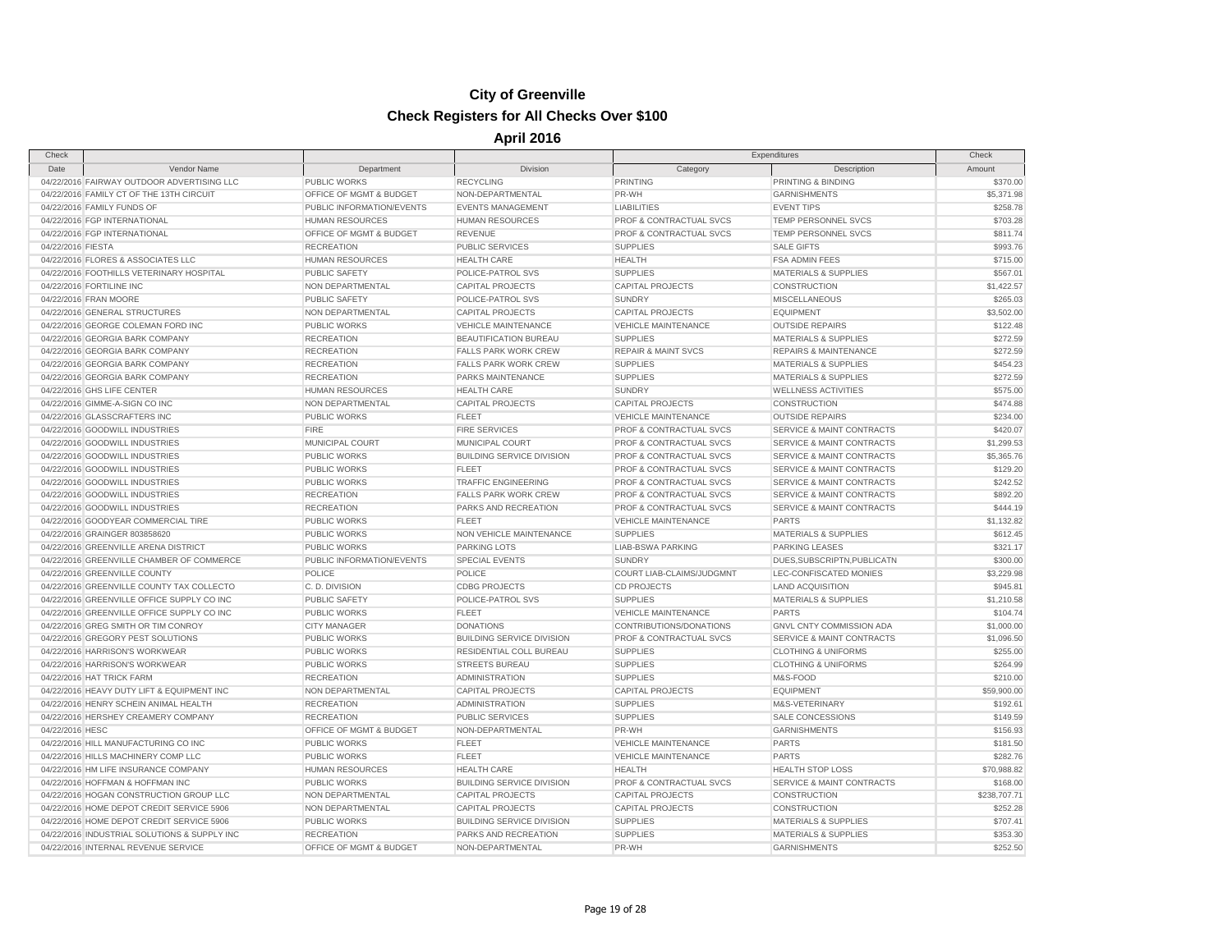# City of Greenville

## Check Registers for All Checks Over $100

### April 2016

| Check Date | Vendor Name | Department | Division | Expenditures Category | Expenditures Description | Check Amount |
|---|---|---|---|---|---|---|
| 04/22/2016 | FAIRWAY OUTDOOR ADVERTISING LLC | PUBLIC WORKS | RECYCLING | PRINTING | PRINTING & BINDING | $370.00 |
| 04/22/2016 | FAMILY CT OF THE 13TH CIRCUIT | OFFICE OF MGMT & BUDGET | NON-DEPARTMENTAL | PR-WH | GARNISHMENTS | $5,371.98 |
| 04/22/2016 | FAMILY FUNDS OF | PUBLIC INFORMATION/EVENTS | EVENTS MANAGEMENT | LIABILITIES | EVENT TIPS | $258.78 |
| 04/22/2016 | FGP INTERNATIONAL | HUMAN RESOURCES | HUMAN RESOURCES | PROF & CONTRACTUAL SVCS | TEMP PERSONNEL SVCS | $703.28 |
| 04/22/2016 | FGP INTERNATIONAL | OFFICE OF MGMT & BUDGET | REVENUE | PROF & CONTRACTUAL SVCS | TEMP PERSONNEL SVCS | $811.74 |
| 04/22/2016 | FIESTA | RECREATION | PUBLIC SERVICES | SUPPLIES | SALE GIFTS | $993.76 |
| 04/22/2016 | FLORES & ASSOCIATES LLC | HUMAN RESOURCES | HEALTH CARE | HEALTH | FSA ADMIN FEES | $715.00 |
| 04/22/2016 | FOOTHILLS VETERINARY HOSPITAL | PUBLIC SAFETY | POLICE-PATROL SVS | SUPPLIES | MATERIALS & SUPPLIES | $567.01 |
| 04/22/2016 | FORTILINE INC | NON DEPARTMENTAL | CAPITAL PROJECTS | CAPITAL PROJECTS | CONSTRUCTION | $1,422.57 |
| 04/22/2016 | FRAN MOORE | PUBLIC SAFETY | POLICE-PATROL SVS | SUNDRY | MISCELLANEOUS | $265.03 |
| 04/22/2016 | GENERAL STRUCTURES | NON DEPARTMENTAL | CAPITAL PROJECTS | CAPITAL PROJECTS | EQUIPMENT | $3,502.00 |
| 04/22/2016 | GEORGE COLEMAN FORD INC | PUBLIC WORKS | VEHICLE MAINTENANCE | VEHICLE MAINTENANCE | OUTSIDE REPAIRS | $122.48 |
| 04/22/2016 | GEORGIA BARK COMPANY | RECREATION | BEAUTIFICATION BUREAU | SUPPLIES | MATERIALS & SUPPLIES | $272.59 |
| 04/22/2016 | GEORGIA BARK COMPANY | RECREATION | FALLS PARK WORK CREW | REPAIR & MAINT SVCS | REPAIRS & MAINTENANCE | $272.59 |
| 04/22/2016 | GEORGIA BARK COMPANY | RECREATION | FALLS PARK WORK CREW | SUPPLIES | MATERIALS & SUPPLIES | $454.23 |
| 04/22/2016 | GEORGIA BARK COMPANY | RECREATION | PARKS MAINTENANCE | SUPPLIES | MATERIALS & SUPPLIES | $272.59 |
| 04/22/2016 | GHS LIFE CENTER | HUMAN RESOURCES | HEALTH CARE | SUNDRY | WELLNESS ACTIVITIES | $575.00 |
| 04/22/2016 | GIMME-A-SIGN CO INC | NON DEPARTMENTAL | CAPITAL PROJECTS | CAPITAL PROJECTS | CONSTRUCTION | $474.88 |
| 04/22/2016 | GLASSCRAFTERS INC | PUBLIC WORKS | FLEET | VEHICLE MAINTENANCE | OUTSIDE REPAIRS | $234.00 |
| 04/22/2016 | GOODWILL INDUSTRIES | FIRE | FIRE SERVICES | PROF & CONTRACTUAL SVCS | SERVICE & MAINT CONTRACTS | $420.07 |
| 04/22/2016 | GOODWILL INDUSTRIES | MUNICIPAL COURT | MUNICIPAL COURT | PROF & CONTRACTUAL SVCS | SERVICE & MAINT CONTRACTS | $1,299.53 |
| 04/22/2016 | GOODWILL INDUSTRIES | PUBLIC WORKS | BUILDING SERVICE DIVISION | PROF & CONTRACTUAL SVCS | SERVICE & MAINT CONTRACTS | $5,365.76 |
| 04/22/2016 | GOODWILL INDUSTRIES | PUBLIC WORKS | FLEET | PROF & CONTRACTUAL SVCS | SERVICE & MAINT CONTRACTS | $129.20 |
| 04/22/2016 | GOODWILL INDUSTRIES | PUBLIC WORKS | TRAFFIC ENGINEERING | PROF & CONTRACTUAL SVCS | SERVICE & MAINT CONTRACTS | $242.52 |
| 04/22/2016 | GOODWILL INDUSTRIES | RECREATION | FALLS PARK WORK CREW | PROF & CONTRACTUAL SVCS | SERVICE & MAINT CONTRACTS | $892.20 |
| 04/22/2016 | GOODWILL INDUSTRIES | RECREATION | PARKS AND RECREATION | PROF & CONTRACTUAL SVCS | SERVICE & MAINT CONTRACTS | $444.19 |
| 04/22/2016 | GOODYEAR COMMERCIAL TIRE | PUBLIC WORKS | FLEET | VEHICLE MAINTENANCE | PARTS | $1,132.82 |
| 04/22/2016 | GRAINGER 803858620 | PUBLIC WORKS | NON VEHICLE MAINTENANCE | SUPPLIES | MATERIALS & SUPPLIES | $612.45 |
| 04/22/2016 | GREENVILLE ARENA DISTRICT | PUBLIC WORKS | PARKING LOTS | LIAB-BSWA PARKING | PARKING LEASES | $321.17 |
| 04/22/2016 | GREENVILLE CHAMBER OF COMMERCE | PUBLIC INFORMATION/EVENTS | SPECIAL EVENTS | SUNDRY | DUES,SUBSCRIPTN,PUBLICATN | $300.00 |
| 04/22/2016 | GREENVILLE COUNTY | POLICE | POLICE | COURT LIAB-CLAIMS/JUDGMNT | LEC-CONFISCATED MONIES | $3,229.98 |
| 04/22/2016 | GREENVILLE COUNTY TAX COLLECTO | C. D. DIVISION | CDBG PROJECTS | CD PROJECTS | LAND ACQUISITION | $945.81 |
| 04/22/2016 | GREENVILLE OFFICE SUPPLY CO INC | PUBLIC SAFETY | POLICE-PATROL SVS | SUPPLIES | MATERIALS & SUPPLIES | $1,210.58 |
| 04/22/2016 | GREENVILLE OFFICE SUPPLY CO INC | PUBLIC WORKS | FLEET | VEHICLE MAINTENANCE | PARTS | $104.74 |
| 04/22/2016 | GREG SMITH OR TIM CONROY | CITY MANAGER | DONATIONS | CONTRIBUTIONS/DONATIONS | GNVL CNTY COMMISSION ADA | $1,000.00 |
| 04/22/2016 | GREGORY PEST SOLUTIONS | PUBLIC WORKS | BUILDING SERVICE DIVISION | PROF & CONTRACTUAL SVCS | SERVICE & MAINT CONTRACTS | $1,096.50 |
| 04/22/2016 | HARRISON'S WORKWEAR | PUBLIC WORKS | RESIDENTIAL COLL BUREAU | SUPPLIES | CLOTHING & UNIFORMS | $255.00 |
| 04/22/2016 | HARRISON'S WORKWEAR | PUBLIC WORKS | STREETS BUREAU | SUPPLIES | CLOTHING & UNIFORMS | $264.99 |
| 04/22/2016 | HAT TRICK FARM | RECREATION | ADMINISTRATION | SUPPLIES | M&S-FOOD | $210.00 |
| 04/22/2016 | HEAVY DUTY LIFT & EQUIPMENT INC | NON DEPARTMENTAL | CAPITAL PROJECTS | CAPITAL PROJECTS | EQUIPMENT | $59,900.00 |
| 04/22/2016 | HENRY SCHEIN ANIMAL HEALTH | RECREATION | ADMINISTRATION | SUPPLIES | M&S-VETERINARY | $192.61 |
| 04/22/2016 | HERSHEY CREAMERY COMPANY | RECREATION | PUBLIC SERVICES | SUPPLIES | SALE CONCESSIONS | $149.59 |
| 04/22/2016 | HESC | OFFICE OF MGMT & BUDGET | NON-DEPARTMENTAL | PR-WH | GARNISHMENTS | $156.93 |
| 04/22/2016 | HILL MANUFACTURING CO INC | PUBLIC WORKS | FLEET | VEHICLE MAINTENANCE | PARTS | $181.50 |
| 04/22/2016 | HILLS MACHINERY COMP LLC | PUBLIC WORKS | FLEET | VEHICLE MAINTENANCE | PARTS | $282.76 |
| 04/22/2016 | HM LIFE INSURANCE COMPANY | HUMAN RESOURCES | HEALTH CARE | HEALTH | HEALTH STOP LOSS | $70,988.82 |
| 04/22/2016 | HOFFMAN & HOFFMAN INC | PUBLIC WORKS | BUILDING SERVICE DIVISION | PROF & CONTRACTUAL SVCS | SERVICE & MAINT CONTRACTS | $168.00 |
| 04/22/2016 | HOGAN CONSTRUCTION GROUP LLC | NON DEPARTMENTAL | CAPITAL PROJECTS | CAPITAL PROJECTS | CONSTRUCTION | $238,707.71 |
| 04/22/2016 | HOME DEPOT CREDIT SERVICE 5906 | NON DEPARTMENTAL | CAPITAL PROJECTS | CAPITAL PROJECTS | CONSTRUCTION | $252.28 |
| 04/22/2016 | HOME DEPOT CREDIT SERVICE 5906 | PUBLIC WORKS | BUILDING SERVICE DIVISION | SUPPLIES | MATERIALS & SUPPLIES | $707.41 |
| 04/22/2016 | INDUSTRIAL SOLUTIONS & SUPPLY INC | RECREATION | PARKS AND RECREATION | SUPPLIES | MATERIALS & SUPPLIES | $353.30 |
| 04/22/2016 | INTERNAL REVENUE SERVICE | OFFICE OF MGMT & BUDGET | NON-DEPARTMENTAL | PR-WH | GARNISHMENTS | $252.50 |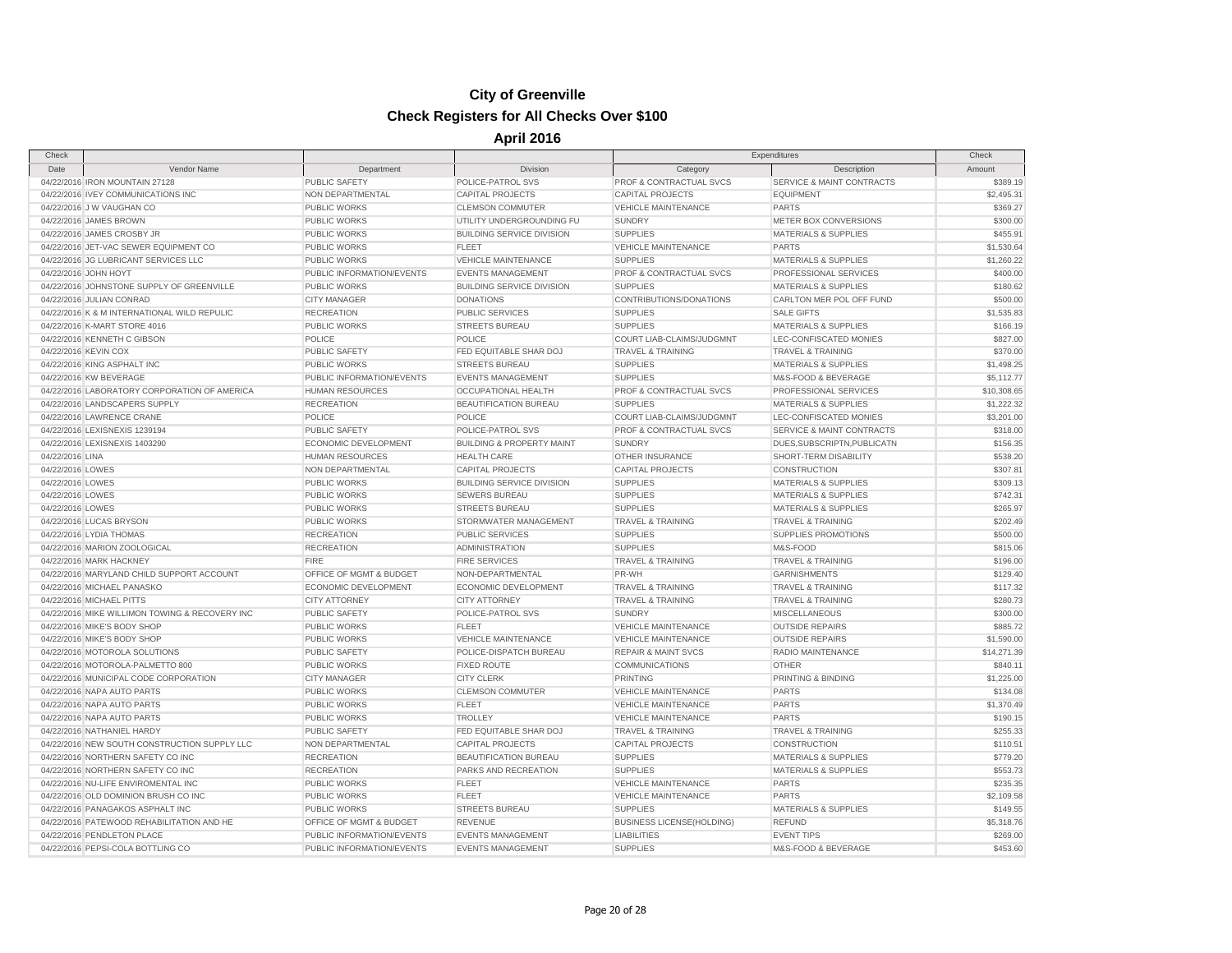# City of Greenville

## Check Registers for All Checks Over $100

### April 2016

| Check | | | | Expenditures | | Check |
|---|---|---|---|---|---|---|
| Date | Vendor Name | Department | Division | Category | Description | Amount |
| 04/22/2016 | IRON MOUNTAIN 27128 | PUBLIC SAFETY | POLICE-PATROL SVS | PROF & CONTRACTUAL SVCS | SERVICE & MAINT CONTRACTS | $389.19 |
| 04/22/2016 | IVEY COMMUNICATIONS INC | NON DEPARTMENTAL | CAPITAL PROJECTS | CAPITAL PROJECTS | EQUIPMENT | $2,495.31 |
| 04/22/2016 | J W VAUGHAN CO | PUBLIC WORKS | CLEMSON COMMUTER | VEHICLE MAINTENANCE | PARTS | $369.27 |
| 04/22/2016 | JAMES BROWN | PUBLIC WORKS | UTILITY UNDERGROUNDING FU | SUNDRY | METER BOX CONVERSIONS | $300.00 |
| 04/22/2016 | JAMES CROSBY JR | PUBLIC WORKS | BUILDING SERVICE DIVISION | SUPPLIES | MATERIALS & SUPPLIES | $455.91 |
| 04/22/2016 | JET-VAC SEWER EQUIPMENT CO | PUBLIC WORKS | FLEET | VEHICLE MAINTENANCE | PARTS | $1,530.64 |
| 04/22/2016 | JG LUBRICANT SERVICES LLC | PUBLIC WORKS | VEHICLE MAINTENANCE | SUPPLIES | MATERIALS & SUPPLIES | $1,260.22 |
| 04/22/2016 | JOHN HOYT | PUBLIC INFORMATION/EVENTS | EVENTS MANAGEMENT | PROF & CONTRACTUAL SVCS | PROFESSIONAL SERVICES | $400.00 |
| 04/22/2016 | JOHNSTONE SUPPLY OF GREENVILLE | PUBLIC WORKS | BUILDING SERVICE DIVISION | SUPPLIES | MATERIALS & SUPPLIES | $180.62 |
| 04/22/2016 | JULIAN CONRAD | CITY MANAGER | DONATIONS | CONTRIBUTIONS/DONATIONS | CARLTON MER POL OFF FUND | $500.00 |
| 04/22/2016 | K & M INTERNATIONAL WILD REPULIC | RECREATION | PUBLIC SERVICES | SUPPLIES | SALE GIFTS | $1,535.83 |
| 04/22/2016 | K-MART STORE 4016 | PUBLIC WORKS | STREETS BUREAU | SUPPLIES | MATERIALS & SUPPLIES | $166.19 |
| 04/22/2016 | KENNETH C GIBSON | POLICE | POLICE | COURT LIAB-CLAIMS/JUDGMNT | LEC-CONFISCATED MONIES | $827.00 |
| 04/22/2016 | KEVIN COX | PUBLIC SAFETY | FED EQUITABLE SHAR DOJ | TRAVEL & TRAINING | TRAVEL & TRAINING | $370.00 |
| 04/22/2016 | KING ASPHALT INC | PUBLIC WORKS | STREETS BUREAU | SUPPLIES | MATERIALS & SUPPLIES | $1,498.25 |
| 04/22/2016 | KW BEVERAGE | PUBLIC INFORMATION/EVENTS | EVENTS MANAGEMENT | SUPPLIES | M&S-FOOD & BEVERAGE | $5,112.77 |
| 04/22/2016 | LABORATORY CORPORATION OF AMERICA | HUMAN RESOURCES | OCCUPATIONAL HEALTH | PROF & CONTRACTUAL SVCS | PROFESSIONAL SERVICES | $10,308.65 |
| 04/22/2016 | LANDSCAPERS SUPPLY | RECREATION | BEAUTIFICATION BUREAU | SUPPLIES | MATERIALS & SUPPLIES | $1,222.32 |
| 04/22/2016 | LAWRENCE CRANE | POLICE | POLICE | COURT LIAB-CLAIMS/JUDGMNT | LEC-CONFISCATED MONIES | $3,201.00 |
| 04/22/2016 | LEXISNEXIS 1239194 | PUBLIC SAFETY | POLICE-PATROL SVS | PROF & CONTRACTUAL SVCS | SERVICE & MAINT CONTRACTS | $318.00 |
| 04/22/2016 | LEXISNEXIS 1403290 | ECONOMIC DEVELOPMENT | BUILDING & PROPERTY MAINT | SUNDRY | DUES,SUBSCRIPTN,PUBLICATN | $156.35 |
| 04/22/2016 | LINA | HUMAN RESOURCES | HEALTH CARE | OTHER INSURANCE | SHORT-TERM DISABILITY | $538.20 |
| 04/22/2016 | LOWES | NON DEPARTMENTAL | CAPITAL PROJECTS | CAPITAL PROJECTS | CONSTRUCTION | $307.81 |
| 04/22/2016 | LOWES | PUBLIC WORKS | BUILDING SERVICE DIVISION | SUPPLIES | MATERIALS & SUPPLIES | $309.13 |
| 04/22/2016 | LOWES | PUBLIC WORKS | SEWERS BUREAU | SUPPLIES | MATERIALS & SUPPLIES | $742.31 |
| 04/22/2016 | LOWES | PUBLIC WORKS | STREETS BUREAU | SUPPLIES | MATERIALS & SUPPLIES | $265.97 |
| 04/22/2016 | LUCAS BRYSON | PUBLIC WORKS | STORMWATER MANAGEMENT | TRAVEL & TRAINING | TRAVEL & TRAINING | $202.49 |
| 04/22/2016 | LYDIA THOMAS | RECREATION | PUBLIC SERVICES | SUPPLIES | SUPPLIES PROMOTIONS | $500.00 |
| 04/22/2016 | MARION ZOOLOGICAL | RECREATION | ADMINISTRATION | SUPPLIES | M&S-FOOD | $815.06 |
| 04/22/2016 | MARK HACKNEY | FIRE | FIRE SERVICES | TRAVEL & TRAINING | TRAVEL & TRAINING | $196.00 |
| 04/22/2016 | MARYLAND CHILD SUPPORT ACCOUNT | OFFICE OF MGMT & BUDGET | NON-DEPARTMENTAL | PR-WH | GARNISHMENTS | $129.40 |
| 04/22/2016 | MICHAEL PANASKO | ECONOMIC DEVELOPMENT | ECONOMIC DEVELOPMENT | TRAVEL & TRAINING | TRAVEL & TRAINING | $117.32 |
| 04/22/2016 | MICHAEL PITTS | CITY ATTORNEY | CITY ATTORNEY | TRAVEL & TRAINING | TRAVEL & TRAINING | $280.73 |
| 04/22/2016 | MIKE WILLIMON TOWING & RECOVERY INC | PUBLIC SAFETY | POLICE-PATROL SVS | SUNDRY | MISCELLANEOUS | $300.00 |
| 04/22/2016 | MIKE'S BODY SHOP | PUBLIC WORKS | FLEET | VEHICLE MAINTENANCE | OUTSIDE REPAIRS | $885.72 |
| 04/22/2016 | MIKE'S BODY SHOP | PUBLIC WORKS | VEHICLE MAINTENANCE | VEHICLE MAINTENANCE | OUTSIDE REPAIRS | $1,590.00 |
| 04/22/2016 | MOTOROLA SOLUTIONS | PUBLIC SAFETY | POLICE-DISPATCH BUREAU | REPAIR & MAINT SVCS | RADIO MAINTENANCE | $14,271.39 |
| 04/22/2016 | MOTOROLA-PALMETTO 800 | PUBLIC WORKS | FIXED ROUTE | COMMUNICATIONS | OTHER | $840.11 |
| 04/22/2016 | MUNICIPAL CODE CORPORATION | CITY MANAGER | CITY CLERK | PRINTING | PRINTING & BINDING | $1,225.00 |
| 04/22/2016 | NAPA AUTO PARTS | PUBLIC WORKS | CLEMSON COMMUTER | VEHICLE MAINTENANCE | PARTS | $134.08 |
| 04/22/2016 | NAPA AUTO PARTS | PUBLIC WORKS | FLEET | VEHICLE MAINTENANCE | PARTS | $1,370.49 |
| 04/22/2016 | NAPA AUTO PARTS | PUBLIC WORKS | TROLLEY | VEHICLE MAINTENANCE | PARTS | $190.15 |
| 04/22/2016 | NATHANIEL HARDY | PUBLIC SAFETY | FED EQUITABLE SHAR DOJ | TRAVEL & TRAINING | TRAVEL & TRAINING | $255.33 |
| 04/22/2016 | NEW SOUTH CONSTRUCTION SUPPLY LLC | NON DEPARTMENTAL | CAPITAL PROJECTS | CAPITAL PROJECTS | CONSTRUCTION | $110.51 |
| 04/22/2016 | NORTHERN SAFETY CO INC | RECREATION | BEAUTIFICATION BUREAU | SUPPLIES | MATERIALS & SUPPLIES | $779.20 |
| 04/22/2016 | NORTHERN SAFETY CO INC | RECREATION | PARKS AND RECREATION | SUPPLIES | MATERIALS & SUPPLIES | $553.73 |
| 04/22/2016 | NU-LIFE ENVIROMENTAL INC | PUBLIC WORKS | FLEET | VEHICLE MAINTENANCE | PARTS | $235.35 |
| 04/22/2016 | OLD DOMINION BRUSH CO INC | PUBLIC WORKS | FLEET | VEHICLE MAINTENANCE | PARTS | $2,109.58 |
| 04/22/2016 | PANAGAKOS ASPHALT INC | PUBLIC WORKS | STREETS BUREAU | SUPPLIES | MATERIALS & SUPPLIES | $149.55 |
| 04/22/2016 | PATEWOOD REHABILITATION AND HE | OFFICE OF MGMT & BUDGET | REVENUE | BUSINESS LICENSE(HOLDING) | REFUND | $5,318.76 |
| 04/22/2016 | PENDLETON PLACE | PUBLIC INFORMATION/EVENTS | EVENTS MANAGEMENT | LIABILITIES | EVENT TIPS | $269.00 |
| 04/22/2016 | PEPSI-COLA BOTTLING CO | PUBLIC INFORMATION/EVENTS | EVENTS MANAGEMENT | SUPPLIES | M&S-FOOD & BEVERAGE | $453.60 |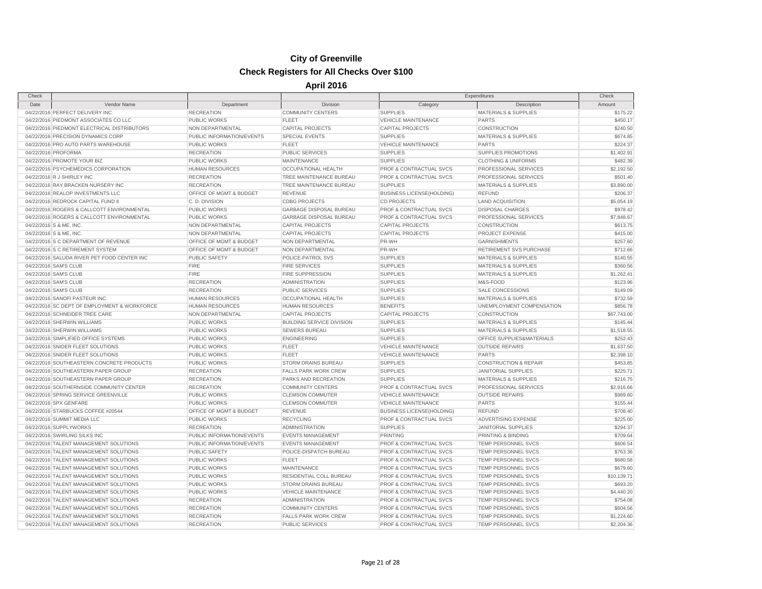# City of Greenville

## Check Registers for All Checks Over $100

### April 2016

| Check Date | Vendor Name | Department | Division | Expenditures Category | Expenditures Description | Check Amount |
|---|---|---|---|---|---|---|
| 04/22/2016 | PERFECT DELIVERY INC | RECREATION | COMMUNITY CENTERS | SUPPLIES | MATERIALS & SUPPLIES | $175.22 |
| 04/22/2016 | PIEDMONT ASSOCIATES CO LLC | PUBLIC WORKS | FLEET | VEHICLE MAINTENANCE | PARTS | $450.17 |
| 04/22/2016 | PIEDMONT ELECTRICAL DISTRIBUTORS | NON DEPARTMENTAL | CAPITAL PROJECTS | CAPITAL PROJECTS | CONSTRUCTION | $240.50 |
| 04/22/2016 | PRECISION DYNAMICS CORP | PUBLIC INFORMATION/EVENTS | SPECIAL EVENTS | SUPPLIES | MATERIALS & SUPPLIES | $674.85 |
| 04/22/2016 | PRO AUTO PARTS WAREHOUSE | PUBLIC WORKS | FLEET | VEHICLE MAINTENANCE | PARTS | $224.37 |
| 04/22/2016 | PROFORMA | RECREATION | PUBLIC SERVICES | SUPPLIES | SUPPLIES PROMOTIONS | $1,402.91 |
| 04/22/2016 | PROMOTE YOUR BIZ | PUBLIC WORKS | MAINTENANCE | SUPPLIES | CLOTHING & UNIFORMS | $482.39 |
| 04/22/2016 | PSYCHEMEDICS CORPORATION | HUMAN RESOURCES | OCCUPATIONAL HEALTH | PROF & CONTRACTUAL SVCS | PROFESSIONAL SERVICES | $2,192.50 |
| 04/22/2016 | R J SHIRLEY INC | RECREATION | TREE MAINTENANCE BUREAU | PROF & CONTRACTUAL SVCS | PROFESSIONAL SERVICES | $501.40 |
| 04/22/2016 | RAY BRACKEN NURSERY INC | RECREATION | TREE MAINTENANCE BUREAU | SUPPLIES | MATERIALS & SUPPLIES | $3,890.00 |
| 04/22/2016 | REALOP INVESTMENTS LLC | OFFICE OF MGMT & BUDGET | REVENUE | BUSINESS LICENSE(HOLDING) | REFUND | $206.37 |
| 04/22/2016 | REDROCK CAPITAL FUND II | C. D. DIVISION | CDBG PROJECTS | CD PROJECTS | LAND ACQUISITION | $5,054.19 |
| 04/22/2016 | ROGERS & CALLCOTT ENVIRONMENTAL | PUBLIC WORKS | GARBAGE DISPOSAL BUREAU | PROF & CONTRACTUAL SVCS | DISPOSAL CHARGES | $978.42 |
| 04/22/2016 | ROGERS & CALLCOTT ENVIRONMENTAL | PUBLIC WORKS | GARBAGE DISPOSAL BUREAU | PROF & CONTRACTUAL SVCS | PROFESSIONAL SERVICES | $7,848.67 |
| 04/22/2016 | S & ME, INC. | NON DEPARTMENTAL | CAPITAL PROJECTS | CAPITAL PROJECTS | CONSTRUCTION | $613.75 |
| 04/22/2016 | S & ME, INC. | NON DEPARTMENTAL | CAPITAL PROJECTS | CAPITAL PROJECTS | PROJECT EXPENSE | $415.00 |
| 04/22/2016 | S C DEPARTMENT OF REVENUE | OFFICE OF MGMT & BUDGET | NON DEPARTMENTAL | PR-WH | GARNISHMENTS | $257.60 |
| 04/22/2016 | S C RETIREMENT SYSTEM | OFFICE OF MGMT & BUDGET | NON DEPARTMENTAL | PR-WH | RETIREMENT SVS PURCHASE | $712.66 |
| 04/22/2016 | SALUDA RIVER PET FOOD CENTER INC | PUBLIC SAFETY | POLICE-PATROL SVS | SUPPLIES | MATERIALS & SUPPLIES | $140.55 |
| 04/22/2016 | SAM'S CLUB | FIRE | FIRE SERVICES | SUPPLIES | MATERIALS & SUPPLIES | $360.56 |
| 04/22/2016 | SAM'S CLUB | FIRE | FIRE SUPPRESSION | SUPPLIES | MATERIALS & SUPPLIES | $1,262.41 |
| 04/22/2016 | SAM'S CLUB | RECREATION | ADMINISTRATION | SUPPLIES | M&S-FOOD | $123.96 |
| 04/22/2016 | SAM'S CLUB | RECREATION | PUBLIC SERVICES | SUPPLIES | SALE CONCESSIONS | $149.09 |
| 04/22/2016 | SANOFI PASTEUR INC | HUMAN RESOURCES | OCCUPATIONAL HEALTH | SUPPLIES | MATERIALS & SUPPLIES | $732.59 |
| 04/22/2016 | SC DEPT OF EMPLOYMENT & WORKFORCE | HUMAN RESOURCES | HUMAN RESOURCES | BENEFITS | UNEMPLOYMENT COMPENSATION | $856.78 |
| 04/22/2016 | SCHNEIDER TREE CARE | NON DEPARTMENTAL | CAPITAL PROJECTS | CAPITAL PROJECTS | CONSTRUCTION | $67,743.00 |
| 04/22/2016 | SHERWIN WILLIAMS | PUBLIC WORKS | BUILDING SERVICE DIVISION | SUPPLIES | MATERIALS & SUPPLIES | $145.44 |
| 04/22/2016 | SHERWIN WILLIAMS | PUBLIC WORKS | SEWERS BUREAU | SUPPLIES | MATERIALS & SUPPLIES | $1,518.55 |
| 04/22/2016 | SIMPLIFIED OFFICE SYSTEMS | PUBLIC WORKS | ENGINEERING | SUPPLIES | OFFICE SUPPLIES&MATERIALS | $252.43 |
| 04/22/2016 | SNIDER FLEET SOLUTIONS | PUBLIC WORKS | FLEET | VEHICLE MAINTENANCE | OUTSIDE REPAIRS | $1,637.50 |
| 04/22/2016 | SNIDER FLEET SOLUTIONS | PUBLIC WORKS | FLEET | VEHICLE MAINTENANCE | PARTS | $2,398.10 |
| 04/22/2016 | SOUTHEASTERN CONCRETE PRODUCTS | PUBLIC WORKS | STORM DRAINS BUREAU | SUPPLIES | CONSTRUCTION & REPAIR | $453.85 |
| 04/22/2016 | SOUTHEASTERN PAPER GROUP | RECREATION | FALLS PARK WORK CREW | SUPPLIES | JANITORIAL SUPPLIES | $225.71 |
| 04/22/2016 | SOUTHEASTERN PAPER GROUP | RECREATION | PARKS AND RECREATION | SUPPLIES | MATERIALS & SUPPLIES | $216.75 |
| 04/22/2016 | SOUTHERNSIDE COMMUNITY CENTER | RECREATION | COMMUNITY CENTERS | PROF & CONTRACTUAL SVCS | PROFESSIONAL SERVICES | $2,916.66 |
| 04/22/2016 | SPRING SERVICE GREENVILLE | PUBLIC WORKS | CLEMSON COMMUTER | VEHICLE MAINTENANCE | OUTSIDE REPAIRS | $989.60 |
| 04/22/2016 | SPX GENFARE | PUBLIC WORKS | CLEMSON COMMUTER | VEHICLE MAINTENANCE | PARTS | $155.44 |
| 04/22/2016 | STARBUCKS COFFEE #20544 | OFFICE OF MGMT & BUDGET | REVENUE | BUSINESS LICENSE(HOLDING) | REFUND | $708.40 |
| 04/22/2016 | SUMMIT MEDIA LLC | PUBLIC WORKS | RECYCLING | PROF & CONTRACTUAL SVCS | ADVERTISING EXPENSE | $225.00 |
| 04/22/2016 | SUPPLYWORKS | RECREATION | ADMINISTRATION | SUPPLIES | JANITORIAL SUPPLIES | $294.37 |
| 04/22/2016 | SWIRLING SILKS INC | PUBLIC INFORMATION/EVENTS | EVENTS MANAGEMENT | PRINTING | PRINTING & BINDING | $709.64 |
| 04/22/2016 | TALENT MANAGEMENT SOLUTIONS | PUBLIC INFORMATION/EVENTS | EVENTS MANAGEMENT | PROF & CONTRACTUAL SVCS | TEMP PERSONNEL SVCS | $606.54 |
| 04/22/2016 | TALENT MANAGEMENT SOLUTIONS | PUBLIC SAFETY | POLICE-DISPATCH BUREAU | PROF & CONTRACTUAL SVCS | TEMP PERSONNEL SVCS | $763.36 |
| 04/22/2016 | TALENT MANAGEMENT SOLUTIONS | PUBLIC WORKS | FLEET | PROF & CONTRACTUAL SVCS | TEMP PERSONNEL SVCS | $680.58 |
| 04/22/2016 | TALENT MANAGEMENT SOLUTIONS | PUBLIC WORKS | MAINTENANCE | PROF & CONTRACTUAL SVCS | TEMP PERSONNEL SVCS | $679.60 |
| 04/22/2016 | TALENT MANAGEMENT SOLUTIONS | PUBLIC WORKS | RESIDENTIAL COLL BUREAU | PROF & CONTRACTUAL SVCS | TEMP PERSONNEL SVCS | $10,139.71 |
| 04/22/2016 | TALENT MANAGEMENT SOLUTIONS | PUBLIC WORKS | STORM DRAINS BUREAU | PROF & CONTRACTUAL SVCS | TEMP PERSONNEL SVCS | $693.20 |
| 04/22/2016 | TALENT MANAGEMENT SOLUTIONS | PUBLIC WORKS | VEHICLE MAINTENANCE | PROF & CONTRACTUAL SVCS | TEMP PERSONNEL SVCS | $4,440.20 |
| 04/22/2016 | TALENT MANAGEMENT SOLUTIONS | RECREATION | ADMINISTRATION | PROF & CONTRACTUAL SVCS | TEMP PERSONNEL SVCS | $754.08 |
| 04/22/2016 | TALENT MANAGEMENT SOLUTIONS | RECREATION | COMMUNITY CENTERS | PROF & CONTRACTUAL SVCS | TEMP PERSONNEL SVCS | $604.56 |
| 04/22/2016 | TALENT MANAGEMENT SOLUTIONS | RECREATION | FALLS PARK WORK CREW | PROF & CONTRACTUAL SVCS | TEMP PERSONNEL SVCS | $1,224.60 |
| 04/22/2016 | TALENT MANAGEMENT SOLUTIONS | RECREATION | PUBLIC SERVICES | PROF & CONTRACTUAL SVCS | TEMP PERSONNEL SVCS | $2,204.36 |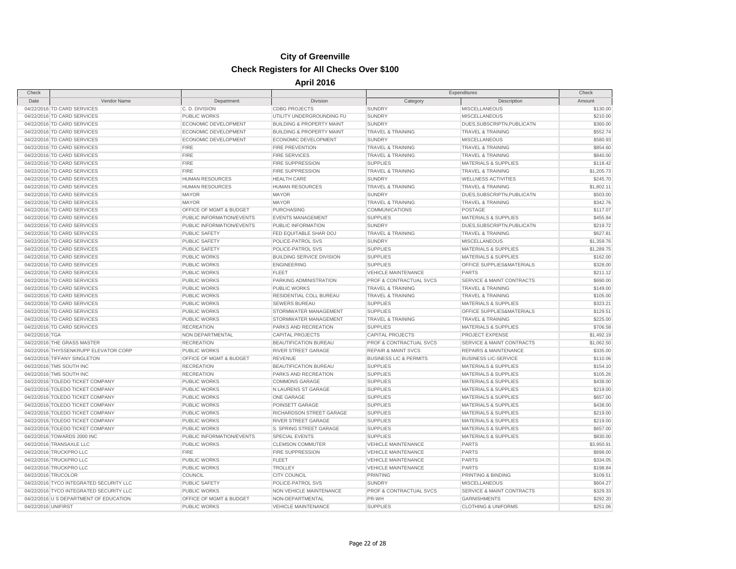# City of Greenville

## Check Registers for All Checks Over $100

### April 2016

| Check | | | | Expenditures | | Check |
|---|---|---|---|---|---|---|
| Date | Vendor Name | Department | Division | Category | Description | Amount |
| 04/22/2016 | TD CARD SERVICES | C. D. DIVISION | CDBG PROJECTS | SUNDRY | MISCELLANEOUS | $130.00 |
| 04/22/2016 | TD CARD SERVICES | PUBLIC WORKS | UTILITY UNDERGROUNDING FU | SUNDRY | MISCELLANEOUS | $210.00 |
| 04/22/2016 | TD CARD SERVICES | ECONOMIC DEVELOPMENT | BUILDING & PROPERTY MAINT | SUNDRY | DUES,SUBSCRIPTN,PUBLICATN | $360.00 |
| 04/22/2016 | TD CARD SERVICES | ECONOMIC DEVELOPMENT | BUILDING & PROPERTY MAINT | TRAVEL & TRAINING | TRAVEL & TRAINING | $552.74 |
| 04/22/2016 | TD CARD SERVICES | ECONOMIC DEVELOPMENT | ECONOMIC DEVELOPMENT | SUNDRY | MISCELLANEOUS | $580.93 |
| 04/22/2016 | TD CARD SERVICES | FIRE | FIRE PREVENTION | TRAVEL & TRAINING | TRAVEL & TRAINING | $854.60 |
| 04/22/2016 | TD CARD SERVICES | FIRE | FIRE SERVICES | TRAVEL & TRAINING | TRAVEL & TRAINING | $840.00 |
| 04/22/2016 | TD CARD SERVICES | FIRE | FIRE SUPPRESSION | SUPPLIES | MATERIALS & SUPPLIES | $118.42 |
| 04/22/2016 | TD CARD SERVICES | FIRE | FIRE SUPPRESSION | TRAVEL & TRAINING | TRAVEL & TRAINING | $1,205.73 |
| 04/22/2016 | TD CARD SERVICES | HUMAN RESOURCES | HEALTH CARE | SUNDRY | WELLNESS ACTIVITIES | $245.70 |
| 04/22/2016 | TD CARD SERVICES | HUMAN RESOURCES | HUMAN RESOURCES | TRAVEL & TRAINING | TRAVEL & TRAINING | $1,802.11 |
| 04/22/2016 | TD CARD SERVICES | MAYOR | MAYOR | SUNDRY | DUES,SUBSCRIPTN,PUBLICATN | $503.00 |
| 04/22/2016 | TD CARD SERVICES | MAYOR | MAYOR | TRAVEL & TRAINING | TRAVEL & TRAINING | $342.76 |
| 04/22/2016 | TD CARD SERVICES | OFFICE OF MGMT & BUDGET | PURCHASING | COMMUNICATIONS | POSTAGE | $117.07 |
| 04/22/2016 | TD CARD SERVICES | PUBLIC INFORMATION/EVENTS | EVENTS MANAGEMENT | SUPPLIES | MATERIALS & SUPPLIES | $455.84 |
| 04/22/2016 | TD CARD SERVICES | PUBLIC INFORMATION/EVENTS | PUBLIC INFORMATION | SUNDRY | DUES,SUBSCRIPTN,PUBLICATN | $219.72 |
| 04/22/2016 | TD CARD SERVICES | PUBLIC SAFETY | FED EQUITABLE SHAR DOJ | TRAVEL & TRAINING | TRAVEL & TRAINING | $627.81 |
| 04/22/2016 | TD CARD SERVICES | PUBLIC SAFETY | POLICE-PATROL SVS | SUNDRY | MISCELLANEOUS | $1,359.76 |
| 04/22/2016 | TD CARD SERVICES | PUBLIC SAFETY | POLICE-PATROL SVS | SUPPLIES | MATERIALS & SUPPLIES | $1,289.75 |
| 04/22/2016 | TD CARD SERVICES | PUBLIC WORKS | BUILDING SERVICE DIVISION | SUPPLIES | MATERIALS & SUPPLIES | $162.00 |
| 04/22/2016 | TD CARD SERVICES | PUBLIC WORKS | ENGINEERING | SUPPLIES | OFFICE SUPPLIES&MATERIALS | $328.00 |
| 04/22/2016 | TD CARD SERVICES | PUBLIC WORKS | FLEET | VEHICLE MAINTENANCE | PARTS | $211.12 |
| 04/22/2016 | TD CARD SERVICES | PUBLIC WORKS | PARKING ADMINISTRATION | PROF & CONTRACTUAL SVCS | SERVICE & MAINT CONTRACTS | $690.00 |
| 04/22/2016 | TD CARD SERVICES | PUBLIC WORKS | PUBLIC WORKS | TRAVEL & TRAINING | TRAVEL & TRAINING | $149.00 |
| 04/22/2016 | TD CARD SERVICES | PUBLIC WORKS | RESIDENTIAL COLL BUREAU | TRAVEL & TRAINING | TRAVEL & TRAINING | $105.00 |
| 04/22/2016 | TD CARD SERVICES | PUBLIC WORKS | SEWERS BUREAU | SUPPLIES | MATERIALS & SUPPLIES | $323.21 |
| 04/22/2016 | TD CARD SERVICES | PUBLIC WORKS | STORMWATER MANAGEMENT | SUPPLIES | OFFICE SUPPLIES&MATERIALS | $129.51 |
| 04/22/2016 | TD CARD SERVICES | PUBLIC WORKS | STORMWATER MANAGEMENT | TRAVEL & TRAINING | TRAVEL & TRAINING | $225.00 |
| 04/22/2016 | TD CARD SERVICES | RECREATION | PARKS AND RECREATION | SUPPLIES | MATERIALS & SUPPLIES | $706.58 |
| 04/22/2016 | TGA | NON DEPARTMENTAL | CAPITAL PROJECTS | CAPITAL PROJECTS | PROJECT EXPENSE | $1,492.19 |
| 04/22/2016 | THE GRASS MASTER | RECREATION | BEAUTIFICATION BUREAU | PROF & CONTRACTUAL SVCS | SERVICE & MAINT CONTRACTS | $1,062.50 |
| 04/22/2016 | THYSSENKRUPP ELEVATOR CORP | PUBLIC WORKS | RIVER STREET GARAGE | REPAIR & MAINT SVCS | REPAIRS & MAINTENANCE | $335.00 |
| 04/22/2016 | TIFFANY SINGLETON | OFFICE OF MGMT & BUDGET | REVENUE | BUSINESS LIC & PERMITS | BUSINESS LIC-SERVICE | $110.06 |
| 04/22/2016 | TMS SOUTH INC | RECREATION | BEAUTIFICATION BUREAU | SUPPLIES | MATERIALS & SUPPLIES | $154.10 |
| 04/22/2016 | TMS SOUTH INC | RECREATION | PARKS AND RECREATION | SUPPLIES | MATERIALS & SUPPLIES | $105.26 |
| 04/22/2016 | TOLEDO TICKET COMPANY | PUBLIC WORKS | COMMONS GARAGE | SUPPLIES | MATERIALS & SUPPLIES | $438.00 |
| 04/22/2016 | TOLEDO TICKET COMPANY | PUBLIC WORKS | N LAURENS ST GARAGE | SUPPLIES | MATERIALS & SUPPLIES | $219.00 |
| 04/22/2016 | TOLEDO TICKET COMPANY | PUBLIC WORKS | ONE GARAGE | SUPPLIES | MATERIALS & SUPPLIES | $657.00 |
| 04/22/2016 | TOLEDO TICKET COMPANY | PUBLIC WORKS | POINSETT GARAGE | SUPPLIES | MATERIALS & SUPPLIES | $438.00 |
| 04/22/2016 | TOLEDO TICKET COMPANY | PUBLIC WORKS | RICHARDSON STREET GARAGE | SUPPLIES | MATERIALS & SUPPLIES | $219.00 |
| 04/22/2016 | TOLEDO TICKET COMPANY | PUBLIC WORKS | RIVER STREET GARAGE | SUPPLIES | MATERIALS & SUPPLIES | $219.00 |
| 04/22/2016 | TOLEDO TICKET COMPANY | PUBLIC WORKS | S. SPRING STREET GARAGE | SUPPLIES | MATERIALS & SUPPLIES | $657.00 |
| 04/22/2016 | TOWARDS 2000 INC | PUBLIC INFORMATION/EVENTS | SPECIAL EVENTS | SUPPLIES | MATERIALS & SUPPLIES | $830.00 |
| 04/22/2016 | TRANSAXLE LLC | PUBLIC WORKS | CLEMSON COMMUTER | VEHICLE MAINTENANCE | PARTS | $3,950.91 |
| 04/22/2016 | TRUCKPRO LLC | FIRE | FIRE SUPPRESSION | VEHICLE MAINTENANCE | PARTS | $698.00 |
| 04/22/2016 | TRUCKPRO LLC | PUBLIC WORKS | FLEET | VEHICLE MAINTENANCE | PARTS | $334.05 |
| 04/22/2016 | TRUCKPRO LLC | PUBLIC WORKS | TROLLEY | VEHICLE MAINTENANCE | PARTS | $198.84 |
| 04/22/2016 | TRUCOLOR | COUNCIL | CITY COUNCIL | PRINTING | PRINTING & BINDING | $109.51 |
| 04/22/2016 | TYCO INTEGRATED SECURITY LLC | PUBLIC SAFETY | POLICE-PATROL SVS | SUNDRY | MISCELLANEOUS | $604.27 |
| 04/22/2016 | TYCO INTEGRATED SECURITY LLC | PUBLIC WORKS | NON VEHICLE MAINTENANCE | PROF & CONTRACTUAL SVCS | SERVICE & MAINT CONTRACTS | $329.33 |
| 04/22/2016 | U S DEPARTMENT OF EDUCATION | OFFICE OF MGMT & BUDGET | NON-DEPARTMENTAL | PR-WH | GARNISHMENTS | $292.20 |
| 04/22/2016 | UNIFIRST | PUBLIC WORKS | VEHICLE MAINTENANCE | SUPPLIES | CLOTHING & UNIFORMS | $251.06 |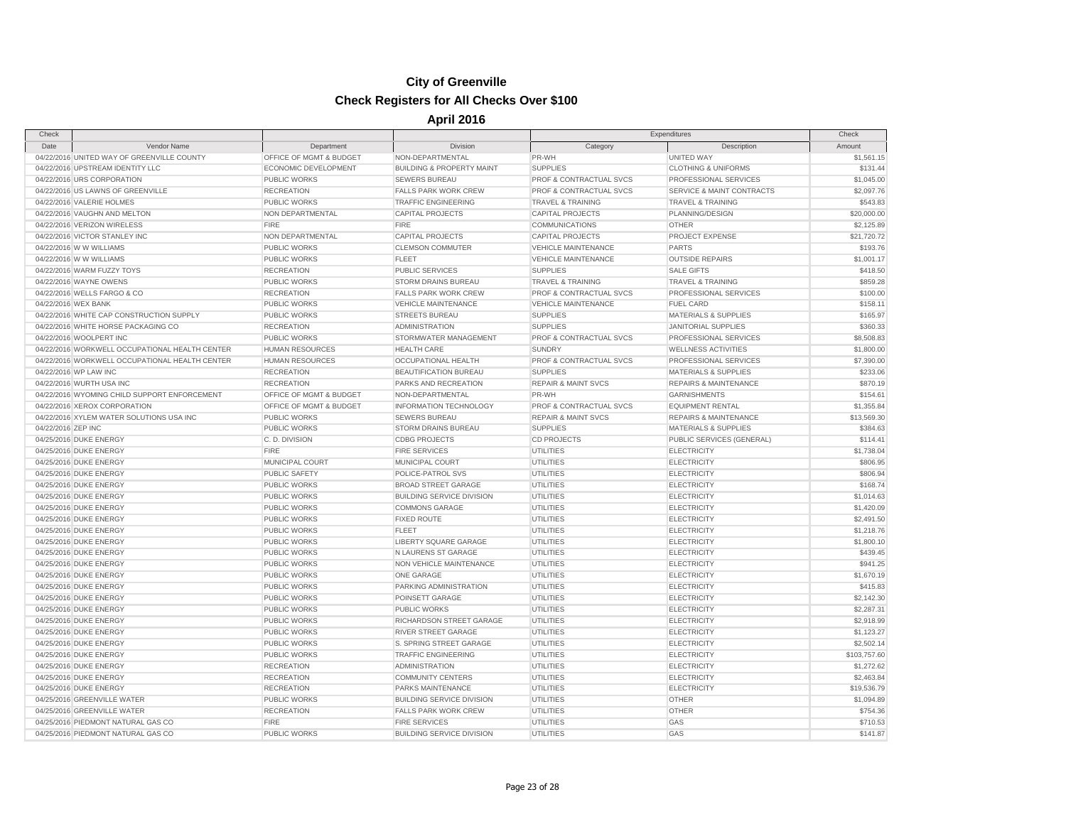# City of Greenville

## Check Registers for All Checks Over $100

### April 2016

| Check | | | | Expenditures | | Check |
|---|---|---|---|---|---|---|
| Date | Vendor Name | Department | Division | Category | Description | Amount |
| 04/22/2016 | UNITED WAY OF GREENVILLE COUNTY | OFFICE OF MGMT & BUDGET | NON-DEPARTMENTAL | PR-WH | UNITED WAY | $1,561.15 |
| 04/22/2016 | UPSTREAM IDENTITY LLC | ECONOMIC DEVELOPMENT | BUILDING & PROPERTY MAINT | SUPPLIES | CLOTHING & UNIFORMS | $131.44 |
| 04/22/2016 | URS CORPORATION | PUBLIC WORKS | SEWERS BUREAU | PROF & CONTRACTUAL SVCS | PROFESSIONAL SERVICES | $1,045.00 |
| 04/22/2016 | US LAWNS OF GREENVILLE | RECREATION | FALLS PARK WORK CREW | PROF & CONTRACTUAL SVCS | SERVICE & MAINT CONTRACTS | $2,097.76 |
| 04/22/2016 | VALERIE HOLMES | PUBLIC WORKS | TRAFFIC ENGINEERING | TRAVEL & TRAINING | TRAVEL & TRAINING | $543.83 |
| 04/22/2016 | VAUGHN AND MELTON | NON DEPARTMENTAL | CAPITAL PROJECTS | CAPITAL PROJECTS | PLANNING/DESIGN | $20,000.00 |
| 04/22/2016 | VERIZON WIRELESS | FIRE | FIRE | COMMUNICATIONS | OTHER | $2,125.89 |
| 04/22/2016 | VICTOR STANLEY INC | NON DEPARTMENTAL | CAPITAL PROJECTS | CAPITAL PROJECTS | PROJECT EXPENSE | $21,720.72 |
| 04/22/2016 | W W WILLIAMS | PUBLIC WORKS | CLEMSON COMMUTER | VEHICLE MAINTENANCE | PARTS | $193.76 |
| 04/22/2016 | W W WILLIAMS | PUBLIC WORKS | FLEET | VEHICLE MAINTENANCE | OUTSIDE REPAIRS | $1,001.17 |
| 04/22/2016 | WARM FUZZY TOYS | RECREATION | PUBLIC SERVICES | SUPPLIES | SALE GIFTS | $418.50 |
| 04/22/2016 | WAYNE OWENS | PUBLIC WORKS | STORM DRAINS BUREAU | TRAVEL & TRAINING | TRAVEL & TRAINING | $859.28 |
| 04/22/2016 | WELLS FARGO & CO | RECREATION | FALLS PARK WORK CREW | PROF & CONTRACTUAL SVCS | PROFESSIONAL SERVICES | $100.00 |
| 04/22/2016 | WEX BANK | PUBLIC WORKS | VEHICLE MAINTENANCE | VEHICLE MAINTENANCE | FUEL CARD | $158.11 |
| 04/22/2016 | WHITE CAP CONSTRUCTION SUPPLY | PUBLIC WORKS | STREETS BUREAU | SUPPLIES | MATERIALS & SUPPLIES | $165.97 |
| 04/22/2016 | WHITE HORSE PACKAGING CO | RECREATION | ADMINISTRATION | SUPPLIES | JANITORIAL SUPPLIES | $360.33 |
| 04/22/2016 | WOOLPERT INC | PUBLIC WORKS | STORMWATER MANAGEMENT | PROF & CONTRACTUAL SVCS | PROFESSIONAL SERVICES | $8,508.83 |
| 04/22/2016 | WORKWELL OCCUPATIONAL HEALTH CENTER | HUMAN RESOURCES | HEALTH CARE | SUNDRY | WELLNESS ACTIVITIES | $1,800.00 |
| 04/22/2016 | WORKWELL OCCUPATIONAL HEALTH CENTER | HUMAN RESOURCES | OCCUPATIONAL HEALTH | PROF & CONTRACTUAL SVCS | PROFESSIONAL SERVICES | $7,390.00 |
| 04/22/2016 | WP LAW INC | RECREATION | BEAUTIFICATION BUREAU | SUPPLIES | MATERIALS & SUPPLIES | $233.06 |
| 04/22/2016 | WURTH USA INC | RECREATION | PARKS AND RECREATION | REPAIR & MAINT SVCS | REPAIRS & MAINTENANCE | $870.19 |
| 04/22/2016 | WYOMING CHILD SUPPORT ENFORCEMENT | OFFICE OF MGMT & BUDGET | NON-DEPARTMENTAL | PR-WH | GARNISHMENTS | $154.61 |
| 04/22/2016 | XEROX CORPORATION | OFFICE OF MGMT & BUDGET | INFORMATION TECHNOLOGY | PROF & CONTRACTUAL SVCS | EQUIPMENT RENTAL | $1,355.84 |
| 04/22/2016 | XYLEM WATER SOLUTIONS USA INC | PUBLIC WORKS | SEWERS BUREAU | REPAIR & MAINT SVCS | REPAIRS & MAINTENANCE | $13,569.30 |
| 04/22/2016 | ZEP INC | PUBLIC WORKS | STORM DRAINS BUREAU | SUPPLIES | MATERIALS & SUPPLIES | $384.63 |
| 04/25/2016 | DUKE ENERGY | C. D. DIVISION | CDBG PROJECTS | CD PROJECTS | PUBLIC SERVICES (GENERAL) | $114.41 |
| 04/25/2016 | DUKE ENERGY | FIRE | FIRE SERVICES | UTILITIES | ELECTRICITY | $1,738.04 |
| 04/25/2016 | DUKE ENERGY | MUNICIPAL COURT | MUNICIPAL COURT | UTILITIES | ELECTRICITY | $806.95 |
| 04/25/2016 | DUKE ENERGY | PUBLIC SAFETY | POLICE-PATROL SVS | UTILITIES | ELECTRICITY | $806.94 |
| 04/25/2016 | DUKE ENERGY | PUBLIC WORKS | BROAD STREET GARAGE | UTILITIES | ELECTRICITY | $168.74 |
| 04/25/2016 | DUKE ENERGY | PUBLIC WORKS | BUILDING SERVICE DIVISION | UTILITIES | ELECTRICITY | $1,014.63 |
| 04/25/2016 | DUKE ENERGY | PUBLIC WORKS | COMMONS GARAGE | UTILITIES | ELECTRICITY | $1,420.09 |
| 04/25/2016 | DUKE ENERGY | PUBLIC WORKS | FIXED ROUTE | UTILITIES | ELECTRICITY | $2,491.50 |
| 04/25/2016 | DUKE ENERGY | PUBLIC WORKS | FLEET | UTILITIES | ELECTRICITY | $1,218.76 |
| 04/25/2016 | DUKE ENERGY | PUBLIC WORKS | LIBERTY SQUARE GARAGE | UTILITIES | ELECTRICITY | $1,800.10 |
| 04/25/2016 | DUKE ENERGY | PUBLIC WORKS | N LAURENS ST GARAGE | UTILITIES | ELECTRICITY | $439.45 |
| 04/25/2016 | DUKE ENERGY | PUBLIC WORKS | NON VEHICLE MAINTENANCE | UTILITIES | ELECTRICITY | $941.25 |
| 04/25/2016 | DUKE ENERGY | PUBLIC WORKS | ONE GARAGE | UTILITIES | ELECTRICITY | $1,670.19 |
| 04/25/2016 | DUKE ENERGY | PUBLIC WORKS | PARKING ADMINISTRATION | UTILITIES | ELECTRICITY | $415.83 |
| 04/25/2016 | DUKE ENERGY | PUBLIC WORKS | POINSETT GARAGE | UTILITIES | ELECTRICITY | $2,142.30 |
| 04/25/2016 | DUKE ENERGY | PUBLIC WORKS | PUBLIC WORKS | UTILITIES | ELECTRICITY | $2,287.31 |
| 04/25/2016 | DUKE ENERGY | PUBLIC WORKS | RICHARDSON STREET GARAGE | UTILITIES | ELECTRICITY | $2,918.99 |
| 04/25/2016 | DUKE ENERGY | PUBLIC WORKS | RIVER STREET GARAGE | UTILITIES | ELECTRICITY | $1,123.27 |
| 04/25/2016 | DUKE ENERGY | PUBLIC WORKS | S. SPRING STREET GARAGE | UTILITIES | ELECTRICITY | $2,502.14 |
| 04/25/2016 | DUKE ENERGY | PUBLIC WORKS | TRAFFIC ENGINEERING | UTILITIES | ELECTRICITY | $103,757.60 |
| 04/25/2016 | DUKE ENERGY | RECREATION | ADMINISTRATION | UTILITIES | ELECTRICITY | $1,272.62 |
| 04/25/2016 | DUKE ENERGY | RECREATION | COMMUNITY CENTERS | UTILITIES | ELECTRICITY | $2,463.84 |
| 04/25/2016 | DUKE ENERGY | RECREATION | PARKS MAINTENANCE | UTILITIES | ELECTRICITY | $19,536.79 |
| 04/25/2016 | GREENVILLE WATER | PUBLIC WORKS | BUILDING SERVICE DIVISION | UTILITIES | OTHER | $1,094.89 |
| 04/25/2016 | GREENVILLE WATER | RECREATION | FALLS PARK WORK CREW | UTILITIES | OTHER | $754.36 |
| 04/25/2016 | PIEDMONT NATURAL GAS CO | FIRE | FIRE SERVICES | UTILITIES | GAS | $710.53 |
| 04/25/2016 | PIEDMONT NATURAL GAS CO | PUBLIC WORKS | BUILDING SERVICE DIVISION | UTILITIES | GAS | $141.87 |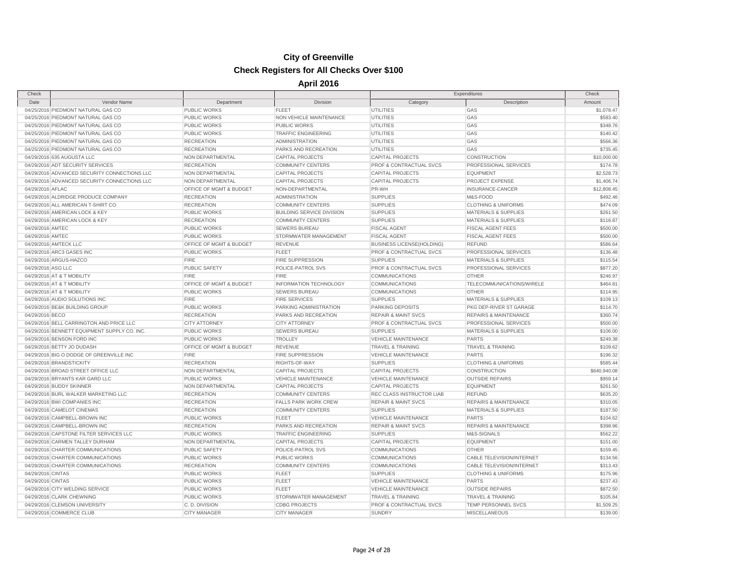# City of Greenville

## Check Registers for All Checks Over $100

### April 2016

| Check | | | | Expenditures | | Check |
|---|---|---|---|---|---|---|
| Date | Vendor Name | Department | Division | Category | Description | Amount |
| 04/25/2016 | PIEDMONT NATURAL GAS CO | PUBLIC WORKS | FLEET | UTILITIES | GAS | $1,078.47 |
| 04/25/2016 | PIEDMONT NATURAL GAS CO | PUBLIC WORKS | NON VEHICLE MAINTENANCE | UTILITIES | GAS | $583.40 |
| 04/25/2016 | PIEDMONT NATURAL GAS CO | PUBLIC WORKS | PUBLIC WORKS | UTILITIES | GAS | $348.76 |
| 04/25/2016 | PIEDMONT NATURAL GAS CO | PUBLIC WORKS | TRAFFIC ENGINEERING | UTILITIES | GAS | $140.42 |
| 04/25/2016 | PIEDMONT NATURAL GAS CO | RECREATION | ADMINISTRATION | UTILITIES | GAS | $566.36 |
| 04/25/2016 | PIEDMONT NATURAL GAS CO | RECREATION | PARKS AND RECREATION | UTILITIES | GAS | $735.45 |
| 04/29/2016 | 635 AUGUSTA LLC | NON DEPARTMENTAL | CAPITAL PROJECTS | CAPITAL PROJECTS | CONSTRUCTION | $10,000.00 |
| 04/29/2016 | ADT SECURITY SERVICES | RECREATION | COMMUNITY CENTERS | PROF & CONTRACTUAL SVCS | PROFESSIONAL SERVICES | $174.78 |
| 04/29/2016 | ADVANCED SECURITY CONNECTIONS LLC | NON DEPARTMENTAL | CAPITAL PROJECTS | CAPITAL PROJECTS | EQUIPMENT | $2,528.73 |
| 04/29/2016 | ADVANCED SECURITY CONNECTIONS LLC | NON DEPARTMENTAL | CAPITAL PROJECTS | CAPITAL PROJECTS | PROJECT EXPENSE | $1,406.74 |
| 04/29/2016 | AFLAC | OFFICE OF MGMT & BUDGET | NON-DEPARTMENTAL | PR-WH | INSURANCE-CANCER | $12,808.45 |
| 04/29/2016 | ALDRIDGE PRODUCE COMPANY | RECREATION | ADMINISTRATION | SUPPLIES | M&S-FOOD | $492.46 |
| 04/29/2016 | ALL AMERICAN T-SHIRT CO | RECREATION | COMMUNITY CENTERS | SUPPLIES | CLOTHING & UNIFORMS | $474.09 |
| 04/29/2016 | AMERICAN LOCK & KEY | PUBLIC WORKS | BUILDING SERVICE DIVISION | SUPPLIES | MATERIALS & SUPPLIES | $261.50 |
| 04/29/2016 | AMERICAN LOCK & KEY | RECREATION | COMMUNITY CENTERS | SUPPLIES | MATERIALS & SUPPLIES | $116.87 |
| 04/29/2016 | AMTEC | PUBLIC WORKS | SEWERS BUREAU | FISCAL AGENT | FISCAL AGENT FEES | $500.00 |
| 04/29/2016 | AMTEC | PUBLIC WORKS | STORMWATER MANAGEMENT | FISCAL AGENT | FISCAL AGENT FEES | $500.00 |
| 04/29/2016 | AMTECK LLC | OFFICE OF MGMT & BUDGET | REVENUE | BUSINESS LICENSE(HOLDING) | REFUND | $586.64 |
| 04/29/2016 | ARC3 GASES INC | PUBLIC WORKS | FLEET | PROF & CONTRACTUAL SVCS | PROFESSIONAL SERVICES | $136.48 |
| 04/29/2016 | ARGUS-HAZCO | FIRE | FIRE SUPPRESSION | SUPPLIES | MATERIALS & SUPPLIES | $115.54 |
| 04/29/2016 | ASG LLC | PUBLIC SAFETY | POLICE-PATROL SVS | PROF & CONTRACTUAL SVCS | PROFESSIONAL SERVICES | $877.20 |
| 04/29/2016 | AT & T MOBILITY | FIRE | FIRE | COMMUNICATIONS | OTHER | $246.97 |
| 04/29/2016 | AT & T MOBILITY | OFFICE OF MGMT & BUDGET | INFORMATION TECHNOLOGY | COMMUNICATIONS | TELECOMMUNICATIONS/WIRELE | $464.81 |
| 04/29/2016 | AT & T MOBILITY | PUBLIC WORKS | SEWERS BUREAU | COMMUNICATIONS | OTHER | $114.95 |
| 04/29/2016 | AUDIO SOLUTIONS INC | FIRE | FIRE SERVICES | SUPPLIES | MATERIALS & SUPPLIES | $109.13 |
| 04/29/2016 | BE&K BUILDING GROUP | PUBLIC WORKS | PARKING ADMINISTRATION | PARKING DEPOSITS | PKG DEP-RIVER ST GARAGE | $114.70 |
| 04/29/2016 | BECO | RECREATION | PARKS AND RECREATION | REPAIR & MAINT SVCS | REPAIRS & MAINTENANCE | $360.74 |
| 04/29/2016 | BELL CARRINGTON AND PRICE LLC | CITY ATTORNEY | CITY ATTORNEY | PROF & CONTRACTUAL SVCS | PROFESSIONAL SERVICES | $500.00 |
| 04/29/2016 | BENNETT EQUIPMENT SUPPLY CO. INC. | PUBLIC WORKS | SEWERS BUREAU | SUPPLIES | MATERIALS & SUPPLIES | $106.00 |
| 04/29/2016 | BENSON FORD INC | PUBLIC WORKS | TROLLEY | VEHICLE MAINTENANCE | PARTS | $249.38 |
| 04/29/2016 | BETTY JO DUDASH | OFFICE OF MGMT & BUDGET | REVENUE | TRAVEL & TRAINING | TRAVEL & TRAINING | $109.62 |
| 04/29/2016 | BIG O DODGE OF GREENVILLE INC | FIRE | FIRE SUPPRESSION | VEHICLE MAINTENANCE | PARTS | $196.32 |
| 04/29/2016 | BRANDSTICKITY | RECREATION | RIGHTS-OF-WAY | SUPPLIES | CLOTHING & UNIFORMS | $585.44 |
| 04/29/2016 | BROAD STREET OFFICE LLC | NON DEPARTMENTAL | CAPITAL PROJECTS | CAPITAL PROJECTS | CONSTRUCTION | $640,940.08 |
| 04/29/2016 | BRYANTS KAR GARD LLC | PUBLIC WORKS | VEHICLE MAINTENANCE | VEHICLE MAINTENANCE | OUTSIDE REPAIRS | $959.14 |
| 04/29/2016 | BUDDY SKINNER | NON DEPARTMENTAL | CAPITAL PROJECTS | CAPITAL PROJECTS | EQUIPMENT | $261.50 |
| 04/29/2016 | BURL WALKER MARKETING LLC | RECREATION | COMMUNITY CENTERS | REC CLASS INSTRUCTOR LIAB | REFUND | $635.20 |
| 04/29/2016 | BWI COMPANIES INC | RECREATION | FALLS PARK WORK CREW | REPAIR & MAINT SVCS | REPAIRS & MAINTENANCE | $310.05 |
| 04/29/2016 | CAMELOT CINEMAS | RECREATION | COMMUNITY CENTERS | SUPPLIES | MATERIALS & SUPPLIES | $187.50 |
| 04/29/2016 | CAMPBELL-BROWN INC | PUBLIC WORKS | FLEET | VEHICLE MAINTENANCE | PARTS | $104.62 |
| 04/29/2016 | CAMPBELL-BROWN INC | RECREATION | PARKS AND RECREATION | REPAIR & MAINT SVCS | REPAIRS & MAINTENANCE | $398.96 |
| 04/29/2016 | CAPSTONE FILTER SERVICES LLC | PUBLIC WORKS | TRAFFIC ENGINEERING | SUPPLIES | M&S-SIGNALS | $562.22 |
| 04/29/2016 | CARMEN TALLEY DURHAM | NON DEPARTMENTAL | CAPITAL PROJECTS | CAPITAL PROJECTS | EQUIPMENT | $151.00 |
| 04/29/2016 | CHARTER COMMUNICATIONS | PUBLIC SAFETY | POLICE-PATROL SVS | COMMUNICATIONS | OTHER | $159.45 |
| 04/29/2016 | CHARTER COMMUNICATIONS | PUBLIC WORKS | PUBLIC WORKS | COMMUNICATIONS | CABLE TELEVISION/INTERNET | $134.56 |
| 04/29/2016 | CHARTER COMMUNICATIONS | RECREATION | COMMUNITY CENTERS | COMMUNICATIONS | CABLE TELEVISION/INTERNET | $313.43 |
| 04/29/2016 | CINTAS | PUBLIC WORKS | FLEET | SUPPLIES | CLOTHING & UNIFORMS | $175.96 |
| 04/29/2016 | CINTAS | PUBLIC WORKS | FLEET | VEHICLE MAINTENANCE | PARTS | $237.43 |
| 04/29/2016 | CITY WELDING SERVICE | PUBLIC WORKS | FLEET | VEHICLE MAINTENANCE | OUTSIDE REPAIRS | $872.50 |
| 04/29/2016 | CLARK CHEWNING | PUBLIC WORKS | STORMWATER MANAGEMENT | TRAVEL & TRAINING | TRAVEL & TRAINING | $105.84 |
| 04/29/2016 | CLEMSON UNIVERSITY | C. D. DIVISION | CDBG PROJECTS | PROF & CONTRACTUAL SVCS | TEMP PERSONNEL SVCS | $1,509.25 |
| 04/29/2016 | COMMERCE CLUB | CITY MANAGER | CITY MANAGER | SUNDRY | MISCELLANEOUS | $139.00 |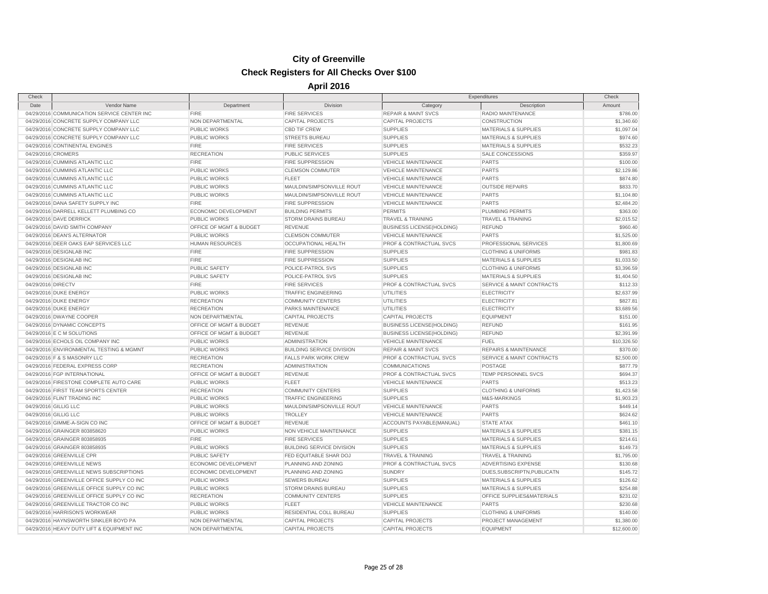# City of Greenville

## Check Registers for All Checks Over $100

### April 2016

| Check | | | | Expenditures | | Check |
|---|---|---|---|---|---|---|
| Date | Vendor Name | Department | Division | Category | Description | Amount |
| 04/29/2016 | COMMUNICATION SERVICE CENTER INC | FIRE | FIRE SERVICES | REPAIR & MAINT SVCS | RADIO MAINTENANCE | $786.00 |
| 04/29/2016 | CONCRETE SUPPLY COMPANY LLC | NON DEPARTMENTAL | CAPITAL PROJECTS | CAPITAL PROJECTS | CONSTRUCTION | $1,340.60 |
| 04/29/2016 | CONCRETE SUPPLY COMPANY LLC | PUBLIC WORKS | CBD TIF CREW | SUPPLIES | MATERIALS & SUPPLIES | $1,097.04 |
| 04/29/2016 | CONCRETE SUPPLY COMPANY LLC | PUBLIC WORKS | STREETS BUREAU | SUPPLIES | MATERIALS & SUPPLIES | $974.60 |
| 04/29/2016 | CONTINENTAL ENGINES | FIRE | FIRE SERVICES | SUPPLIES | MATERIALS & SUPPLIES | $532.23 |
| 04/29/2016 | CROMERS | RECREATION | PUBLIC SERVICES | SUPPLIES | SALE CONCESSIONS | $359.97 |
| 04/29/2016 | CUMMINS ATLANTIC LLC | FIRE | FIRE SUPPRESSION | VEHICLE MAINTENANCE | PARTS | $100.00 |
| 04/29/2016 | CUMMINS ATLANTIC LLC | PUBLIC WORKS | CLEMSON COMMUTER | VEHICLE MAINTENANCE | PARTS | $2,129.86 |
| 04/29/2016 | CUMMINS ATLANTIC LLC | PUBLIC WORKS | FLEET | VEHICLE MAINTENANCE | PARTS | $874.80 |
| 04/29/2016 | CUMMINS ATLANTIC LLC | PUBLIC WORKS | MAULDIN/SIMPSONVILLE ROUT | VEHICLE MAINTENANCE | OUTSIDE REPAIRS | $833.70 |
| 04/29/2016 | CUMMINS ATLANTIC LLC | PUBLIC WORKS | MAULDIN/SIMPSONVILLE ROUT | VEHICLE MAINTENANCE | PARTS | $1,104.80 |
| 04/29/2016 | DANA SAFETY SUPPLY INC | FIRE | FIRE SUPPRESSION | VEHICLE MAINTENANCE | PARTS | $2,484.20 |
| 04/29/2016 | DARRELL KELLETT PLUMBING CO | ECONOMIC DEVELOPMENT | BUILDING PERMITS | PERMITS | PLUMBING PERMITS | $363.00 |
| 04/29/2016 | DAVE DERRICK | PUBLIC WORKS | STORM DRAINS BUREAU | TRAVEL & TRAINING | TRAVEL & TRAINING | $2,015.52 |
| 04/29/2016 | DAVID SMITH COMPANY | OFFICE OF MGMT & BUDGET | REVENUE | BUSINESS LICENSE(HOLDING) | REFUND | $960.40 |
| 04/29/2016 | DEAN'S ALTERNATOR | PUBLIC WORKS | CLEMSON COMMUTER | VEHICLE MAINTENANCE | PARTS | $1,525.00 |
| 04/29/2016 | DEER OAKS EAP SERVICES LLC | HUMAN RESOURCES | OCCUPATIONAL HEALTH | PROF & CONTRACTUAL SVCS | PROFESSIONAL SERVICES | $1,800.69 |
| 04/29/2016 | DESIGNLAB INC | FIRE | FIRE SUPPRESSION | SUPPLIES | CLOTHING & UNIFORMS | $981.83 |
| 04/29/2016 | DESIGNLAB INC | FIRE | FIRE SUPPRESSION | SUPPLIES | MATERIALS & SUPPLIES | $1,033.50 |
| 04/29/2016 | DESIGNLAB INC | PUBLIC SAFETY | POLICE-PATROL SVS | SUPPLIES | CLOTHING & UNIFORMS | $3,396.59 |
| 04/29/2016 | DESIGNLAB INC | PUBLIC SAFETY | POLICE-PATROL SVS | SUPPLIES | MATERIALS & SUPPLIES | $1,404.50 |
| 04/29/2016 | DIRECTV | FIRE | FIRE SERVICES | PROF & CONTRACTUAL SVCS | SERVICE & MAINT CONTRACTS | $112.33 |
| 04/29/2016 | DUKE ENERGY | PUBLIC WORKS | TRAFFIC ENGINEERING | UTILITIES | ELECTRICITY | $2,637.99 |
| 04/29/2016 | DUKE ENERGY | RECREATION | COMMUNITY CENTERS | UTILITIES | ELECTRICITY | $827.81 |
| 04/29/2016 | DUKE ENERGY | RECREATION | PARKS MAINTENANCE | UTILITIES | ELECTRICITY | $3,689.56 |
| 04/29/2016 | DWAYNE COOPER | NON DEPARTMENTAL | CAPITAL PROJECTS | CAPITAL PROJECTS | EQUIPMENT | $151.00 |
| 04/29/2016 | DYNAMIC CONCEPTS | OFFICE OF MGMT & BUDGET | REVENUE | BUSINESS LICENSE(HOLDING) | REFUND | $161.95 |
| 04/29/2016 | E C M SOLUTIONS | OFFICE OF MGMT & BUDGET | REVENUE | BUSINESS LICENSE(HOLDING) | REFUND | $2,391.99 |
| 04/29/2016 | ECHOLS OIL COMPANY INC | PUBLIC WORKS | ADMINISTRATION | VEHICLE MAINTENANCE | FUEL | $10,326.50 |
| 04/29/2016 | ENVIRONMENTAL TESTING & MGMNT | PUBLIC WORKS | BUILDING SERVICE DIVISION | REPAIR & MAINT SVCS | REPAIRS & MAINTENANCE | $370.00 |
| 04/29/2016 | F & S MASONRY LLC | RECREATION | FALLS PARK WORK CREW | PROF & CONTRACTUAL SVCS | SERVICE & MAINT CONTRACTS | $2,500.00 |
| 04/29/2016 | FEDERAL EXPRESS CORP | RECREATION | ADMINISTRATION | COMMUNICATIONS | POSTAGE | $877.79 |
| 04/29/2016 | FGP INTERNATIONAL | OFFICE OF MGMT & BUDGET | REVENUE | PROF & CONTRACTUAL SVCS | TEMP PERSONNEL SVCS | $694.37 |
| 04/29/2016 | FIRESTONE COMPLETE AUTO CARE | PUBLIC WORKS | FLEET | VEHICLE MAINTENANCE | PARTS | $513.23 |
| 04/29/2016 | FIRST TEAM SPORTS CENTER | RECREATION | COMMUNITY CENTERS | SUPPLIES | CLOTHING & UNIFORMS | $1,423.58 |
| 04/29/2016 | FLINT TRADING INC | PUBLIC WORKS | TRAFFIC ENGINEERING | SUPPLIES | M&S-MARKINGS | $1,903.23 |
| 04/29/2016 | GILLIG LLC | PUBLIC WORKS | MAULDIN/SIMPSONVILLE ROUT | VEHICLE MAINTENANCE | PARTS | $449.14 |
| 04/29/2016 | GILLIG LLC | PUBLIC WORKS | TROLLEY | VEHICLE MAINTENANCE | PARTS | $624.62 |
| 04/29/2016 | GIMME-A-SIGN CO INC | OFFICE OF MGMT & BUDGET | REVENUE | ACCOUNTS PAYABLE(MANUAL) | STATE ATAX | $461.10 |
| 04/29/2016 | GRAINGER 803858620 | PUBLIC WORKS | NON VEHICLE MAINTENANCE | SUPPLIES | MATERIALS & SUPPLIES | $381.15 |
| 04/29/2016 | GRAINGER 803858935 | FIRE | FIRE SERVICES | SUPPLIES | MATERIALS & SUPPLIES | $214.61 |
| 04/29/2016 | GRAINGER 803858935 | PUBLIC WORKS | BUILDING SERVICE DIVISION | SUPPLIES | MATERIALS & SUPPLIES | $149.73 |
| 04/29/2016 | GREENVILLE CPR | PUBLIC SAFETY | FED EQUITABLE SHAR DOJ | TRAVEL & TRAINING | TRAVEL & TRAINING | $1,795.00 |
| 04/29/2016 | GREENVILLE NEWS | ECONOMIC DEVELOPMENT | PLANNING AND ZONING | PROF & CONTRACTUAL SVCS | ADVERTISING EXPENSE | $130.68 |
| 04/29/2016 | GREENVILLE NEWS SUBSCRIPTIONS | ECONOMIC DEVELOPMENT | PLANNING AND ZONING | SUNDRY | DUES,SUBSCRIPTN,PUBLICATN | $145.72 |
| 04/29/2016 | GREENVILLE OFFICE SUPPLY CO INC | PUBLIC WORKS | SEWERS BUREAU | SUPPLIES | MATERIALS & SUPPLIES | $126.62 |
| 04/29/2016 | GREENVILLE OFFICE SUPPLY CO INC | PUBLIC WORKS | STORM DRAINS BUREAU | SUPPLIES | MATERIALS & SUPPLIES | $254.88 |
| 04/29/2016 | GREENVILLE OFFICE SUPPLY CO INC | RECREATION | COMMUNITY CENTERS | SUPPLIES | OFFICE SUPPLIES&MATERIALS | $231.02 |
| 04/29/2016 | GREENVILLE TRACTOR CO INC | PUBLIC WORKS | FLEET | VEHICLE MAINTENANCE | PARTS | $230.68 |
| 04/29/2016 | HARRISON'S WORKWEAR | PUBLIC WORKS | RESIDENTIAL COLL BUREAU | SUPPLIES | CLOTHING & UNIFORMS | $140.00 |
| 04/29/2016 | HAYNSWORTH SINKLER BOYD PA | NON DEPARTMENTAL | CAPITAL PROJECTS | CAPITAL PROJECTS | PROJECT MANAGEMENT | $1,380.00 |
| 04/29/2016 | HEAVY DUTY LIFT & EQUIPMENT INC | NON DEPARTMENTAL | CAPITAL PROJECTS | CAPITAL PROJECTS | EQUIPMENT | $12,600.00 |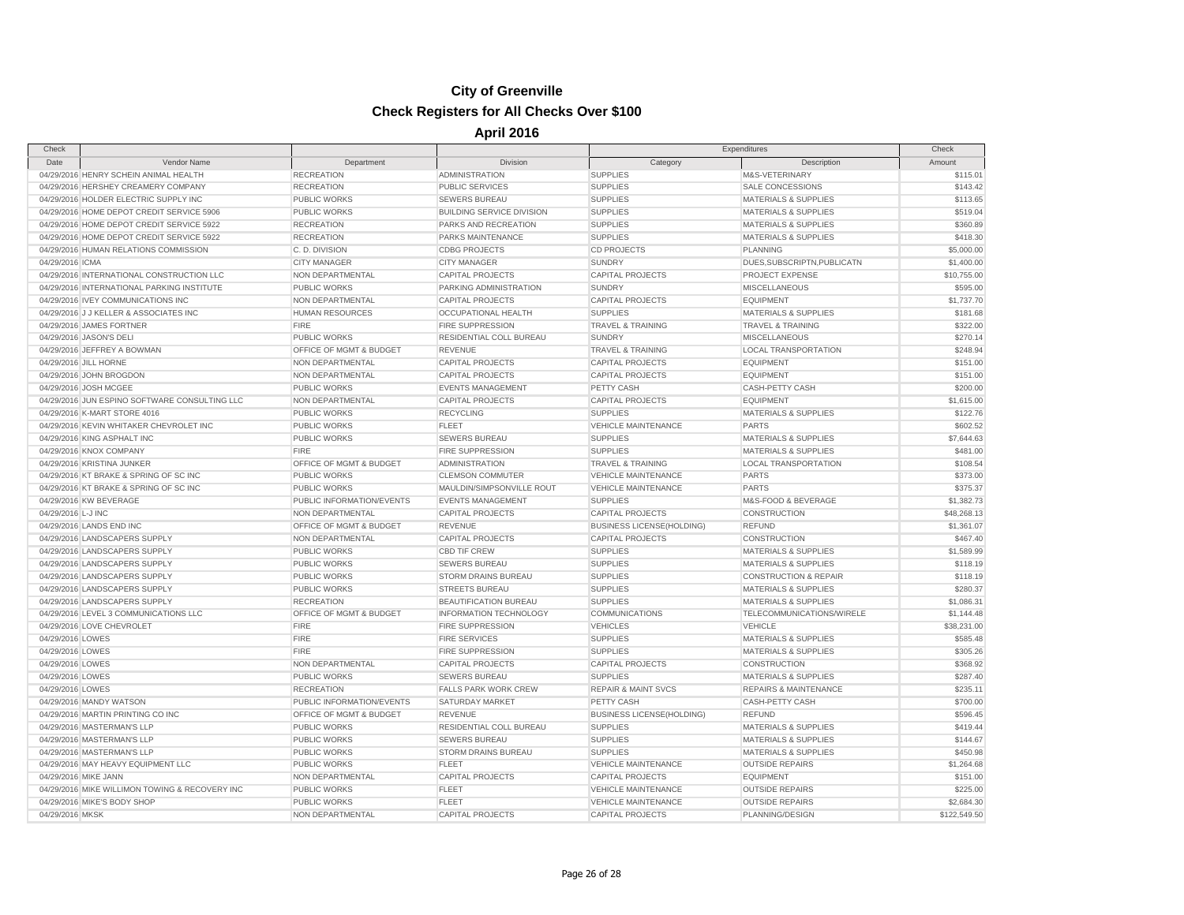# City of Greenville

## Check Registers for All Checks Over $100

### April 2016

| Check | | | | Expenditures | | Check |
|---|---|---|---|---|---|---|
| Date | Vendor Name | Department | Division | Category | Description | Amount |
| 04/29/2016 | HENRY SCHEIN ANIMAL HEALTH | RECREATION | ADMINISTRATION | SUPPLIES | M&S-VETERINARY | $115.01 |
| 04/29/2016 | HERSHEY CREAMERY COMPANY | RECREATION | PUBLIC SERVICES | SUPPLIES | SALE CONCESSIONS | $143.42 |
| 04/29/2016 | HOLDER ELECTRIC SUPPLY INC | PUBLIC WORKS | SEWERS BUREAU | SUPPLIES | MATERIALS & SUPPLIES | $113.65 |
| 04/29/2016 | HOME DEPOT CREDIT SERVICE 5906 | PUBLIC WORKS | BUILDING SERVICE DIVISION | SUPPLIES | MATERIALS & SUPPLIES | $519.04 |
| 04/29/2016 | HOME DEPOT CREDIT SERVICE 5922 | RECREATION | PARKS AND RECREATION | SUPPLIES | MATERIALS & SUPPLIES | $360.89 |
| 04/29/2016 | HOME DEPOT CREDIT SERVICE 5922 | RECREATION | PARKS MAINTENANCE | SUPPLIES | MATERIALS & SUPPLIES | $418.30 |
| 04/29/2016 | HUMAN RELATIONS COMMISSION | C. D. DIVISION | CDBG PROJECTS | CD PROJECTS | PLANNING | $5,000.00 |
| 04/29/2016 | ICMA | CITY MANAGER | CITY MANAGER | SUNDRY | DUES,SUBSCRIPTN,PUBLICATN | $1,400.00 |
| 04/29/2016 | INTERNATIONAL CONSTRUCTION LLC | NON DEPARTMENTAL | CAPITAL PROJECTS | CAPITAL PROJECTS | PROJECT EXPENSE | $10,755.00 |
| 04/29/2016 | INTERNATIONAL PARKING INSTITUTE | PUBLIC WORKS | PARKING ADMINISTRATION | SUNDRY | MISCELLANEOUS | $595.00 |
| 04/29/2016 | IVEY COMMUNICATIONS INC | NON DEPARTMENTAL | CAPITAL PROJECTS | CAPITAL PROJECTS | EQUIPMENT | $1,737.70 |
| 04/29/2016 | J J KELLER & ASSOCIATES INC | HUMAN RESOURCES | OCCUPATIONAL HEALTH | SUPPLIES | MATERIALS & SUPPLIES | $181.68 |
| 04/29/2016 | JAMES FORTNER | FIRE | FIRE SUPPRESSION | TRAVEL & TRAINING | TRAVEL & TRAINING | $322.00 |
| 04/29/2016 | JASON'S DELI | PUBLIC WORKS | RESIDENTIAL COLL BUREAU | SUNDRY | MISCELLANEOUS | $270.14 |
| 04/29/2016 | JEFFREY A BOWMAN | OFFICE OF MGMT & BUDGET | REVENUE | TRAVEL & TRAINING | LOCAL TRANSPORTATION | $248.94 |
| 04/29/2016 | JILL HORNE | NON DEPARTMENTAL | CAPITAL PROJECTS | CAPITAL PROJECTS | EQUIPMENT | $151.00 |
| 04/29/2016 | JOHN BROGDON | NON DEPARTMENTAL | CAPITAL PROJECTS | CAPITAL PROJECTS | EQUIPMENT | $151.00 |
| 04/29/2016 | JOSH MCGEE | PUBLIC WORKS | EVENTS MANAGEMENT | PETTY CASH | CASH-PETTY CASH | $200.00 |
| 04/29/2016 | JUN ESPINO SOFTWARE CONSULTING LLC | NON DEPARTMENTAL | CAPITAL PROJECTS | CAPITAL PROJECTS | EQUIPMENT | $1,615.00 |
| 04/29/2016 | K-MART STORE 4016 | PUBLIC WORKS | RECYCLING | SUPPLIES | MATERIALS & SUPPLIES | $122.76 |
| 04/29/2016 | KEVIN WHITAKER CHEVROLET INC | PUBLIC WORKS | FLEET | VEHICLE MAINTENANCE | PARTS | $602.52 |
| 04/29/2016 | KING ASPHALT INC | PUBLIC WORKS | SEWERS BUREAU | SUPPLIES | MATERIALS & SUPPLIES | $7,644.63 |
| 04/29/2016 | KNOX COMPANY | FIRE | FIRE SUPPRESSION | SUPPLIES | MATERIALS & SUPPLIES | $481.00 |
| 04/29/2016 | KRISTINA JUNKER | OFFICE OF MGMT & BUDGET | ADMINISTRATION | TRAVEL & TRAINING | LOCAL TRANSPORTATION | $108.54 |
| 04/29/2016 | KT BRAKE & SPRING OF SC INC | PUBLIC WORKS | CLEMSON COMMUTER | VEHICLE MAINTENANCE | PARTS | $373.00 |
| 04/29/2016 | KT BRAKE & SPRING OF SC INC | PUBLIC WORKS | MAULDIN/SIMPSONVILLE ROUT | VEHICLE MAINTENANCE | PARTS | $375.37 |
| 04/29/2016 | KW BEVERAGE | PUBLIC INFORMATION/EVENTS | EVENTS MANAGEMENT | SUPPLIES | M&S-FOOD & BEVERAGE | $1,382.73 |
| 04/29/2016 | L-J INC | NON DEPARTMENTAL | CAPITAL PROJECTS | CAPITAL PROJECTS | CONSTRUCTION | $48,268.13 |
| 04/29/2016 | LANDS END INC | OFFICE OF MGMT & BUDGET | REVENUE | BUSINESS LICENSE(HOLDING) | REFUND | $1,361.07 |
| 04/29/2016 | LANDSCAPERS SUPPLY | NON DEPARTMENTAL | CAPITAL PROJECTS | CAPITAL PROJECTS | CONSTRUCTION | $467.40 |
| 04/29/2016 | LANDSCAPERS SUPPLY | PUBLIC WORKS | CBD TIF CREW | SUPPLIES | MATERIALS & SUPPLIES | $1,589.99 |
| 04/29/2016 | LANDSCAPERS SUPPLY | PUBLIC WORKS | SEWERS BUREAU | SUPPLIES | MATERIALS & SUPPLIES | $118.19 |
| 04/29/2016 | LANDSCAPERS SUPPLY | PUBLIC WORKS | STORM DRAINS BUREAU | SUPPLIES | CONSTRUCTION & REPAIR | $118.19 |
| 04/29/2016 | LANDSCAPERS SUPPLY | PUBLIC WORKS | STREETS BUREAU | SUPPLIES | MATERIALS & SUPPLIES | $280.37 |
| 04/29/2016 | LANDSCAPERS SUPPLY | RECREATION | BEAUTIFICATION BUREAU | SUPPLIES | MATERIALS & SUPPLIES | $1,086.31 |
| 04/29/2016 | LEVEL 3 COMMUNICATIONS LLC | OFFICE OF MGMT & BUDGET | INFORMATION TECHNOLOGY | COMMUNICATIONS | TELECOMMUNICATIONS/WIRELE | $1,144.48 |
| 04/29/2016 | LOVE CHEVROLET | FIRE | FIRE SUPPRESSION | VEHICLES | VEHICLE | $38,231.00 |
| 04/29/2016 | LOWES | FIRE | FIRE SERVICES | SUPPLIES | MATERIALS & SUPPLIES | $585.48 |
| 04/29/2016 | LOWES | FIRE | FIRE SUPPRESSION | SUPPLIES | MATERIALS & SUPPLIES | $305.26 |
| 04/29/2016 | LOWES | NON DEPARTMENTAL | CAPITAL PROJECTS | CAPITAL PROJECTS | CONSTRUCTION | $368.92 |
| 04/29/2016 | LOWES | PUBLIC WORKS | SEWERS BUREAU | SUPPLIES | MATERIALS & SUPPLIES | $287.40 |
| 04/29/2016 | LOWES | RECREATION | FALLS PARK WORK CREW | REPAIR & MAINT SVCS | REPAIRS & MAINTENANCE | $235.11 |
| 04/29/2016 | MANDY WATSON | PUBLIC INFORMATION/EVENTS | SATURDAY MARKET | PETTY CASH | CASH-PETTY CASH | $700.00 |
| 04/29/2016 | MARTIN PRINTING CO INC | OFFICE OF MGMT & BUDGET | REVENUE | BUSINESS LICENSE(HOLDING) | REFUND | $596.45 |
| 04/29/2016 | MASTERMAN'S LLP | PUBLIC WORKS | RESIDENTIAL COLL BUREAU | SUPPLIES | MATERIALS & SUPPLIES | $419.44 |
| 04/29/2016 | MASTERMAN'S LLP | PUBLIC WORKS | SEWERS BUREAU | SUPPLIES | MATERIALS & SUPPLIES | $144.67 |
| 04/29/2016 | MASTERMAN'S LLP | PUBLIC WORKS | STORM DRAINS BUREAU | SUPPLIES | MATERIALS & SUPPLIES | $450.98 |
| 04/29/2016 | MAY HEAVY EQUIPMENT LLC | PUBLIC WORKS | FLEET | VEHICLE MAINTENANCE | OUTSIDE REPAIRS | $1,264.68 |
| 04/29/2016 | MIKE JANN | NON DEPARTMENTAL | CAPITAL PROJECTS | CAPITAL PROJECTS | EQUIPMENT | $151.00 |
| 04/29/2016 | MIKE WILLIMON TOWING & RECOVERY INC | PUBLIC WORKS | FLEET | VEHICLE MAINTENANCE | OUTSIDE REPAIRS | $225.00 |
| 04/29/2016 | MIKE'S BODY SHOP | PUBLIC WORKS | FLEET | VEHICLE MAINTENANCE | OUTSIDE REPAIRS | $2,684.30 |
| 04/29/2016 | MKSK | NON DEPARTMENTAL | CAPITAL PROJECTS | CAPITAL PROJECTS | PLANNING/DESIGN | $122,549.50 |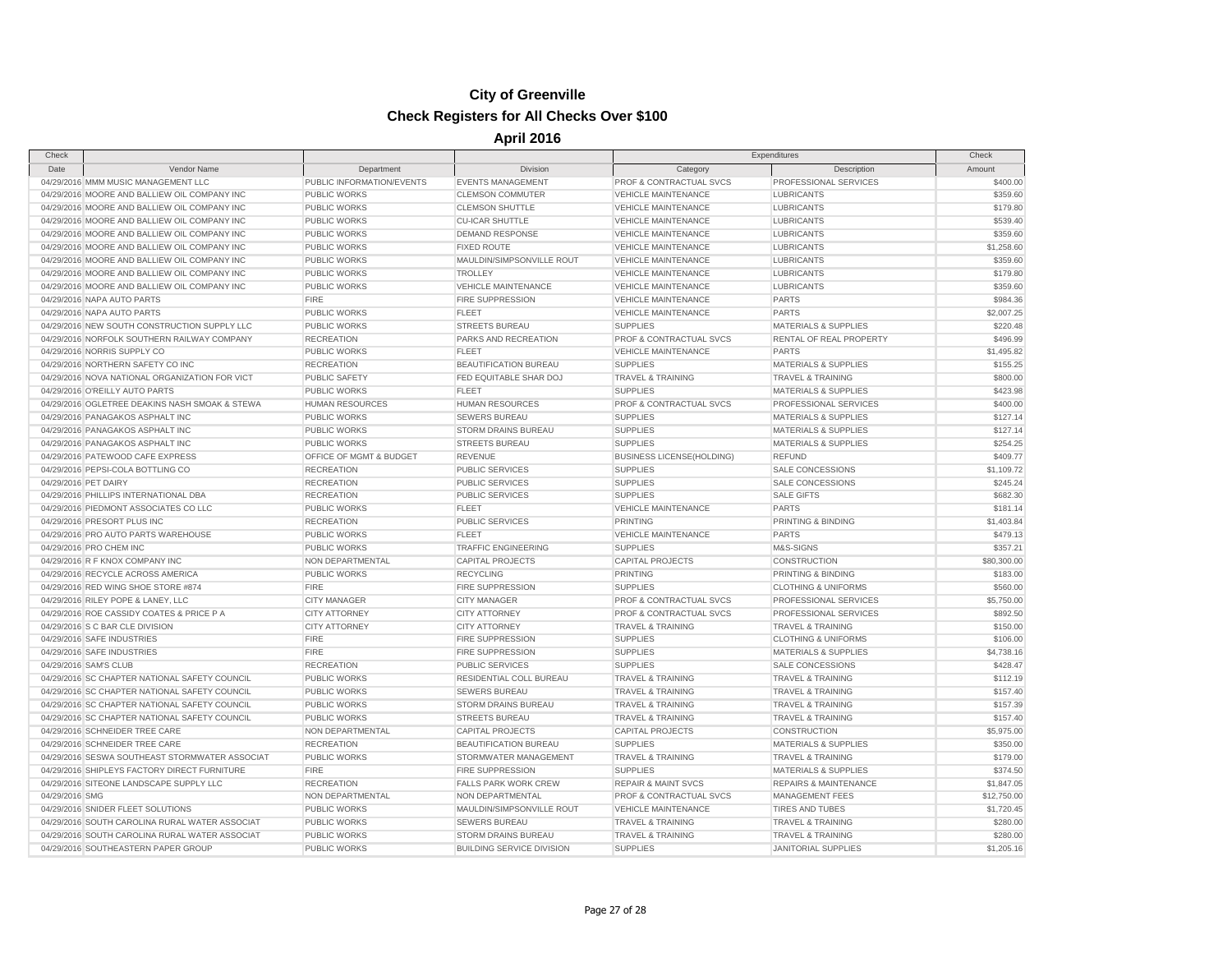# City of Greenville

## Check Registers for All Checks Over $100

### April 2016

| Check | | | | Expenditures | | Check |
|---|---|---|---|---|---|---|
| Date | Vendor Name | Department | Division | Category | Description | Amount |
| 04/29/2016 | MMM MUSIC MANAGEMENT LLC | PUBLIC INFORMATION/EVENTS | EVENTS MANAGEMENT | PROF & CONTRACTUAL SVCS | PROFESSIONAL SERVICES | $400.00 |
| 04/29/2016 | MOORE AND BALLIEW OIL COMPANY INC | PUBLIC WORKS | CLEMSON COMMUTER | VEHICLE MAINTENANCE | LUBRICANTS | $359.60 |
| 04/29/2016 | MOORE AND BALLIEW OIL COMPANY INC | PUBLIC WORKS | CLEMSON SHUTTLE | VEHICLE MAINTENANCE | LUBRICANTS | $179.80 |
| 04/29/2016 | MOORE AND BALLIEW OIL COMPANY INC | PUBLIC WORKS | CU-ICAR SHUTTLE | VEHICLE MAINTENANCE | LUBRICANTS | $539.40 |
| 04/29/2016 | MOORE AND BALLIEW OIL COMPANY INC | PUBLIC WORKS | DEMAND RESPONSE | VEHICLE MAINTENANCE | LUBRICANTS | $359.60 |
| 04/29/2016 | MOORE AND BALLIEW OIL COMPANY INC | PUBLIC WORKS | FIXED ROUTE | VEHICLE MAINTENANCE | LUBRICANTS | $1,258.60 |
| 04/29/2016 | MOORE AND BALLIEW OIL COMPANY INC | PUBLIC WORKS | MAULDIN/SIMPSONVILLE ROUT | VEHICLE MAINTENANCE | LUBRICANTS | $359.60 |
| 04/29/2016 | MOORE AND BALLIEW OIL COMPANY INC | PUBLIC WORKS | TROLLEY | VEHICLE MAINTENANCE | LUBRICANTS | $179.80 |
| 04/29/2016 | MOORE AND BALLIEW OIL COMPANY INC | PUBLIC WORKS | VEHICLE MAINTENANCE | VEHICLE MAINTENANCE | LUBRICANTS | $359.60 |
| 04/29/2016 | NAPA AUTO PARTS | FIRE | FIRE SUPPRESSION | VEHICLE MAINTENANCE | PARTS | $984.36 |
| 04/29/2016 | NAPA AUTO PARTS | PUBLIC WORKS | FLEET | VEHICLE MAINTENANCE | PARTS | $2,007.25 |
| 04/29/2016 | NEW SOUTH CONSTRUCTION SUPPLY LLC | PUBLIC WORKS | STREETS BUREAU | SUPPLIES | MATERIALS & SUPPLIES | $220.48 |
| 04/29/2016 | NORFOLK SOUTHERN RAILWAY COMPANY | RECREATION | PARKS AND RECREATION | PROF & CONTRACTUAL SVCS | RENTAL OF REAL PROPERTY | $496.99 |
| 04/29/2016 | NORRIS SUPPLY CO | PUBLIC WORKS | FLEET | VEHICLE MAINTENANCE | PARTS | $1,495.82 |
| 04/29/2016 | NORTHERN SAFETY CO INC | RECREATION | BEAUTIFICATION BUREAU | SUPPLIES | MATERIALS & SUPPLIES | $155.25 |
| 04/29/2016 | NOVA NATIONAL ORGANIZATION FOR VICT | PUBLIC SAFETY | FED EQUITABLE SHAR DOJ | TRAVEL & TRAINING | TRAVEL & TRAINING | $800.00 |
| 04/29/2016 | O'REILLY AUTO PARTS | PUBLIC WORKS | FLEET | SUPPLIES | MATERIALS & SUPPLIES | $423.98 |
| 04/29/2016 | OGLETREE DEAKINS NASH SMOAK & STEWA | HUMAN RESOURCES | HUMAN RESOURCES | PROF & CONTRACTUAL SVCS | PROFESSIONAL SERVICES | $400.00 |
| 04/29/2016 | PANAGAKOS ASPHALT INC | PUBLIC WORKS | SEWERS BUREAU | SUPPLIES | MATERIALS & SUPPLIES | $127.14 |
| 04/29/2016 | PANAGAKOS ASPHALT INC | PUBLIC WORKS | STORM DRAINS BUREAU | SUPPLIES | MATERIALS & SUPPLIES | $127.14 |
| 04/29/2016 | PANAGAKOS ASPHALT INC | PUBLIC WORKS | STREETS BUREAU | SUPPLIES | MATERIALS & SUPPLIES | $254.25 |
| 04/29/2016 | PATEWOOD CAFE EXPRESS | OFFICE OF MGMT & BUDGET | REVENUE | BUSINESS LICENSE(HOLDING) | REFUND | $409.77 |
| 04/29/2016 | PEPSI-COLA BOTTLING CO | RECREATION | PUBLIC SERVICES | SUPPLIES | SALE CONCESSIONS | $1,109.72 |
| 04/29/2016 | PET DAIRY | RECREATION | PUBLIC SERVICES | SUPPLIES | SALE CONCESSIONS | $245.24 |
| 04/29/2016 | PHILLIPS INTERNATIONAL DBA | RECREATION | PUBLIC SERVICES | SUPPLIES | SALE GIFTS | $682.30 |
| 04/29/2016 | PIEDMONT ASSOCIATES CO LLC | PUBLIC WORKS | FLEET | VEHICLE MAINTENANCE | PARTS | $181.14 |
| 04/29/2016 | PRESORT PLUS INC | RECREATION | PUBLIC SERVICES | PRINTING | PRINTING & BINDING | $1,403.84 |
| 04/29/2016 | PRO AUTO PARTS WAREHOUSE | PUBLIC WORKS | FLEET | VEHICLE MAINTENANCE | PARTS | $479.13 |
| 04/29/2016 | PRO CHEM INC | PUBLIC WORKS | TRAFFIC ENGINEERING | SUPPLIES | M&S-SIGNS | $357.21 |
| 04/29/2016 | R F KNOX COMPANY INC | NON DEPARTMENTAL | CAPITAL PROJECTS | CAPITAL PROJECTS | CONSTRUCTION | $80,300.00 |
| 04/29/2016 | RECYCLE ACROSS AMERICA | PUBLIC WORKS | RECYCLING | PRINTING | PRINTING & BINDING | $183.00 |
| 04/29/2016 | RED WING SHOE STORE #874 | FIRE | FIRE SUPPRESSION | SUPPLIES | CLOTHING & UNIFORMS | $560.00 |
| 04/29/2016 | RILEY POPE & LANEY, LLC | CITY MANAGER | CITY MANAGER | PROF & CONTRACTUAL SVCS | PROFESSIONAL SERVICES | $5,750.00 |
| 04/29/2016 | ROE CASSIDY COATES & PRICE P A | CITY ATTORNEY | CITY ATTORNEY | PROF & CONTRACTUAL SVCS | PROFESSIONAL SERVICES | $892.50 |
| 04/29/2016 | S C BAR CLE DIVISION | CITY ATTORNEY | CITY ATTORNEY | TRAVEL & TRAINING | TRAVEL & TRAINING | $150.00 |
| 04/29/2016 | SAFE INDUSTRIES | FIRE | FIRE SUPPRESSION | SUPPLIES | CLOTHING & UNIFORMS | $106.00 |
| 04/29/2016 | SAFE INDUSTRIES | FIRE | FIRE SUPPRESSION | SUPPLIES | MATERIALS & SUPPLIES | $4,738.16 |
| 04/29/2016 | SAM'S CLUB | RECREATION | PUBLIC SERVICES | SUPPLIES | SALE CONCESSIONS | $428.47 |
| 04/29/2016 | SC CHAPTER NATIONAL SAFETY COUNCIL | PUBLIC WORKS | RESIDENTIAL COLL BUREAU | TRAVEL & TRAINING | TRAVEL & TRAINING | $112.19 |
| 04/29/2016 | SC CHAPTER NATIONAL SAFETY COUNCIL | PUBLIC WORKS | SEWERS BUREAU | TRAVEL & TRAINING | TRAVEL & TRAINING | $157.40 |
| 04/29/2016 | SC CHAPTER NATIONAL SAFETY COUNCIL | PUBLIC WORKS | STORM DRAINS BUREAU | TRAVEL & TRAINING | TRAVEL & TRAINING | $157.39 |
| 04/29/2016 | SC CHAPTER NATIONAL SAFETY COUNCIL | PUBLIC WORKS | STREETS BUREAU | TRAVEL & TRAINING | TRAVEL & TRAINING | $157.40 |
| 04/29/2016 | SCHNEIDER TREE CARE | NON DEPARTMENTAL | CAPITAL PROJECTS | CAPITAL PROJECTS | CONSTRUCTION | $5,975.00 |
| 04/29/2016 | SCHNEIDER TREE CARE | RECREATION | BEAUTIFICATION BUREAU | SUPPLIES | MATERIALS & SUPPLIES | $350.00 |
| 04/29/2016 | SESWA SOUTHEAST STORMWATER ASSOCIAT | PUBLIC WORKS | STORMWATER MANAGEMENT | TRAVEL & TRAINING | TRAVEL & TRAINING | $179.00 |
| 04/29/2016 | SHIPLEYS FACTORY DIRECT FURNITURE | FIRE | FIRE SUPPRESSION | SUPPLIES | MATERIALS & SUPPLIES | $374.50 |
| 04/29/2016 | SITEONE LANDSCAPE SUPPLY LLC | RECREATION | FALLS PARK WORK CREW | REPAIR & MAINT SVCS | REPAIRS & MAINTENANCE | $1,847.05 |
| 04/29/2016 | SMG | NON DEPARTMENTAL | NON DEPARTMENTAL | PROF & CONTRACTUAL SVCS | MANAGEMENT FEES | $12,750.00 |
| 04/29/2016 | SNIDER FLEET SOLUTIONS | PUBLIC WORKS | MAULDIN/SIMPSONVILLE ROUT | VEHICLE MAINTENANCE | TIRES AND TUBES | $1,720.45 |
| 04/29/2016 | SOUTH CAROLINA RURAL WATER ASSOCIAT | PUBLIC WORKS | SEWERS BUREAU | TRAVEL & TRAINING | TRAVEL & TRAINING | $280.00 |
| 04/29/2016 | SOUTH CAROLINA RURAL WATER ASSOCIAT | PUBLIC WORKS | STORM DRAINS BUREAU | TRAVEL & TRAINING | TRAVEL & TRAINING | $280.00 |
| 04/29/2016 | SOUTHEASTERN PAPER GROUP | PUBLIC WORKS | BUILDING SERVICE DIVISION | SUPPLIES | JANITORIAL SUPPLIES | $1,205.16 |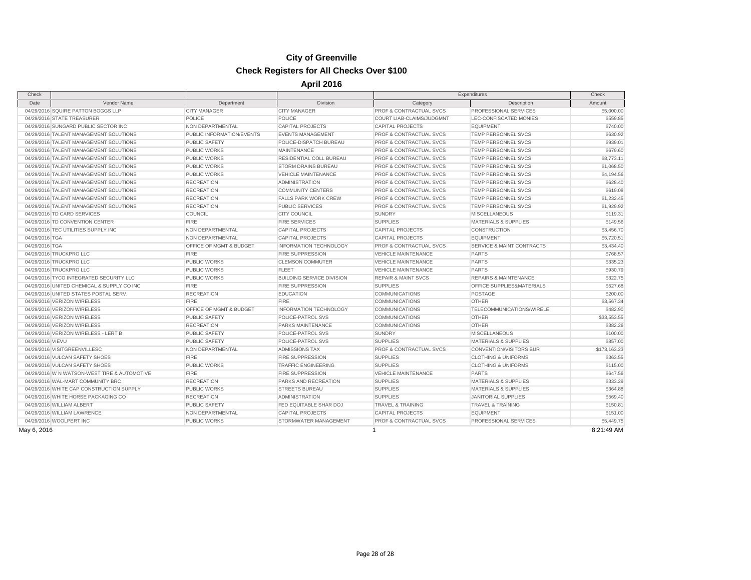# City of Greenville

## Check Registers for All Checks Over $100

### April 2016

| Check | | | | Expenditures | | Check |
|---|---|---|---|---|---|---|
| Date | Vendor Name | Department | Division | Category | Description | Amount |
| 04/29/2016 | SQUIRE PATTON BOGGS LLP | CITY MANAGER | CITY MANAGER | PROF & CONTRACTUAL SVCS | PROFESSIONAL SERVICES | $5,000.00 |
| 04/29/2016 | STATE TREASURER | POLICE | POLICE | COURT LIAB-CLAIMS/JUDGMNT | LEC-CONFISCATED MONIES | $559.85 |
| 04/29/2016 | SUNGARD PUBLIC SECTOR INC | NON DEPARTMENTAL | CAPITAL PROJECTS | CAPITAL PROJECTS | EQUIPMENT | $740.00 |
| 04/29/2016 | TALENT MANAGEMENT SOLUTIONS | PUBLIC INFORMATION/EVENTS | EVENTS MANAGEMENT | PROF & CONTRACTUAL SVCS | TEMP PERSONNEL SVCS | $630.92 |
| 04/29/2016 | TALENT MANAGEMENT SOLUTIONS | PUBLIC SAFETY | POLICE-DISPATCH BUREAU | PROF & CONTRACTUAL SVCS | TEMP PERSONNEL SVCS | $939.01 |
| 04/29/2016 | TALENT MANAGEMENT SOLUTIONS | PUBLIC WORKS | MAINTENANCE | PROF & CONTRACTUAL SVCS | TEMP PERSONNEL SVCS | $679.60 |
| 04/29/2016 | TALENT MANAGEMENT SOLUTIONS | PUBLIC WORKS | RESIDENTIAL COLL BUREAU | PROF & CONTRACTUAL SVCS | TEMP PERSONNEL SVCS | $8,773.11 |
| 04/29/2016 | TALENT MANAGEMENT SOLUTIONS | PUBLIC WORKS | STORM DRAINS BUREAU | PROF & CONTRACTUAL SVCS | TEMP PERSONNEL SVCS | $1,068.50 |
| 04/29/2016 | TALENT MANAGEMENT SOLUTIONS | PUBLIC WORKS | VEHICLE MAINTENANCE | PROF & CONTRACTUAL SVCS | TEMP PERSONNEL SVCS | $4,194.56 |
| 04/29/2016 | TALENT MANAGEMENT SOLUTIONS | RECREATION | ADMINISTRATION | PROF & CONTRACTUAL SVCS | TEMP PERSONNEL SVCS | $628.40 |
| 04/29/2016 | TALENT MANAGEMENT SOLUTIONS | RECREATION | COMMUNITY CENTERS | PROF & CONTRACTUAL SVCS | TEMP PERSONNEL SVCS | $619.08 |
| 04/29/2016 | TALENT MANAGEMENT SOLUTIONS | RECREATION | FALLS PARK WORK CREW | PROF & CONTRACTUAL SVCS | TEMP PERSONNEL SVCS | $1,232.45 |
| 04/29/2016 | TALENT MANAGEMENT SOLUTIONS | RECREATION | PUBLIC SERVICES | PROF & CONTRACTUAL SVCS | TEMP PERSONNEL SVCS | $1,929.92 |
| 04/29/2016 | TD CARD SERVICES | COUNCIL | CITY COUNCIL | SUNDRY | MISCELLANEOUS | $119.31 |
| 04/29/2016 | TD CONVENTION CENTER | FIRE | FIRE SERVICES | SUPPLIES | MATERIALS & SUPPLIES | $149.56 |
| 04/29/2016 | TEC UTILITIES SUPPLY INC | NON DEPARTMENTAL | CAPITAL PROJECTS | CAPITAL PROJECTS | CONSTRUCTION | $3,456.70 |
| 04/29/2016 | TGA | NON DEPARTMENTAL | CAPITAL PROJECTS | CAPITAL PROJECTS | EQUIPMENT | $5,720.51 |
| 04/29/2016 | TGA | OFFICE OF MGMT & BUDGET | INFORMATION TECHNOLOGY | PROF & CONTRACTUAL SVCS | SERVICE & MAINT CONTRACTS | $3,434.40 |
| 04/29/2016 | TRUCKPRO LLC | FIRE | FIRE SUPPRESSION | VEHICLE MAINTENANCE | PARTS | $768.57 |
| 04/29/2016 | TRUCKPRO LLC | PUBLIC WORKS | CLEMSON COMMUTER | VEHICLE MAINTENANCE | PARTS | $335.23 |
| 04/29/2016 | TRUCKPRO LLC | PUBLIC WORKS | FLEET | VEHICLE MAINTENANCE | PARTS | $930.79 |
| 04/29/2016 | TYCO INTEGRATED SECURITY LLC | PUBLIC WORKS | BUILDING SERVICE DIVISION | REPAIR & MAINT SVCS | REPAIRS & MAINTENANCE | $322.75 |
| 04/29/2016 | UNITED CHEMICAL & SUPPLY CO INC | FIRE | FIRE SUPPRESSION | SUPPLIES | OFFICE SUPPLIES&MATERIALS | $527.68 |
| 04/29/2016 | UNITED STATES POSTAL SERV. | RECREATION | EDUCATION | COMMUNICATIONS | POSTAGE | $200.00 |
| 04/29/2016 | VERIZON WIRELESS | FIRE | FIRE | COMMUNICATIONS | OTHER | $3,567.34 |
| 04/29/2016 | VERIZON WIRELESS | OFFICE OF MGMT & BUDGET | INFORMATION TECHNOLOGY | COMMUNICATIONS | TELECOMMUNICATIONS/WIRELE | $482.90 |
| 04/29/2016 | VERIZON WIRELESS | PUBLIC SAFETY | POLICE-PATROL SVS | COMMUNICATIONS | OTHER | $33,553.55 |
| 04/29/2016 | VERIZON WIRELESS | RECREATION | PARKS MAINTENANCE | COMMUNICATIONS | OTHER | $382.26 |
| 04/29/2016 | VERIZON WIRELESS - LERT B | PUBLIC SAFETY | POLICE-PATROL SVS | SUNDRY | MISCELLANEOUS | $100.00 |
| 04/29/2016 | VIEVU | PUBLIC SAFETY | POLICE-PATROL SVS | SUPPLIES | MATERIALS & SUPPLIES | $857.00 |
| 04/29/2016 | VISITGREENVILLESC | NON DEPARTMENTAL | ADMISSIONS TAX | PROF & CONTRACTUAL SVCS | CONVENTION/VISITORS BUR | $173,163.23 |
| 04/29/2016 | VULCAN SAFETY SHOES | FIRE | FIRE SUPPRESSION | SUPPLIES | CLOTHING & UNIFORMS | $363.55 |
| 04/29/2016 | VULCAN SAFETY SHOES | PUBLIC WORKS | TRAFFIC ENGINEERING | SUPPLIES | CLOTHING & UNIFORMS | $115.00 |
| 04/29/2016 | W N WATSON-WEST TIRE & AUTOMOTIVE | FIRE | FIRE SUPPRESSION | VEHICLE MAINTENANCE | PARTS | $647.56 |
| 04/29/2016 | WAL-MART COMMUNITY BRC | RECREATION | PARKS AND RECREATION | SUPPLIES | MATERIALS & SUPPLIES | $333.29 |
| 04/29/2016 | WHITE CAP CONSTRUCTION SUPPLY | PUBLIC WORKS | STREETS BUREAU | SUPPLIES | MATERIALS & SUPPLIES | $364.88 |
| 04/29/2016 | WHITE HORSE PACKAGING CO | RECREATION | ADMINISTRATION | SUPPLIES | JANITORIAL SUPPLIES | $569.40 |
| 04/29/2016 | WILLIAM ALBERT | PUBLIC SAFETY | FED EQUITABLE SHAR DOJ | TRAVEL & TRAINING | TRAVEL & TRAINING | $150.81 |
| 04/29/2016 | WILLIAM LAWRENCE | NON DEPARTMENTAL | CAPITAL PROJECTS | CAPITAL PROJECTS | EQUIPMENT | $151.00 |
| 04/29/2016 | WOOLPERT INC | PUBLIC WORKS | STORMWATER MANAGEMENT | PROF & CONTRACTUAL SVCS | PROFESSIONAL SERVICES | $5,449.75 |

May 6, 2016 8:21:49 AM